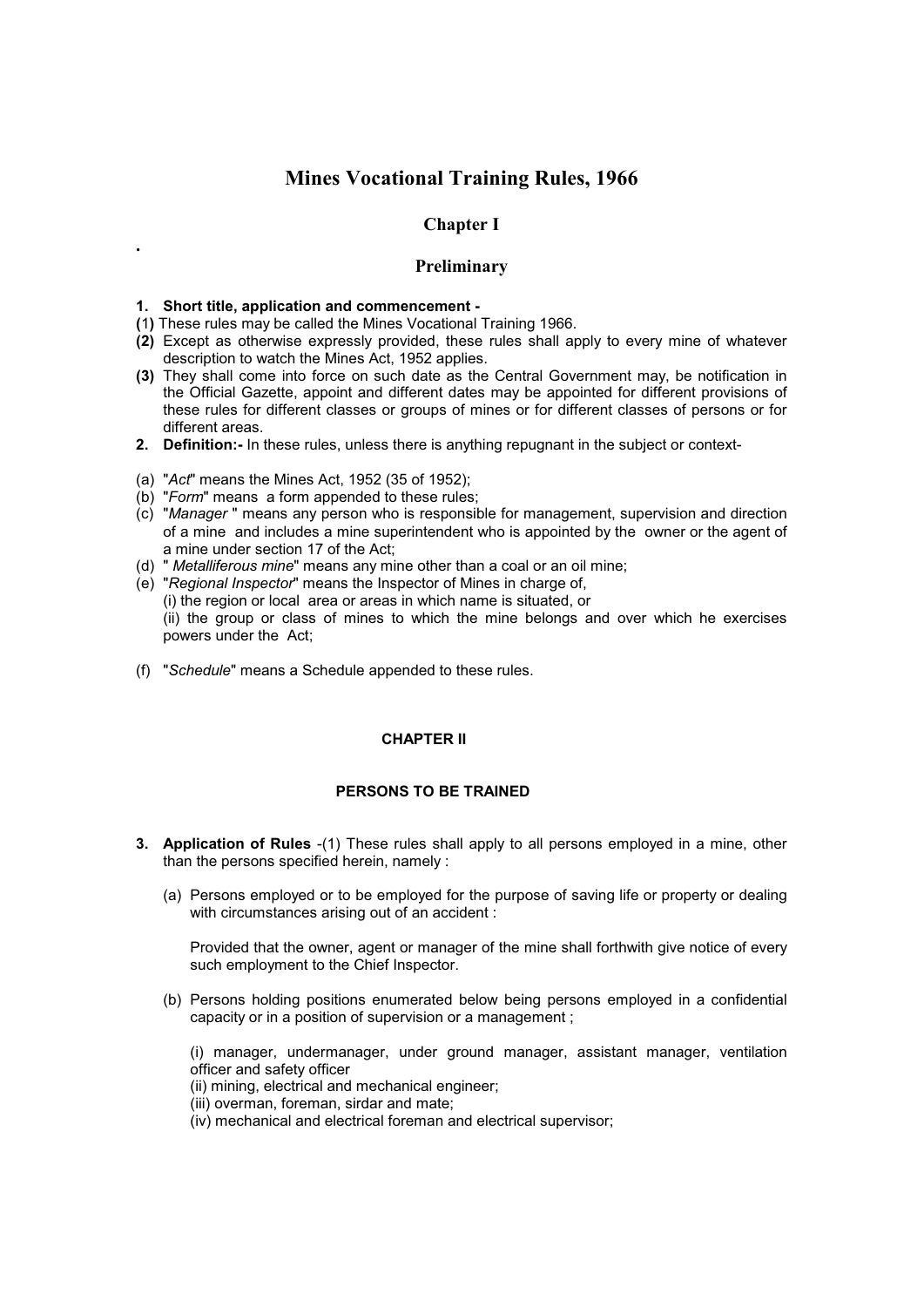# Mines Vocational Training Rules, 1966

## Chapter I

.

## Preliminary

**1. Short title, application and commencement -**

**(1)** These rules may be called the Mines Vocational Training 1966.

**(2)** Except as otherwise expressly provided, these rules shall apply to every mine of whatever description to watch the Mines Act, 1952 applies.

**(3)** They shall come into force on such date as the Central Government may, be notification in the Official Gazette, appoint and different dates may be appointed for different provisions of these rules for different classes or groups of mines or for different classes of persons or for different areas.

**2. Definition:-** In these rules, unless there is anything repugnant in the subject or context-

(a) "*Act*" means the Mines Act, 1952 (35 of 1952);

(b) "*Form*" means a form appended to these rules;

(c) "*Manager* " means any person who is responsible for management, supervision and direction of a mine and includes a mine superintendent who is appointed by the owner or the agent of a mine under section 17 of the Act;

(d) " *Metalliferous mine*" means any mine other than a coal or an oil mine;

(e) "*Regional Inspector*" means the Inspector of Mines in charge of,
(i) the region or local area or areas in which name is situated, or
(ii) the group or class of mines to which the mine belongs and over which he exercises powers under the Act;

(f) "*Schedule*" means a Schedule appended to these rules.

### CHAPTER II

### PERSONS TO BE TRAINED

**3. Application of Rules** -(1) These rules shall apply to all persons employed in a mine, other than the persons specified herein, namely :

(a) Persons employed or to be employed for the purpose of saving life or property or dealing with circumstances arising out of an accident :

Provided that the owner, agent or manager of the mine shall forthwith give notice of every such employment to the Chief Inspector.

(b) Persons holding positions enumerated below being persons employed in a confidential capacity or in a position of supervision or a management ;

(i) manager, undermanager, under ground manager, assistant manager, ventilation officer and safety officer
(ii) mining, electrical and mechanical engineer;
(iii) overman, foreman, sirdar and mate;
(iv) mechanical and electrical foreman and electrical supervisor;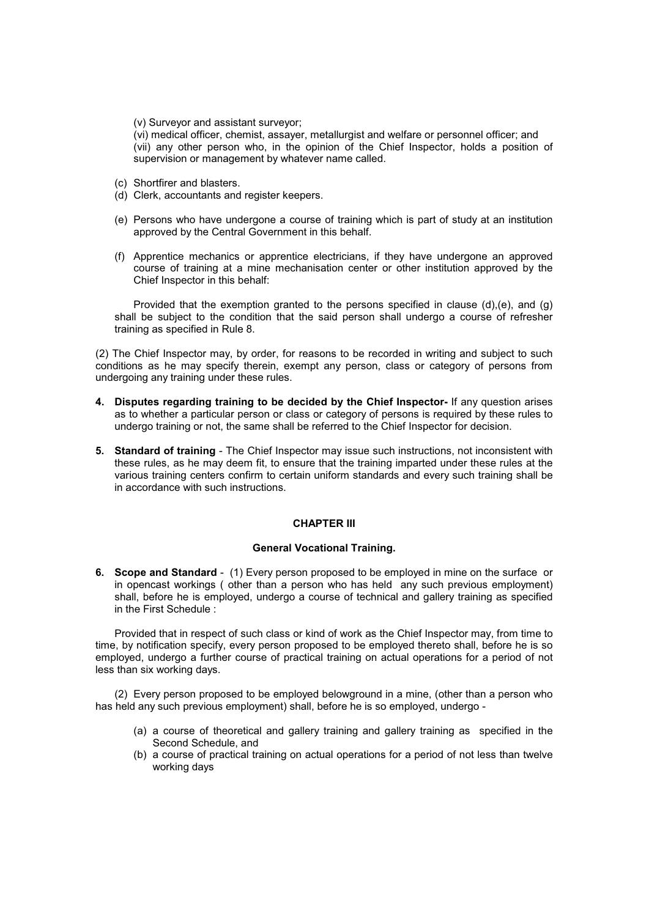(v) Surveyor and assistant surveyor;

(vi) medical officer, chemist, assayer, metallurgist and welfare or personnel officer; and

(vii) any other person who, in the opinion of the Chief Inspector, holds a position of supervision or management by whatever name called.

(c) Shortfirer and blasters.

(d) Clerk, accountants and register keepers.

(e) Persons who have undergone a course of training which is part of study at an institution approved by the Central Government in this behalf.

(f) Apprentice mechanics or apprentice electricians, if they have undergone an approved course of training at a mine mechanisation center or other institution approved by the Chief Inspector in this behalf:

Provided that the exemption granted to the persons specified in clause (d),(e), and (g) shall be subject to the condition that the said person shall undergo a course of refresher training as specified in Rule 8.

(2) The Chief Inspector may, by order, for reasons to be recorded in writing and subject to such conditions as he may specify therein, exempt any person, class or category of persons from undergoing any training under these rules.

4. **Disputes regarding training to be decided by the Chief Inspector-** If any question arises as to whether a particular person or class or category of persons is required by these rules to undergo training or not, the same shall be referred to the Chief Inspector for decision.

5. **Standard of training** - The Chief Inspector may issue such instructions, not inconsistent with these rules, as he may deem fit, to ensure that the training imparted under these rules at the various training centers confirm to certain uniform standards and every such training shall be in accordance with such instructions.

## CHAPTER III

### General Vocational Training.

6. **Scope and Standard** - (1) Every person proposed to be employed in mine on the surface or in opencast workings ( other than a person who has held any such previous employment) shall, before he is employed, undergo a course of technical and gallery training as specified in the First Schedule :

Provided that in respect of such class or kind of work as the Chief Inspector may, from time to time, by notification specify, every person proposed to be employed thereto shall, before he is so employed, undergo a further course of practical training on actual operations for a period of not less than six working days.

(2) Every person proposed to be employed belowground in a mine, (other than a person who has held any such previous employment) shall, before he is so employed, undergo -

(a) a course of theoretical and gallery training and gallery training as specified in the Second Schedule, and

(b) a course of practical training on actual operations for a period of not less than twelve working days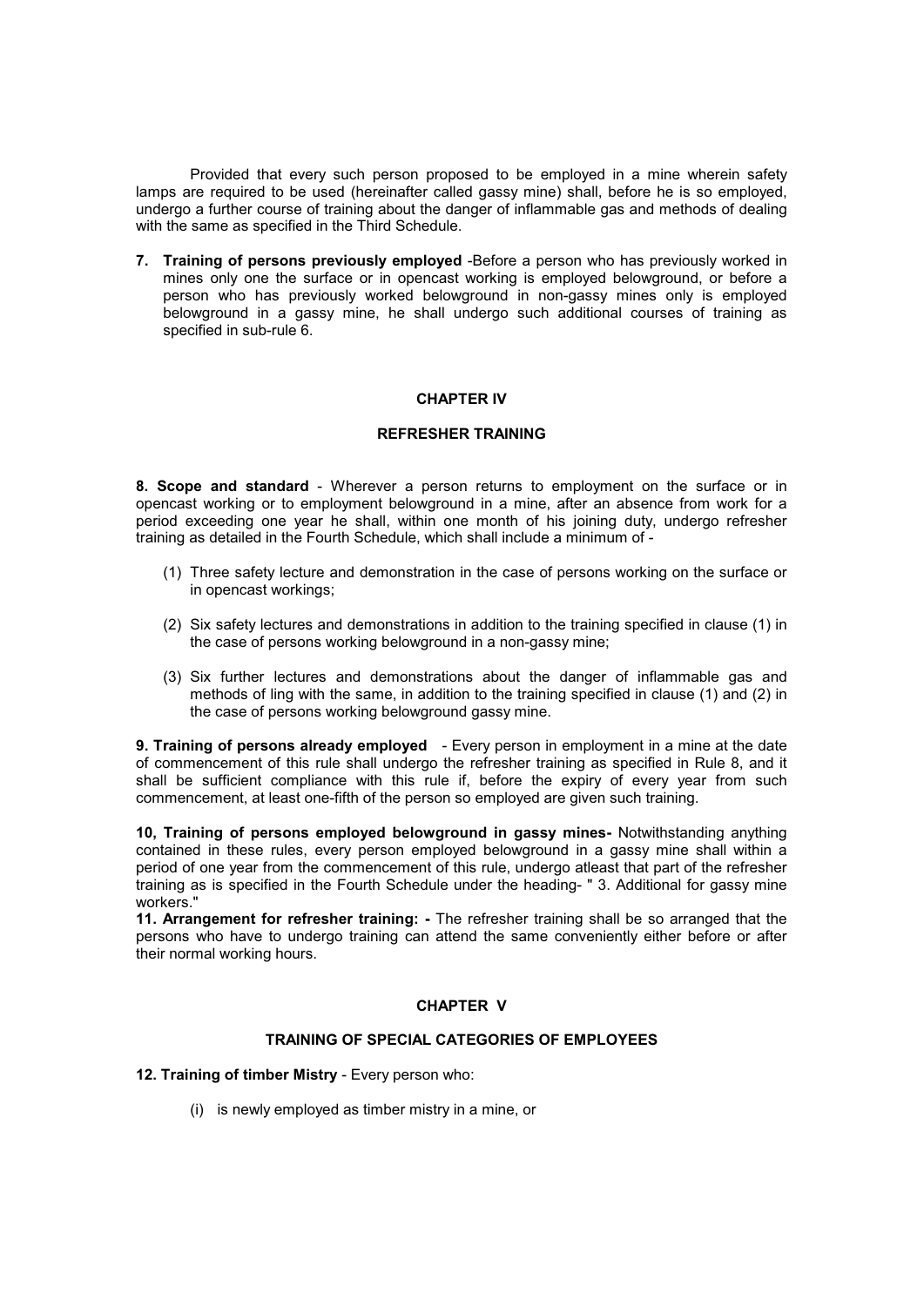Provided that every such person proposed to be employed in a mine wherein safety lamps are required to be used (hereinafter called gassy mine) shall, before he is so employed, undergo a further course of training about the danger of inflammable gas and methods of dealing with the same as specified in the Third Schedule.

7. **Training of persons previously employed** -Before a person who has previously worked in mines only one the surface or in opencast working is employed belowground, or before a person who has previously worked belowground in non-gassy mines only is employed belowground in a gassy mine, he shall undergo such additional courses of training as specified in sub-rule 6.

## CHAPTER IV

## REFRESHER TRAINING

**8. Scope and standard** - Wherever a person returns to employment on the surface or in opencast working or to employment belowground in a mine, after an absence from work for a period exceeding one year he shall, within one month of his joining duty, undergo refresher training as detailed in the Fourth Schedule, which shall include a minimum of -

(1) Three safety lecture and demonstration in the case of persons working on the surface or in opencast workings;

(2) Six safety lectures and demonstrations in addition to the training specified in clause (1) in the case of persons working belowground in a non-gassy mine;

(3) Six further lectures and demonstrations about the danger of inflammable gas and methods of ling with the same, in addition to the training specified in clause (1) and (2) in the case of persons working belowground gassy mine.

**9. Training of persons already employed** - Every person in employment in a mine at the date of commencement of this rule shall undergo the refresher training as specified in Rule 8, and it shall be sufficient compliance with this rule if, before the expiry of every year from such commencement, at least one-fifth of the person so employed are given such training.

**10, Training of persons employed belowground in gassy mines-** Notwithstanding anything contained in these rules, every person employed belowground in a gassy mine shall within a period of one year from the commencement of this rule, undergo atleast that part of the refresher training as is specified in the Fourth Schedule under the heading- " 3. Additional for gassy mine workers."

**11. Arrangement for refresher training: -** The refresher training shall be so arranged that the persons who have to undergo training can attend the same conveniently either before or after their normal working hours.

## CHAPTER V

## TRAINING OF SPECIAL CATEGORIES OF EMPLOYEES

**12. Training of timber Mistry** - Every person who:

(i) is newly employed as timber mistry in a mine, or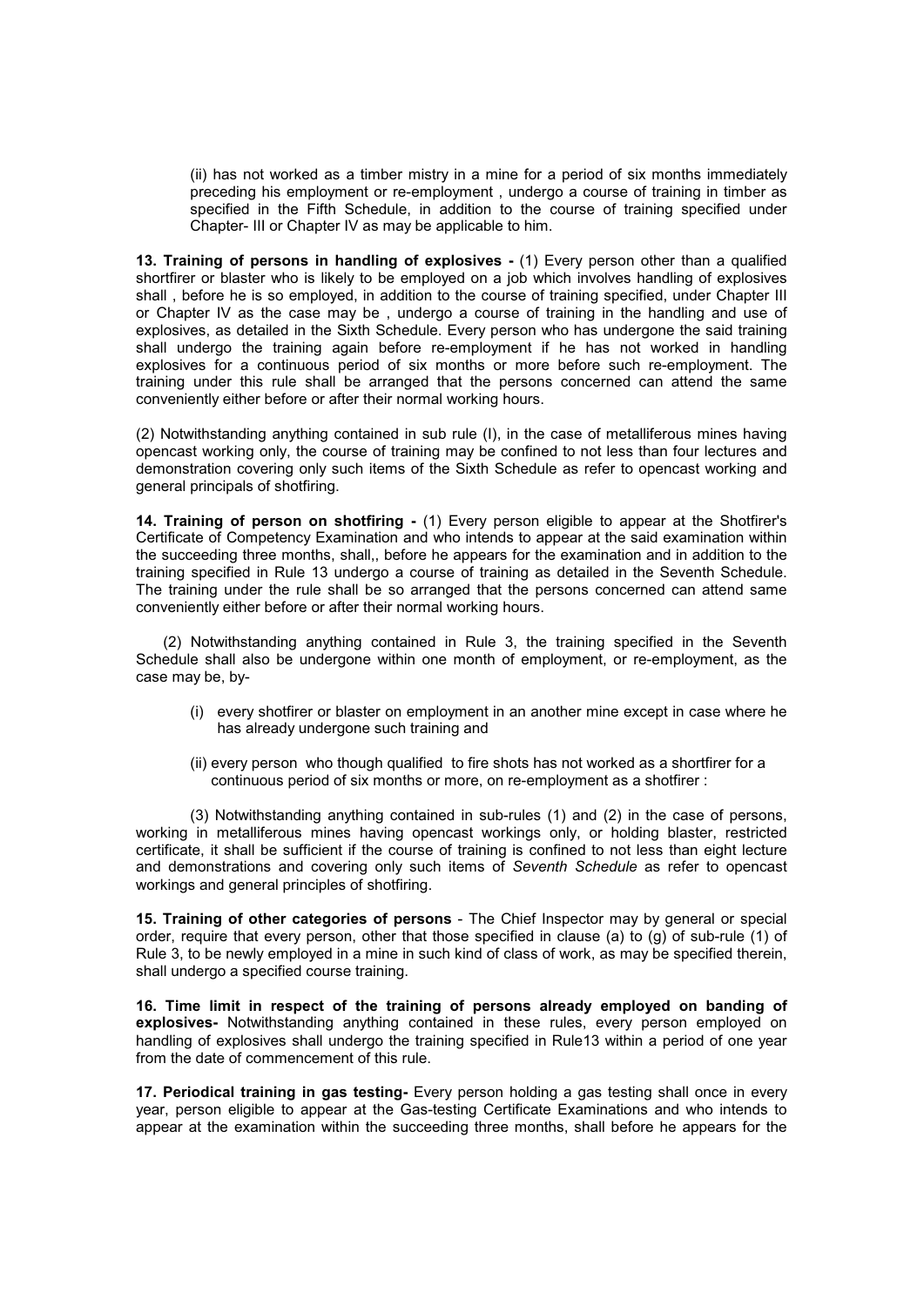(ii) has not worked as a timber mistry in a mine for a period of six months immediately preceding his employment or re-employment , undergo a course of training in timber as specified in the Fifth Schedule, in addition to the course of training specified under Chapter- III or Chapter IV as may be applicable to him.

**13. Training of persons in handling of explosives -** (1) Every person other than a qualified shortfirer or blaster who is likely to be employed on a job which involves handling of explosives shall , before he is so employed, in addition to the course of training specified, under Chapter III or Chapter IV as the case may be , undergo a course of training in the handling and use of explosives, as detailed in the Sixth Schedule. Every person who has undergone the said training shall undergo the training again before re-employment if he has not worked in handling explosives for a continuous period of six months or more before such re-employment. The training under this rule shall be arranged that the persons concerned can attend the same conveniently either before or after their normal working hours.

(2) Notwithstanding anything contained in sub rule (I), in the case of metalliferous mines having opencast working only, the course of training may be confined to not less than four lectures and demonstration covering only such items of the Sixth Schedule as refer to opencast working and general principals of shotfiring.

**14. Training of person on shotfiring -** (1) Every person eligible to appear at the Shotfirer's Certificate of Competency Examination and who intends to appear at the said examination within the succeeding three months, shall,, before he appears for the examination and in addition to the training specified in Rule 13 undergo a course of training as detailed in the Seventh Schedule. The training under the rule shall be so arranged that the persons concerned can attend same conveniently either before or after their normal working hours.

(2) Notwithstanding anything contained in Rule 3, the training specified in the Seventh Schedule shall also be undergone within one month of employment, or re-employment, as the case may be, by-

(i) every shotfirer or blaster on employment in an another mine except in case where he has already undergone such training and

(ii) every person who though qualified to fire shots has not worked as a shortfirer for a continuous period of six months or more, on re-employment as a shotfirer :

(3) Notwithstanding anything contained in sub-rules (1) and (2) in the case of persons, working in metalliferous mines having opencast workings only, or holding blaster, restricted certificate, it shall be sufficient if the course of training is confined to not less than eight lecture and demonstrations and covering only such items of *Seventh Schedule* as refer to opencast workings and general principles of shotfiring.

**15. Training of other categories of persons** - The Chief Inspector may by general or special order, require that every person, other that those specified in clause (a) to (g) of sub-rule (1) of Rule 3, to be newly employed in a mine in such kind of class of work, as may be specified therein, shall undergo a specified course training.

**16. Time limit in respect of the training of persons already employed on banding of explosives-** Notwithstanding anything contained in these rules, every person employed on handling of explosives shall undergo the training specified in Rule13 within a period of one year from the date of commencement of this rule.

**17. Periodical training in gas testing-** Every person holding a gas testing shall once in every year, person eligible to appear at the Gas-testing Certificate Examinations and who intends to appear at the examination within the succeeding three months, shall before he appears for the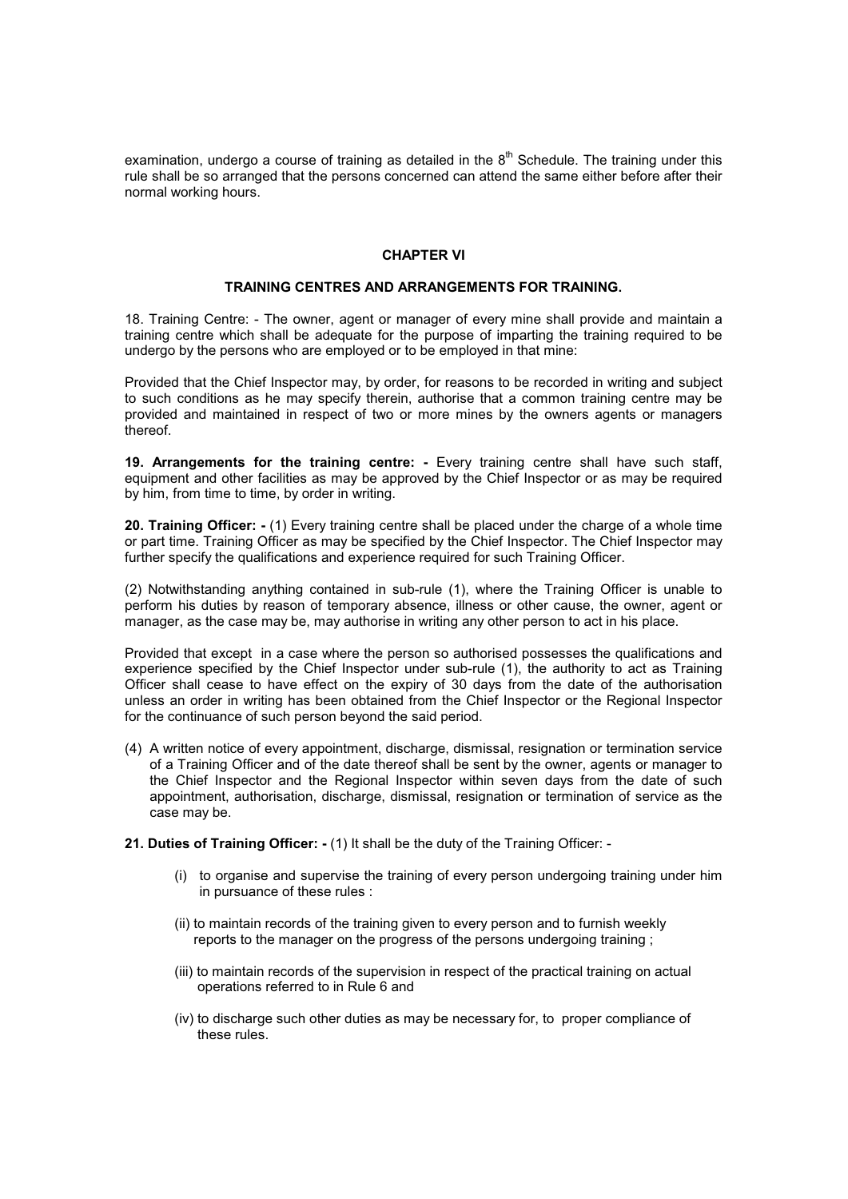examination, undergo a course of training as detailed in the 8th Schedule. The training under this rule shall be so arranged that the persons concerned can attend the same either before after their normal working hours.

## CHAPTER VI

### TRAINING CENTRES AND ARRANGEMENTS FOR TRAINING.

18. Training Centre: - The owner, agent or manager of every mine shall provide and maintain a training centre which shall be adequate for the purpose of imparting the training required to be undergo by the persons who are employed or to be employed in that mine:

Provided that the Chief Inspector may, by order, for reasons to be recorded in writing and subject to such conditions as he may specify therein, authorise that a common training centre may be provided and maintained in respect of two or more mines by the owners agents or managers thereof.

**19. Arrangements for the training centre: -** Every training centre shall have such staff, equipment and other facilities as may be approved by the Chief Inspector or as may be required by him, from time to time, by order in writing.

**20. Training Officer: -** (1) Every training centre shall be placed under the charge of a whole time or part time. Training Officer as may be specified by the Chief Inspector. The Chief Inspector may further specify the qualifications and experience required for such Training Officer.

(2) Notwithstanding anything contained in sub-rule (1), where the Training Officer is unable to perform his duties by reason of temporary absence, illness or other cause, the owner, agent or manager, as the case may be, may authorise in writing any other person to act in his place.

Provided that except in a case where the person so authorised possesses the qualifications and experience specified by the Chief Inspector under sub-rule (1), the authority to act as Training Officer shall cease to have effect on the expiry of 30 days from the date of the authorisation unless an order in writing has been obtained from the Chief Inspector or the Regional Inspector for the continuance of such person beyond the said period.

(4) A written notice of every appointment, discharge, dismissal, resignation or termination service of a Training Officer and of the date thereof shall be sent by the owner, agents or manager to the Chief Inspector and the Regional Inspector within seven days from the date of such appointment, authorisation, discharge, dismissal, resignation or termination of service as the case may be.

**21. Duties of Training Officer: -** (1) It shall be the duty of the Training Officer: -

(i) to organise and supervise the training of every person undergoing training under him in pursuance of these rules :

(ii) to maintain records of the training given to every person and to furnish weekly reports to the manager on the progress of the persons undergoing training ;

(iii) to maintain records of the supervision in respect of the practical training on actual operations referred to in Rule 6 and

(iv) to discharge such other duties as may be necessary for, to proper compliance of these rules.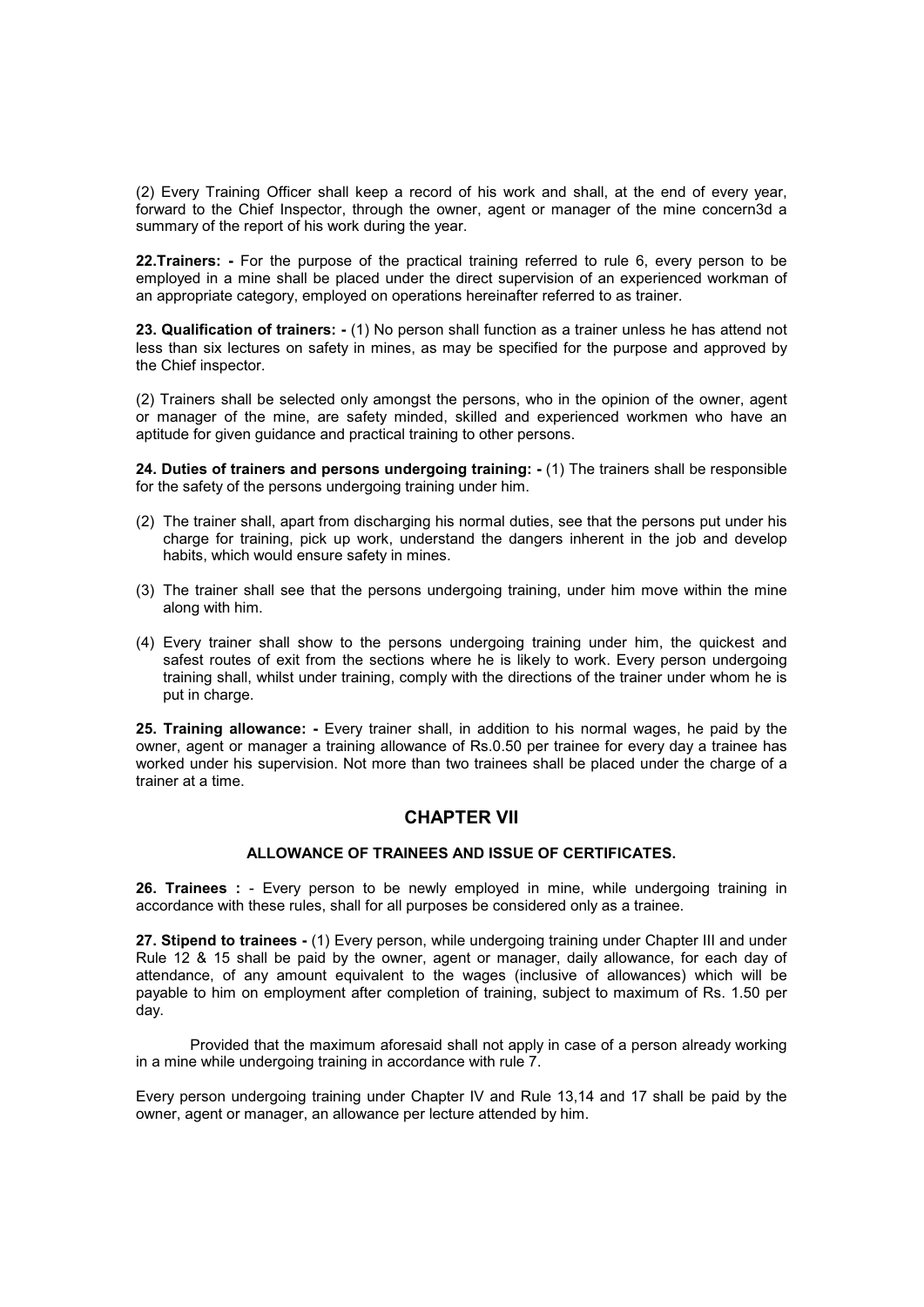(2) Every Training Officer shall keep a record of his work and shall, at the end of every year, forward to the Chief Inspector, through the owner, agent or manager of the mine concern3d a summary of the report of his work during the year.

**22.Trainers: -** For the purpose of the practical training referred to rule 6, every person to be employed in a mine shall be placed under the direct supervision of an experienced workman of an appropriate category, employed on operations hereinafter referred to as trainer.

**23. Qualification of trainers: -** (1) No person shall function as a trainer unless he has attend not less than six lectures on safety in mines, as may be specified for the purpose and approved by the Chief inspector.

(2) Trainers shall be selected only amongst the persons, who in the opinion of the owner, agent or manager of the mine, are safety minded, skilled and experienced workmen who have an aptitude for given guidance and practical training to other persons.

**24. Duties of trainers and persons undergoing training: -** (1) The trainers shall be responsible for the safety of the persons undergoing training under him.

(2) The trainer shall, apart from discharging his normal duties, see that the persons put under his charge for training, pick up work, understand the dangers inherent in the job and develop habits, which would ensure safety in mines.

(3) The trainer shall see that the persons undergoing training, under him move within the mine along with him.

(4) Every trainer shall show to the persons undergoing training under him, the quickest and safest routes of exit from the sections where he is likely to work. Every person undergoing training shall, whilst under training, comply with the directions of the trainer under whom he is put in charge.

**25. Training allowance: -** Every trainer shall, in addition to his normal wages, he paid by the owner, agent or manager a training allowance of Rs.0.50 per trainee for every day a trainee has worked under his supervision. Not more than two trainees shall be placed under the charge of a trainer at a time.

## CHAPTER VII

### ALLOWANCE OF TRAINEES AND ISSUE OF CERTIFICATES.

**26. Trainees :** - Every person to be newly employed in mine, while undergoing training in accordance with these rules, shall for all purposes be considered only as a trainee.

**27. Stipend to trainees -** (1) Every person, while undergoing training under Chapter III and under Rule 12 & 15 shall be paid by the owner, agent or manager, daily allowance, for each day of attendance, of any amount equivalent to the wages (inclusive of allowances) which will be payable to him on employment after completion of training, subject to maximum of Rs. 1.50 per day.

Provided that the maximum aforesaid shall not apply in case of a person already working in a mine while undergoing training in accordance with rule 7.

Every person undergoing training under Chapter IV and Rule 13,14 and 17 shall be paid by the owner, agent or manager, an allowance per lecture attended by him.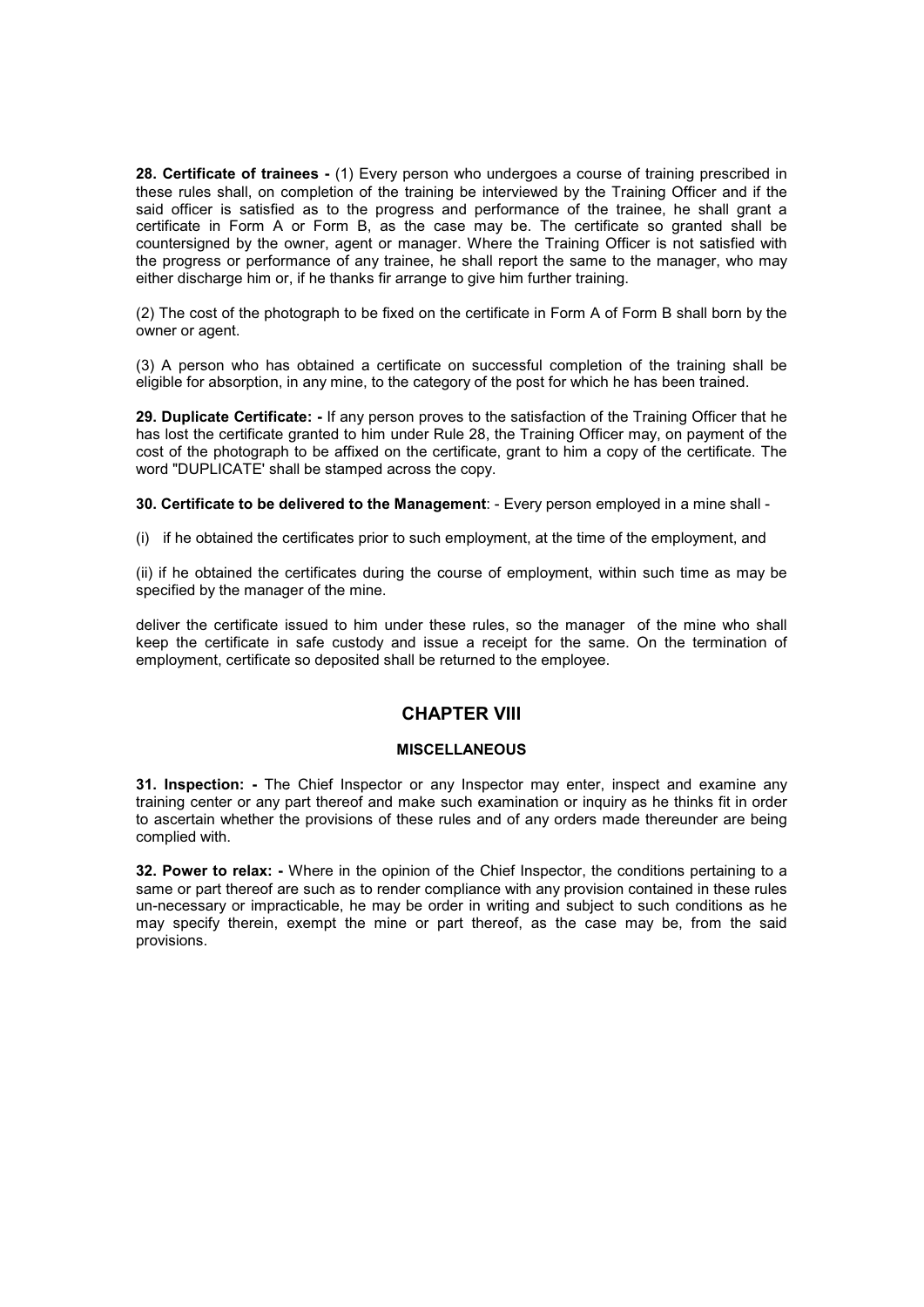**28. Certificate of trainees -** (1) Every person who undergoes a course of training prescribed in these rules shall, on completion of the training be interviewed by the Training Officer and if the said officer is satisfied as to the progress and performance of the trainee, he shall grant a certificate in Form A or Form B, as the case may be. The certificate so granted shall be countersigned by the owner, agent or manager. Where the Training Officer is not satisfied with the progress or performance of any trainee, he shall report the same to the manager, who may either discharge him or, if he thanks fir arrange to give him further training.

(2) The cost of the photograph to be fixed on the certificate in Form A of Form B shall born by the owner or agent.

(3) A person who has obtained a certificate on successful completion of the training shall be eligible for absorption, in any mine, to the category of the post for which he has been trained.

**29. Duplicate Certificate: -** If any person proves to the satisfaction of the Training Officer that he has lost the certificate granted to him under Rule 28, the Training Officer may, on payment of the cost of the photograph to be affixed on the certificate, grant to him a copy of the certificate. The word "DUPLICATE' shall be stamped across the copy.

**30. Certificate to be delivered to the Management**: - Every person employed in a mine shall -

(i) if he obtained the certificates prior to such employment, at the time of the employment, and

(ii) if he obtained the certificates during the course of employment, within such time as may be specified by the manager of the mine.

deliver the certificate issued to him under these rules, so the manager of the mine who shall keep the certificate in safe custody and issue a receipt for the same. On the termination of employment, certificate so deposited shall be returned to the employee.

## CHAPTER VIII

### MISCELLANEOUS

**31. Inspection: -** The Chief Inspector or any Inspector may enter, inspect and examine any training center or any part thereof and make such examination or inquiry as he thinks fit in order to ascertain whether the provisions of these rules and of any orders made thereunder are being complied with.

**32. Power to relax: -** Where in the opinion of the Chief Inspector, the conditions pertaining to a same or part thereof are such as to render compliance with any provision contained in these rules un-necessary or impracticable, he may be order in writing and subject to such conditions as he may specify therein, exempt the mine or part thereof, as the case may be, from the said provisions.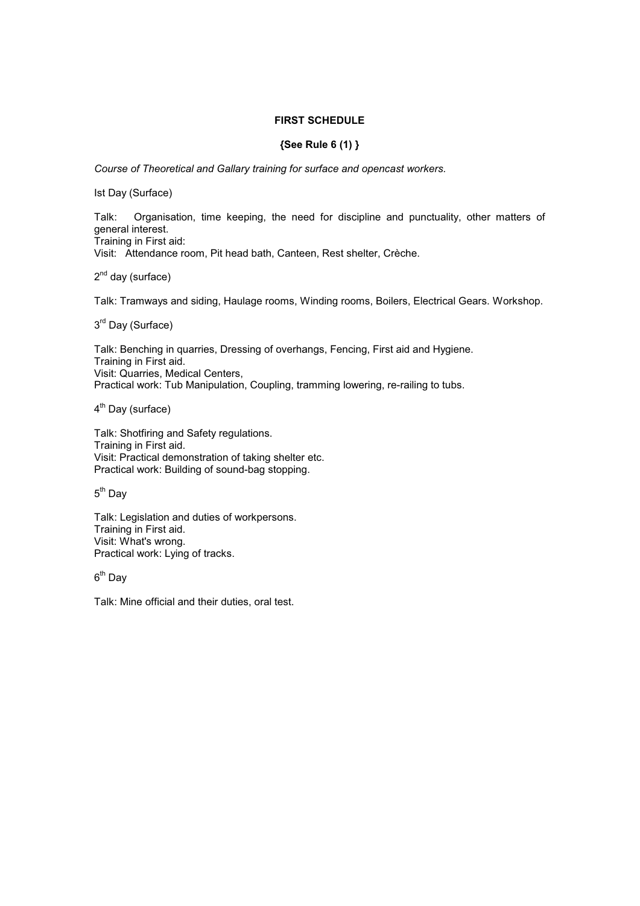**FIRST SCHEDULE**

**{See Rule 6 (1) }**

*Course of Theoretical and Gallary training for surface and opencast workers.*

Ist Day (Surface)

Talk: Organisation, time keeping, the need for discipline and punctuality, other matters of general interest.
Training in First aid:
Visit: Attendance room, Pit head bath, Canteen, Rest shelter, Crèche.

2nd day (surface)

Talk: Tramways and siding, Haulage rooms, Winding rooms, Boilers, Electrical Gears. Workshop.

3rd Day (Surface)

Talk: Benching in quarries, Dressing of overhangs, Fencing, First aid and Hygiene.
Training in First aid.
Visit: Quarries, Medical Centers,
Practical work: Tub Manipulation, Coupling, tramming lowering, re-railing to tubs.

4th Day (surface)

Talk: Shotfiring and Safety regulations.
Training in First aid.
Visit: Practical demonstration of taking shelter etc.
Practical work: Building of sound-bag stopping.

5th Day

Talk: Legislation and duties of workpersons.
Training in First aid.
Visit: What's wrong.
Practical work: Lying of tracks.

6th Day

Talk: Mine official and their duties, oral test.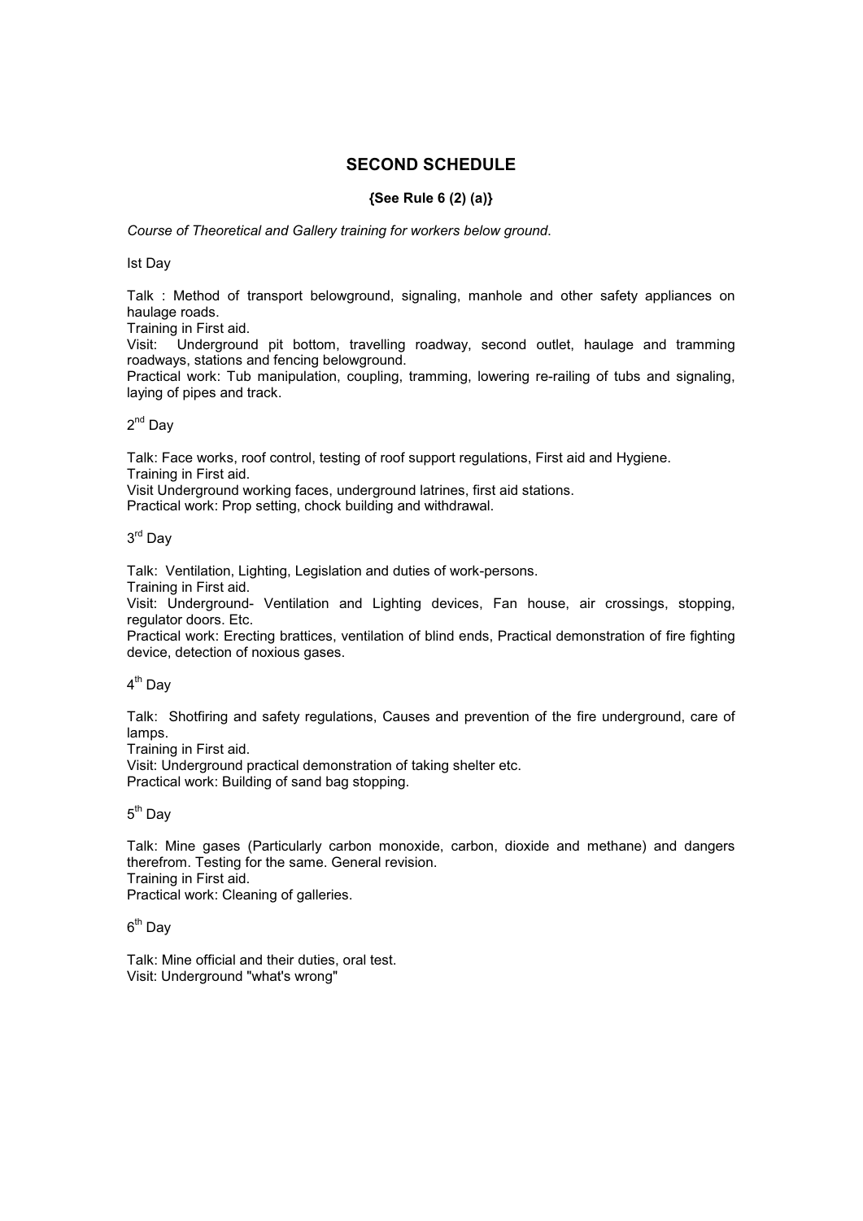## SECOND SCHEDULE

**{See Rule 6 (2) (a)}**

*Course of Theoretical and Gallery training for workers below ground*.

Ist Day

Talk : Method of transport belowground, signaling, manhole and other safety appliances on haulage roads.
Training in First aid.
Visit: Underground pit bottom, travelling roadway, second outlet, haulage and tramming roadways, stations and fencing belowground.
Practical work: Tub manipulation, coupling, tramming, lowering re-railing of tubs and signaling, laying of pipes and track.

2nd Day

Talk: Face works, roof control, testing of roof support regulations, First aid and Hygiene.
Training in First aid.
Visit Underground working faces, underground latrines, first aid stations.
Practical work: Prop setting, chock building and withdrawal.

3rd Day

Talk: Ventilation, Lighting, Legislation and duties of work-persons.
Training in First aid.
Visit: Underground- Ventilation and Lighting devices, Fan house, air crossings, stopping, regulator doors. Etc.
Practical work: Erecting brattices, ventilation of blind ends, Practical demonstration of fire fighting device, detection of noxious gases.

4th Day

Talk: Shotfiring and safety regulations, Causes and prevention of the fire underground, care of lamps.
Training in First aid.
Visit: Underground practical demonstration of taking shelter etc.
Practical work: Building of sand bag stopping.

5th Day

Talk: Mine gases (Particularly carbon monoxide, carbon, dioxide and methane) and dangers therefrom. Testing for the same. General revision.
Training in First aid.
Practical work: Cleaning of galleries.

6th Day

Talk: Mine official and their duties, oral test.
Visit: Underground "what's wrong"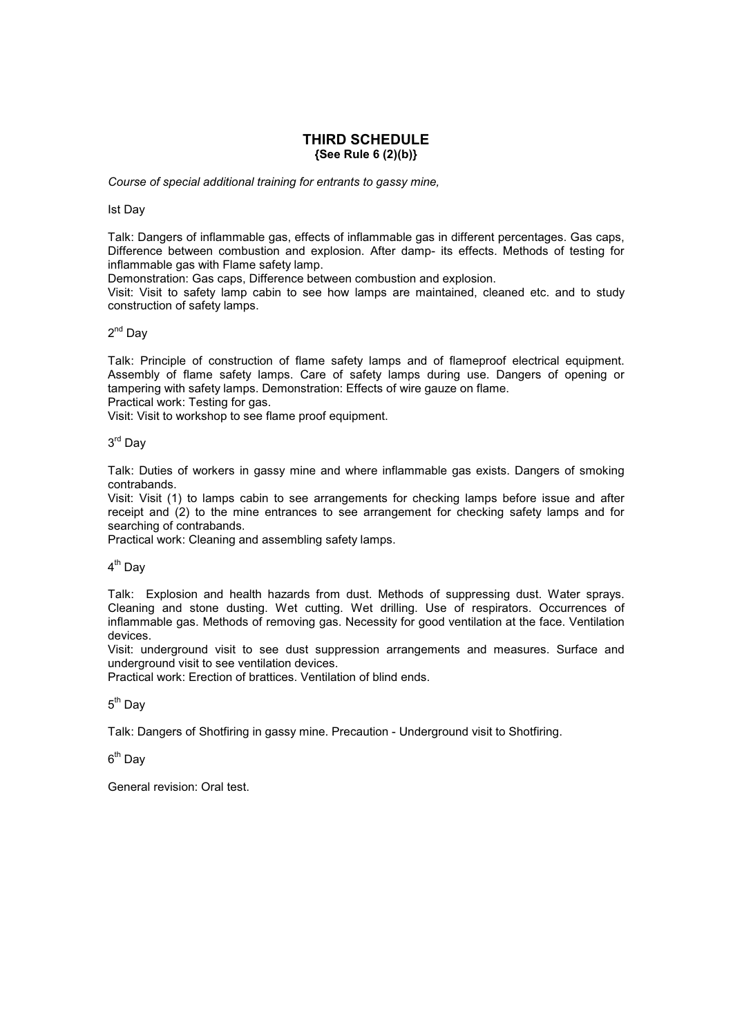# THIRD SCHEDULE

**{See Rule 6 (2)(b)}**

*Course of special additional training for entrants to gassy mine,*

Ist Day

Talk: Dangers of inflammable gas, effects of inflammable gas in different percentages. Gas caps, Difference between combustion and explosion. After damp- its effects. Methods of testing for inflammable gas with Flame safety lamp.

Demonstration: Gas caps, Difference between combustion and explosion.

Visit: Visit to safety lamp cabin to see how lamps are maintained, cleaned etc. and to study construction of safety lamps.

2nd Day

Talk: Principle of construction of flame safety lamps and of flameproof electrical equipment. Assembly of flame safety lamps. Care of safety lamps during use. Dangers of opening or tampering with safety lamps. Demonstration: Effects of wire gauze on flame.

Practical work: Testing for gas.

Visit: Visit to workshop to see flame proof equipment.

3rd Day

Talk: Duties of workers in gassy mine and where inflammable gas exists. Dangers of smoking contrabands.

Visit: Visit (1) to lamps cabin to see arrangements for checking lamps before issue and after receipt and (2) to the mine entrances to see arrangement for checking safety lamps and for searching of contrabands.

Practical work: Cleaning and assembling safety lamps.

4th Day

Talk: Explosion and health hazards from dust. Methods of suppressing dust. Water sprays. Cleaning and stone dusting. Wet cutting. Wet drilling. Use of respirators. Occurrences of inflammable gas. Methods of removing gas. Necessity for good ventilation at the face. Ventilation devices.

Visit: underground visit to see dust suppression arrangements and measures. Surface and underground visit to see ventilation devices.

Practical work: Erection of brattices. Ventilation of blind ends.

5th Day

Talk: Dangers of Shotfiring in gassy mine. Precaution - Underground visit to Shotfiring.

6th Day

General revision: Oral test.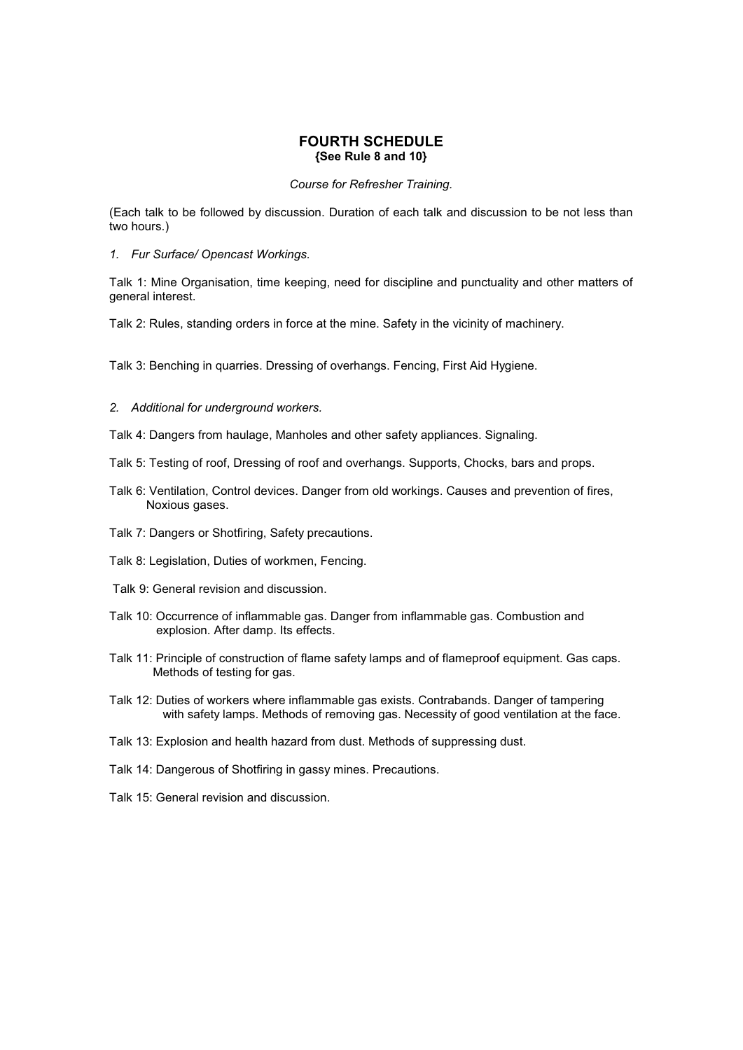# FOURTH SCHEDULE

**{See Rule 8 and 10}**

*Course for Refresher Training.*

(Each talk to be followed by discussion. Duration of each talk and discussion to be not less than two hours.)

1. *Fur Surface/ Opencast Workings.*

Talk 1: Mine Organisation, time keeping, need for discipline and punctuality and other matters of general interest.

Talk 2: Rules, standing orders in force at the mine. Safety in the vicinity of machinery.

Talk 3: Benching in quarries. Dressing of overhangs. Fencing, First Aid Hygiene.

2. *Additional for underground workers.*

Talk 4: Dangers from haulage, Manholes and other safety appliances. Signaling.

Talk 5: Testing of roof, Dressing of roof and overhangs. Supports, Chocks, bars and props.

Talk 6: Ventilation, Control devices. Danger from old workings. Causes and prevention of fires, Noxious gases.

Talk 7: Dangers or Shotfiring, Safety precautions.

Talk 8: Legislation, Duties of workmen, Fencing.

Talk 9: General revision and discussion.

Talk 10: Occurrence of inflammable gas. Danger from inflammable gas. Combustion and explosion. After damp. Its effects.

Talk 11: Principle of construction of flame safety lamps and of flameproof equipment. Gas caps. Methods of testing for gas.

Talk 12: Duties of workers where inflammable gas exists. Contrabands. Danger of tampering with safety lamps. Methods of removing gas. Necessity of good ventilation at the face.

Talk 13: Explosion and health hazard from dust. Methods of suppressing dust.

Talk 14: Dangerous of Shotfiring in gassy mines. Precautions.

Talk 15: General revision and discussion.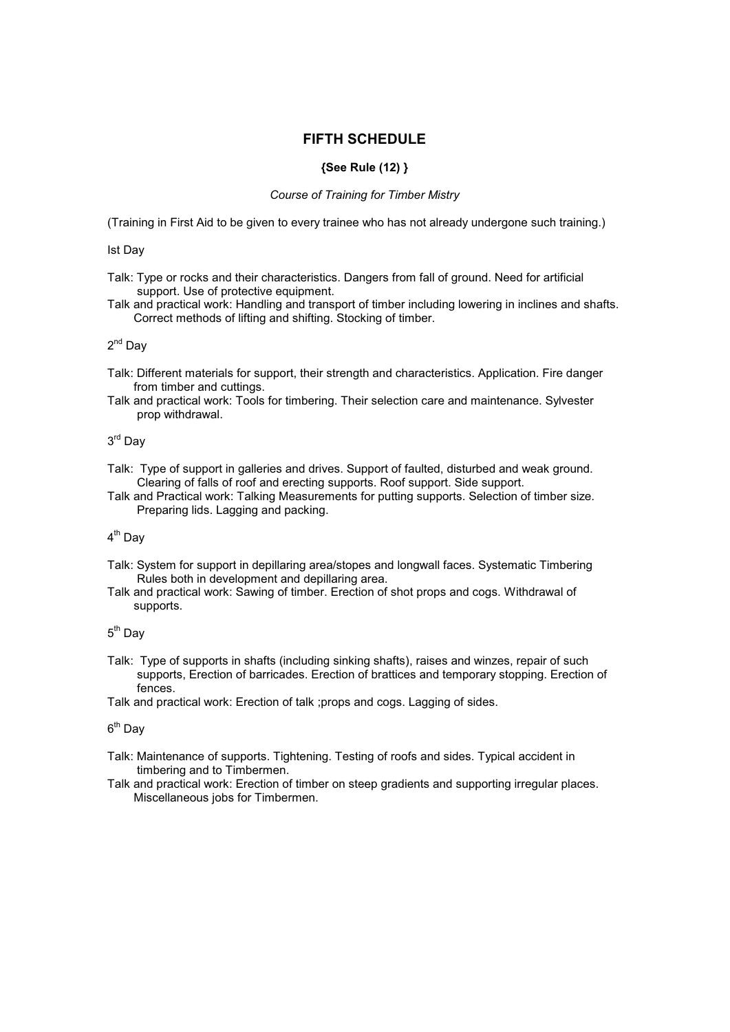# FIFTH SCHEDULE

**{See Rule (12) }**

*Course of Training for Timber Mistry*

(Training in First Aid to be given to every trainee who has not already undergone such training.)

Ist Day

Talk: Type or rocks and their characteristics. Dangers from fall of ground. Need for artificial support. Use of protective equipment.

Talk and practical work: Handling and transport of timber including lowering in inclines and shafts. Correct methods of lifting and shifting. Stocking of timber.

2nd Day

Talk: Different materials for support, their strength and characteristics. Application. Fire danger from timber and cuttings.

Talk and practical work: Tools for timbering. Their selection care and maintenance. Sylvester prop withdrawal.

3rd Day

Talk: Type of support in galleries and drives. Support of faulted, disturbed and weak ground. Clearing of falls of roof and erecting supports. Roof support. Side support.

Talk and Practical work: Talking Measurements for putting supports. Selection of timber size. Preparing lids. Lagging and packing.

4th Day

Talk: System for support in depillaring area/stopes and longwall faces. Systematic Timbering Rules both in development and depillaring area.

Talk and practical work: Sawing of timber. Erection of shot props and cogs. Withdrawal of supports.

5th Day

Talk: Type of supports in shafts (including sinking shafts), raises and winzes, repair of such supports, Erection of barricades. Erection of brattices and temporary stopping. Erection of fences.

Talk and practical work: Erection of talk ;props and cogs. Lagging of sides.

6th Day

Talk: Maintenance of supports. Tightening. Testing of roofs and sides. Typical accident in timbering and to Timbermen.

Talk and practical work: Erection of timber on steep gradients and supporting irregular places. Miscellaneous jobs for Timbermen.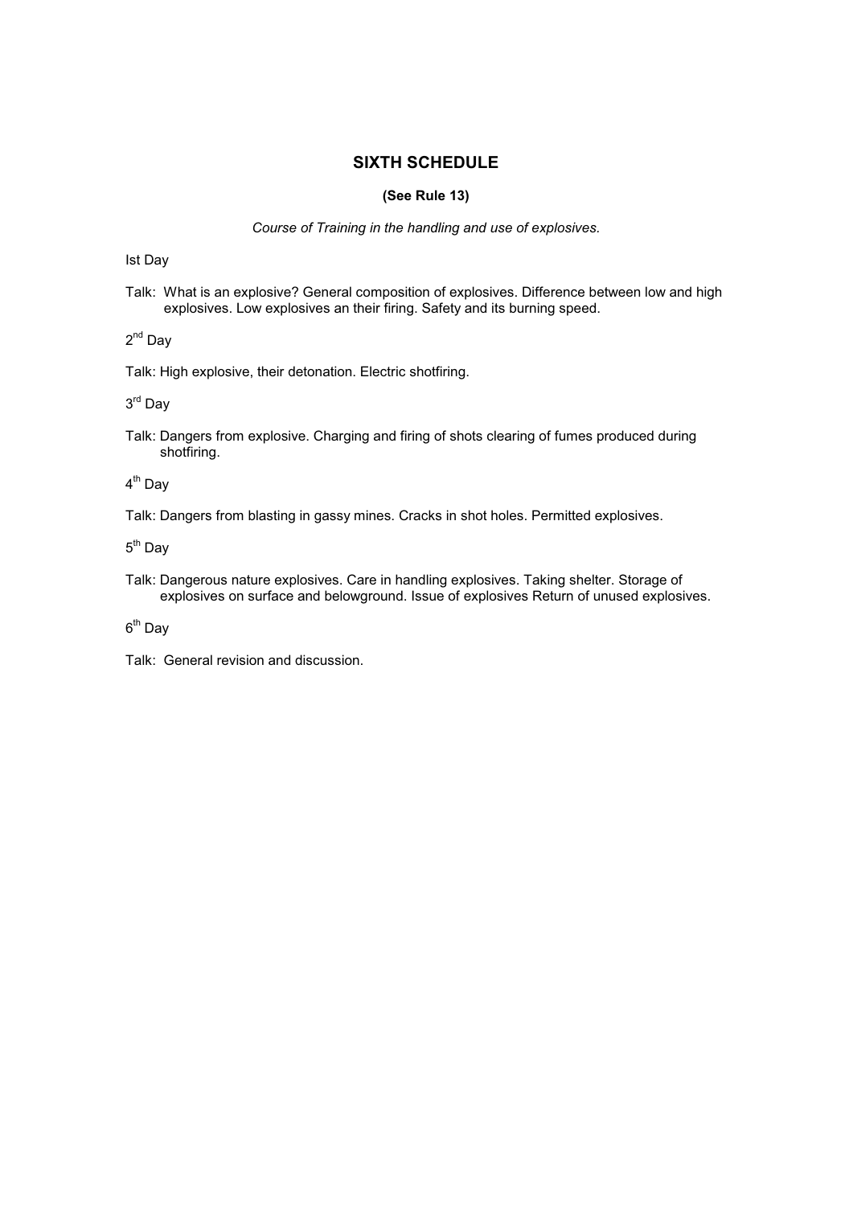## SIXTH SCHEDULE

**(See Rule 13)**

*Course of Training in the handling and use of explosives.*

Ist Day

Talk: What is an explosive? General composition of explosives. Difference between low and high explosives. Low explosives an their firing. Safety and its burning speed.

2nd Day

Talk: High explosive, their detonation. Electric shotfiring.

3rd Day

Talk: Dangers from explosive. Charging and firing of shots clearing of fumes produced during shotfiring.

4th Day

Talk: Dangers from blasting in gassy mines. Cracks in shot holes. Permitted explosives.

5th Day

Talk: Dangerous nature explosives. Care in handling explosives. Taking shelter. Storage of explosives on surface and belowground. Issue of explosives Return of unused explosives.

6th Day

Talk: General revision and discussion.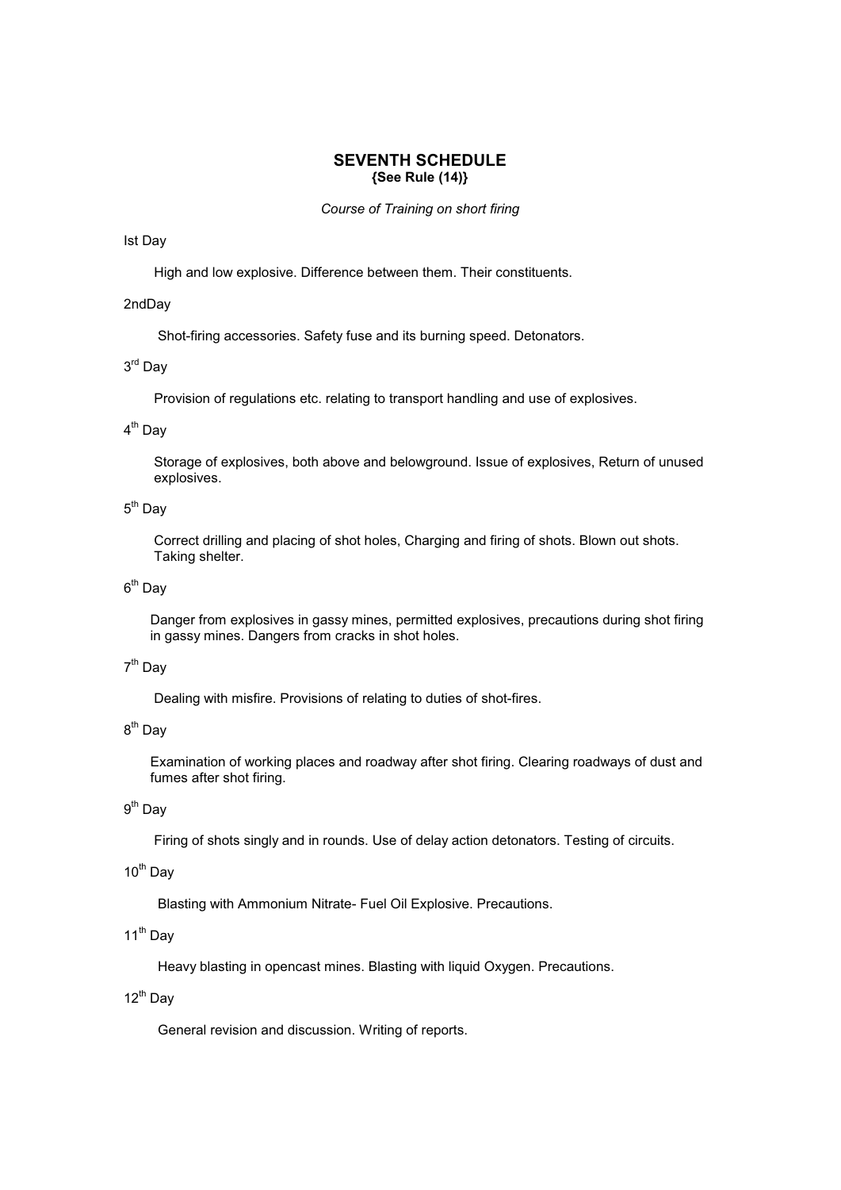# SEVENTH SCHEDULE

**{See Rule (14)}**

*Course of Training on short firing*

Ist Day

High and low explosive. Difference between them. Their constituents.

2ndDay

Shot-firing accessories. Safety fuse and its burning speed. Detonators.

3rd Day

Provision of regulations etc. relating to transport handling and use of explosives.

4th Day

Storage of explosives, both above and belowground. Issue of explosives, Return of unused explosives.

5th Day

Correct drilling and placing of shot holes, Charging and firing of shots. Blown out shots. Taking shelter.

6th Day

Danger from explosives in gassy mines, permitted explosives, precautions during shot firing in gassy mines. Dangers from cracks in shot holes.

7th Day

Dealing with misfire. Provisions of relating to duties of shot-fires.

8th Day

Examination of working places and roadway after shot firing. Clearing roadways of dust and fumes after shot firing.

9th Day

Firing of shots singly and in rounds. Use of delay action detonators. Testing of circuits.

10th Day

Blasting with Ammonium Nitrate- Fuel Oil Explosive. Precautions.

11th Day

Heavy blasting in opencast mines. Blasting with liquid Oxygen. Precautions.

12th Day

General revision and discussion. Writing of reports.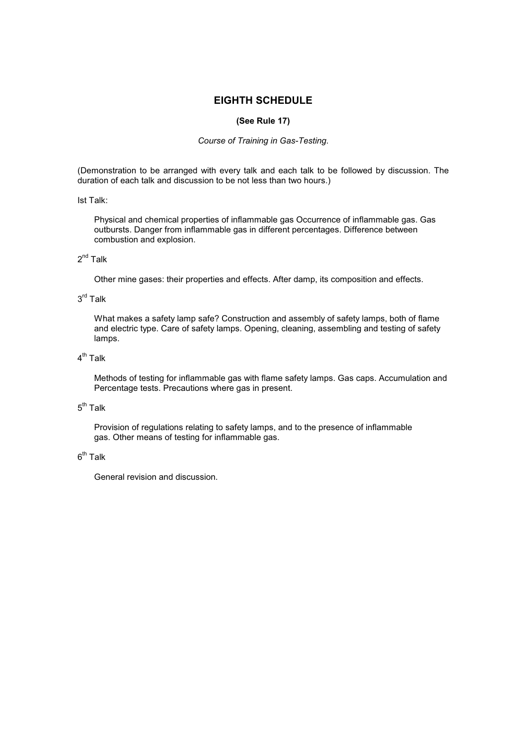# EIGHTH SCHEDULE

**(See Rule 17)**

*Course of Training in Gas-Testing.*

(Demonstration to be arranged with every talk and each talk to be followed by discussion. The duration of each talk and discussion to be not less than two hours.)

Ist Talk:

Physical and chemical properties of inflammable gas Occurrence of inflammable gas. Gas outbursts. Danger from inflammable gas in different percentages. Difference between combustion and explosion.

2nd Talk

Other mine gases: their properties and effects. After damp, its composition and effects.

3rd Talk

What makes a safety lamp safe? Construction and assembly of safety lamps, both of flame and electric type. Care of safety lamps. Opening, cleaning, assembling and testing of safety lamps.

4th Talk

Methods of testing for inflammable gas with flame safety lamps. Gas caps. Accumulation and Percentage tests. Precautions where gas in present.

5th Talk

Provision of regulations relating to safety lamps, and to the presence of inflammable gas. Other means of testing for inflammable gas.

6th Talk

General revision and discussion.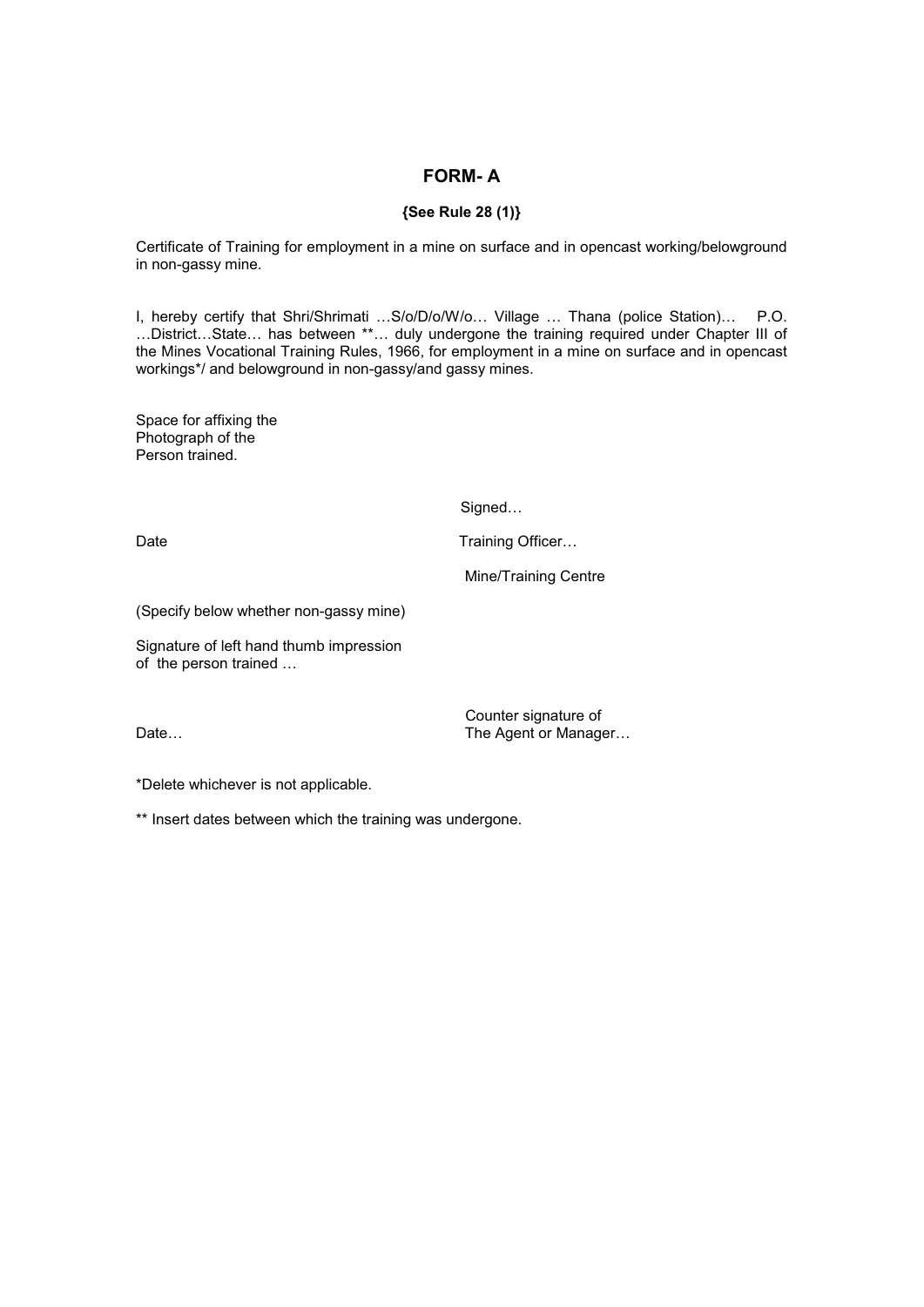## FORM- A

**{See Rule 28 (1)}**

Certificate of Training for employment in a mine on surface and in opencast working/belowground in non-gassy mine.

I, hereby certify that Shri/Shrimati …S/o/D/o/W/o… Village … Thana (police Station)… P.O. …District…State… has between **… duly undergone the training required under Chapter III of the Mines Vocational Training Rules, 1966, for employment in a mine on surface and in opencast workings*/ and belowground in non-gassy/and gassy mines.

Space for affixing the
Photograph of the
Person trained.

Signed…

Date

Training Officer…

Mine/Training Centre

(Specify below whether non-gassy mine)

Signature of left hand thumb impression
of the person trained …

Date…

Counter signature of
The Agent or Manager…

*Delete whichever is not applicable.

** Insert dates between which the training was undergone.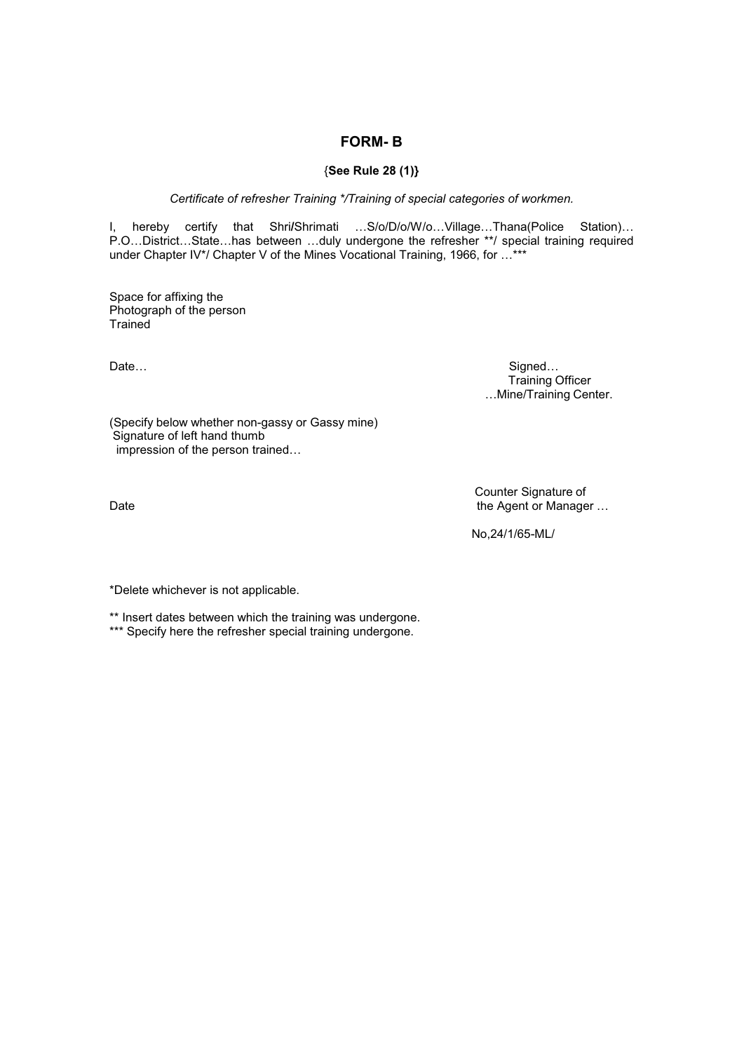## FORM- B

{**See Rule 28 (1)}**

*Certificate of refresher Training */Training of special categories of workmen.*

I, hereby certify that Shri/Shrimati …S/o/D/o/W/o…Village…Thana(Police Station)…P.O…District…State…has between …duly undergone the refresher **/ special training required under Chapter IV*/ Chapter V of the Mines Vocational Training, 1966, for …***

Space for affixing the
Photograph of the person
Trained

Date…

Signed…
Training Officer
…Mine/Training Center.

(Specify below whether non-gassy or Gassy mine)
Signature of left hand thumb
impression of the person trained…

Date

Counter Signature of
the Agent or Manager …

No,24/1/65-ML/

*Delete whichever is not applicable.

** Insert dates between which the training was undergone.
*** Specify here the refresher special training undergone.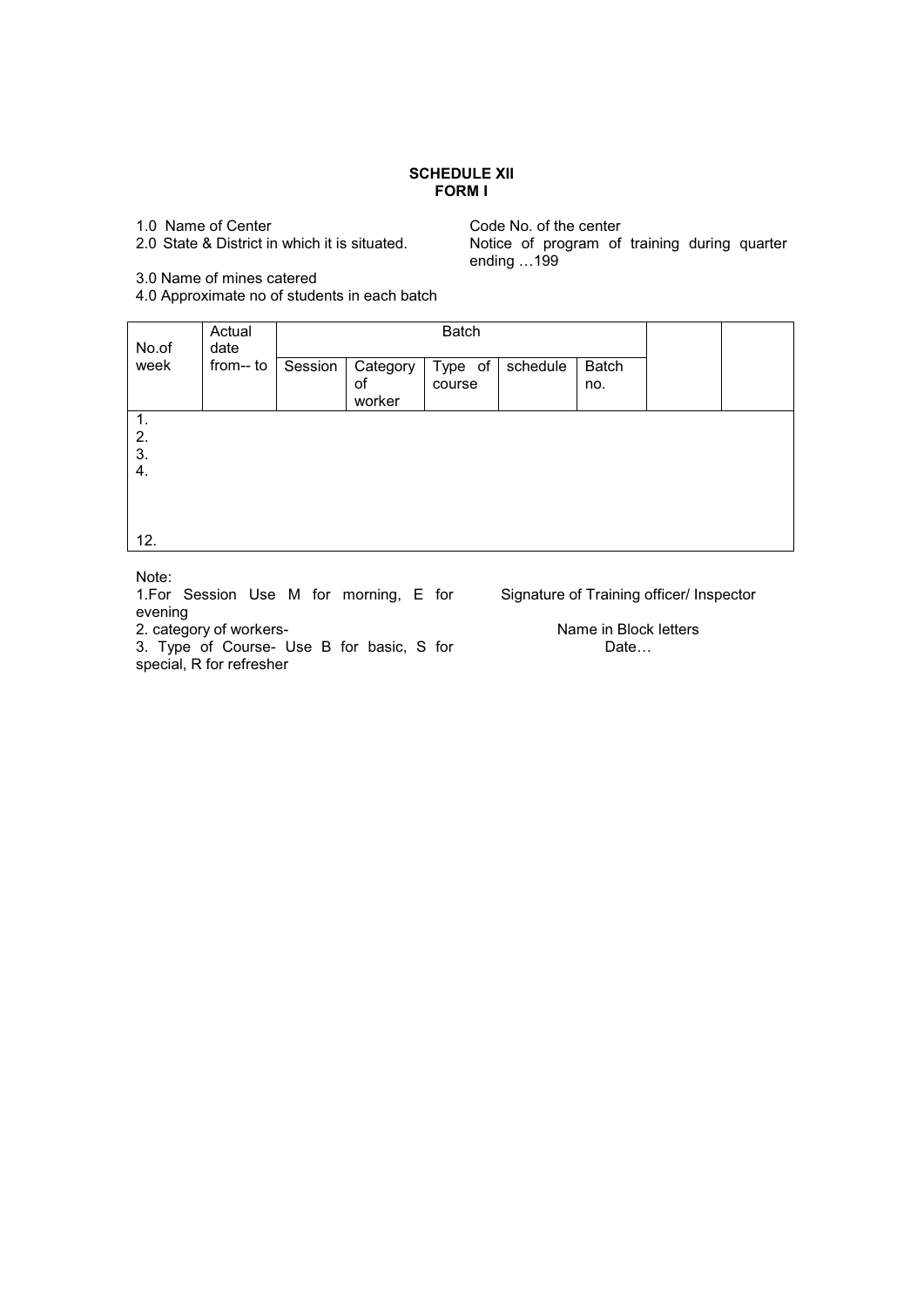**SCHEDULE XII**
**FORM I**

1.0 Name of Center

2.0 State & District in which it is situated.

Code No. of the center

Notice of program of training during quarter ending …199

3.0 Name of mines catered

4.0 Approximate no of students in each batch

| No.of week | Actual date from-- to | Batch | | | | | | |
|---|---|---|---|---|---|---|---|---|
| | | Session | Category of worker | Type of course | schedule | Batch no. | | |
| 1. | | | | | | | | |
| 2. | | | | | | | | |
| 3. | | | | | | | | |
| 4. | | | | | | | | |
| 12. | | | | | | | | |

Note:

1.For Session Use M for morning, E for evening

2. category of workers-

3. Type of Course- Use B for basic, S for special, R for refresher

Signature of Training officer/ Inspector

Name in Block letters

Date…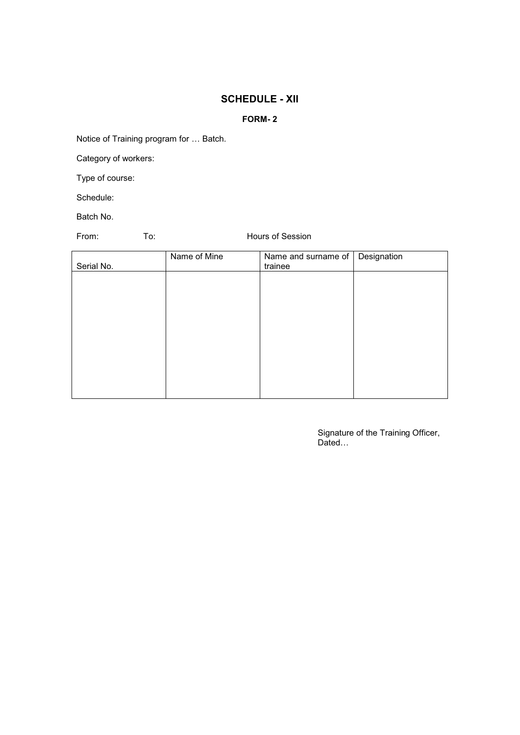# SCHEDULE - XII

## FORM- 2

Notice of Training program for … Batch.

Category of workers:

Type of course:

Schedule:

Batch No.

From: To: Hours of Session

| Serial No. | Name of Mine | Name and surname of trainee | Designation |
|---|---|---|---|
| | | | |

Signature of the Training Officer,
Dated…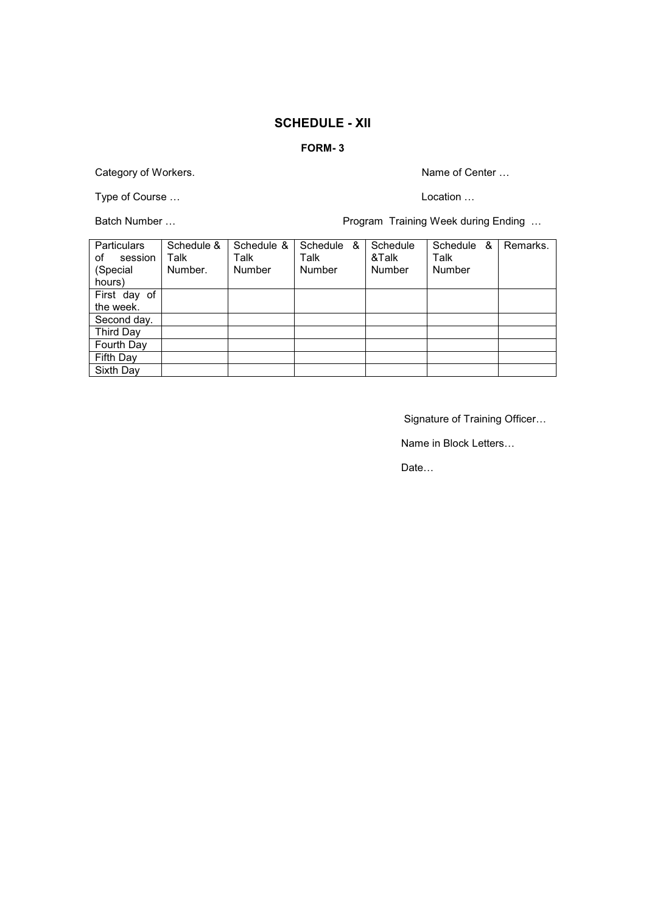# SCHEDULE - XII

## FORM- 3

Category of Workers. Name of Center …

Type of Course … Location …

Batch Number … Program Training Week during Ending …

| Particulars of session (Special hours) | Schedule & Talk Number. | Schedule & Talk Number | Schedule & Talk Number | Schedule &Talk Number | Schedule & Talk Number | Remarks. |
|---|---|---|---|---|---|---|
| First day of the week. | | | | | | |
| Second day. | | | | | | |
| Third Day | | | | | | |
| Fourth Day | | | | | | |
| Fifth Day | | | | | | |
| Sixth Day | | | | | | |

Signature of Training Officer…

Name in Block Letters…

Date…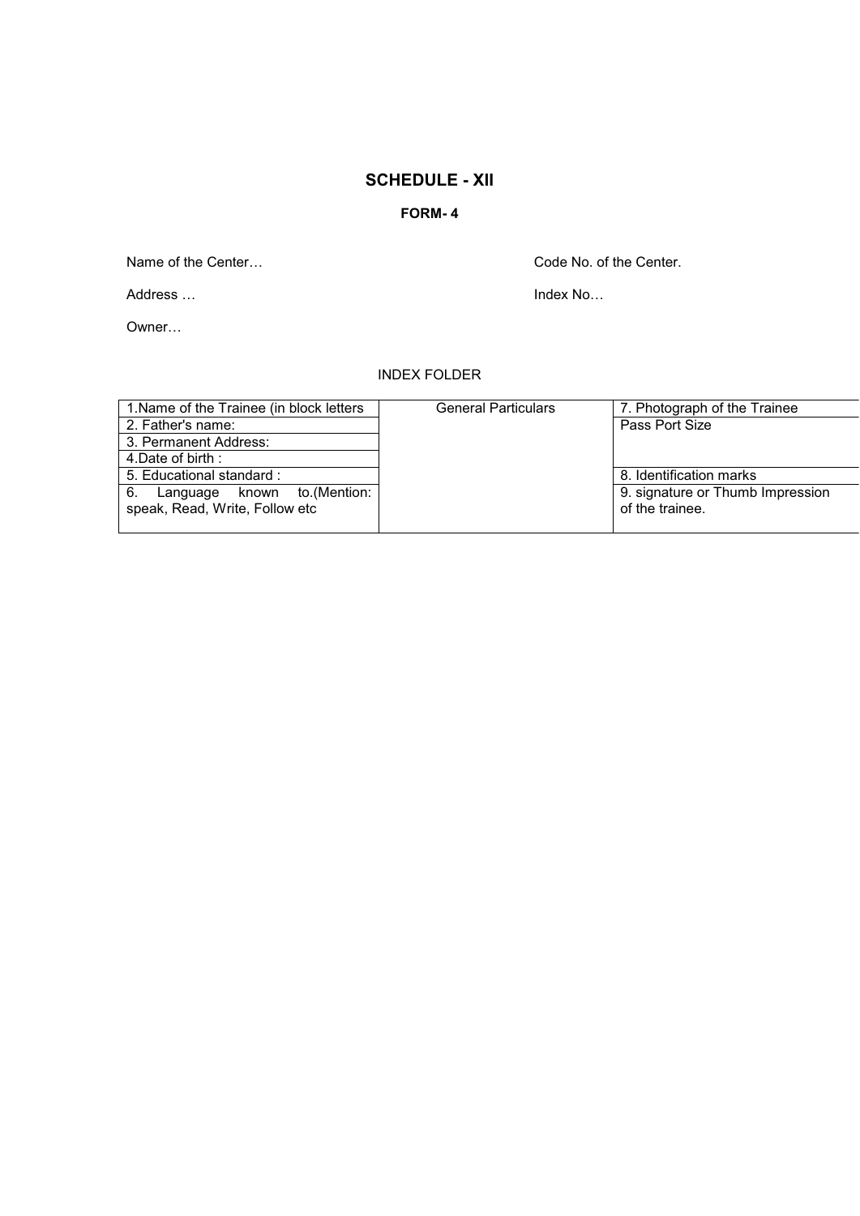## SCHEDULE - XII

### FORM- 4

Name of the Center…

Code No. of the Center.

Address …

Index No…

Owner…

INDEX FOLDER

| | | |
|---|---|---|
| 1.Name of the Trainee (in block letters | General Particulars | 7. Photograph of the Trainee |
| 2. Father's name: | | Pass Port Size |
| 3. Permanent Address: | | |
| 4.Date of birth : | | |
| 5. Educational standard : | | 8. Identification marks |
| 6. Language known to.(Mention: speak, Read, Write, Follow etc | | 9. signature or Thumb Impression of the trainee. |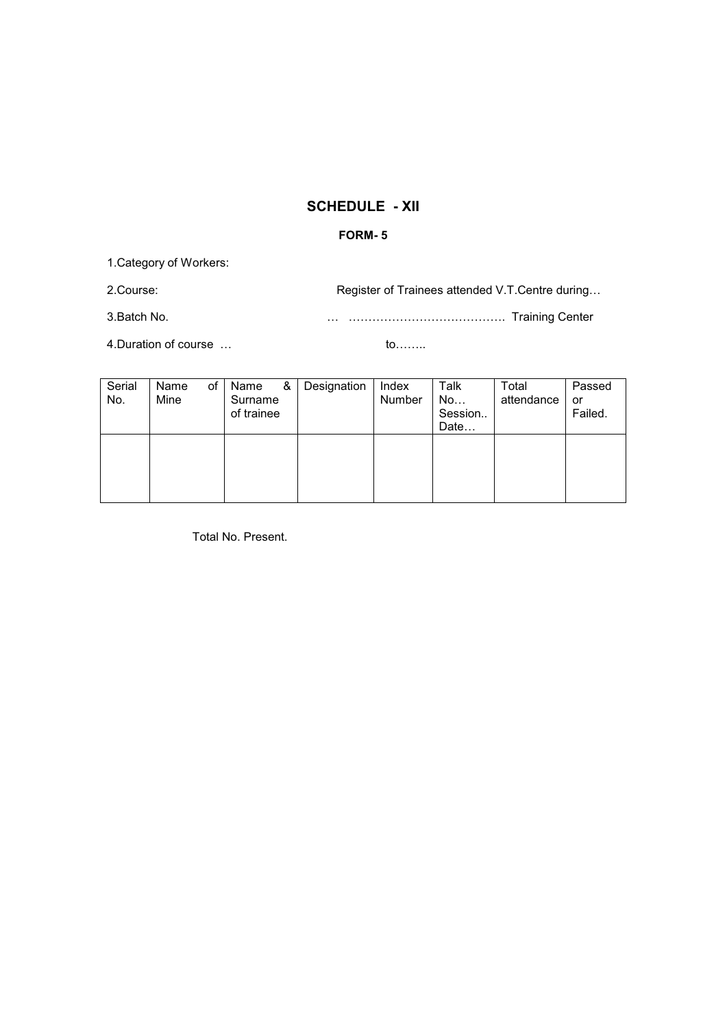# SCHEDULE - XII

## FORM- 5

1.Category of Workers:

2.Course: Register of Trainees attended V.T.Centre during…

3.Batch No. … …………………………………. Training Center

4.Duration of course … to……..

| Serial No. | Name of Mine | Name & Surname of trainee | Designation | Index Number | Talk No… Session.. Date… | Total attendance | Passed or Failed. |
|---|---|---|---|---|---|---|---|
| | | | | | | | |

Total No. Present.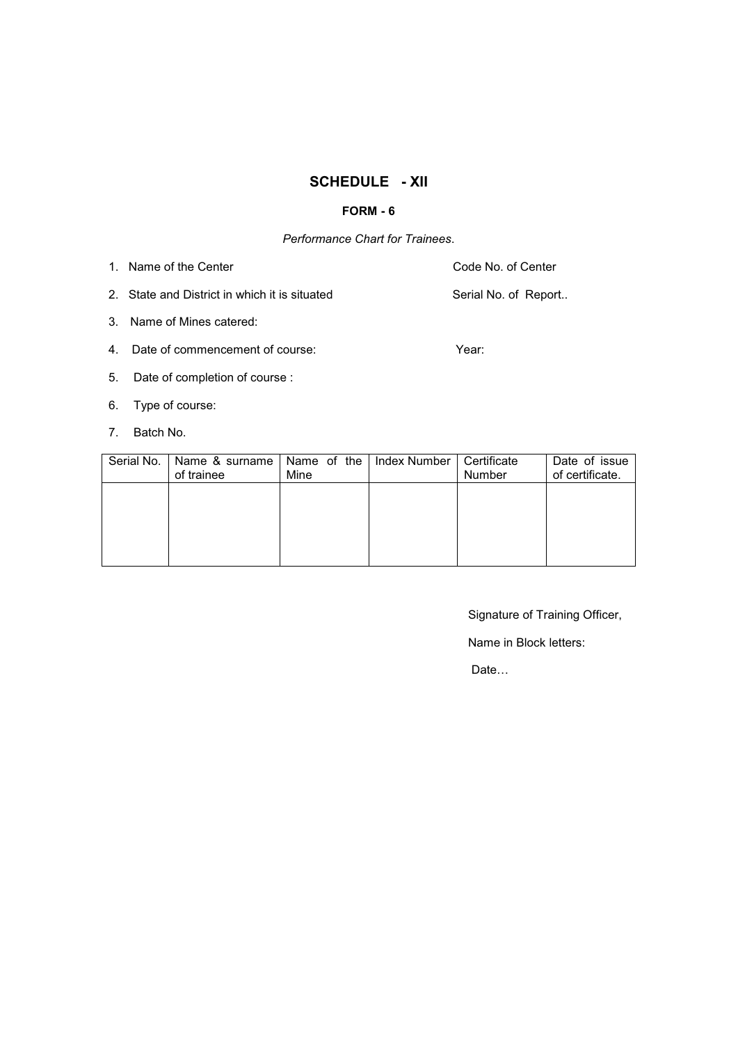# SCHEDULE - XII

## FORM - 6

*Performance Chart for Trainees.*

1. Name of the Center Code No. of Center
2. State and District in which it is situated Serial No. of Report..
3. Name of Mines catered:
4. Date of commencement of course: Year:
5. Date of completion of course :
6. Type of course:
7. Batch No.

| Serial No. | Name & surname of trainee | Name of the Mine | Index Number | Certificate Number | Date of issue of certificate. |
|---|---|---|---|---|---|
| | | | | | |

Signature of Training Officer,

Name in Block letters:

Date…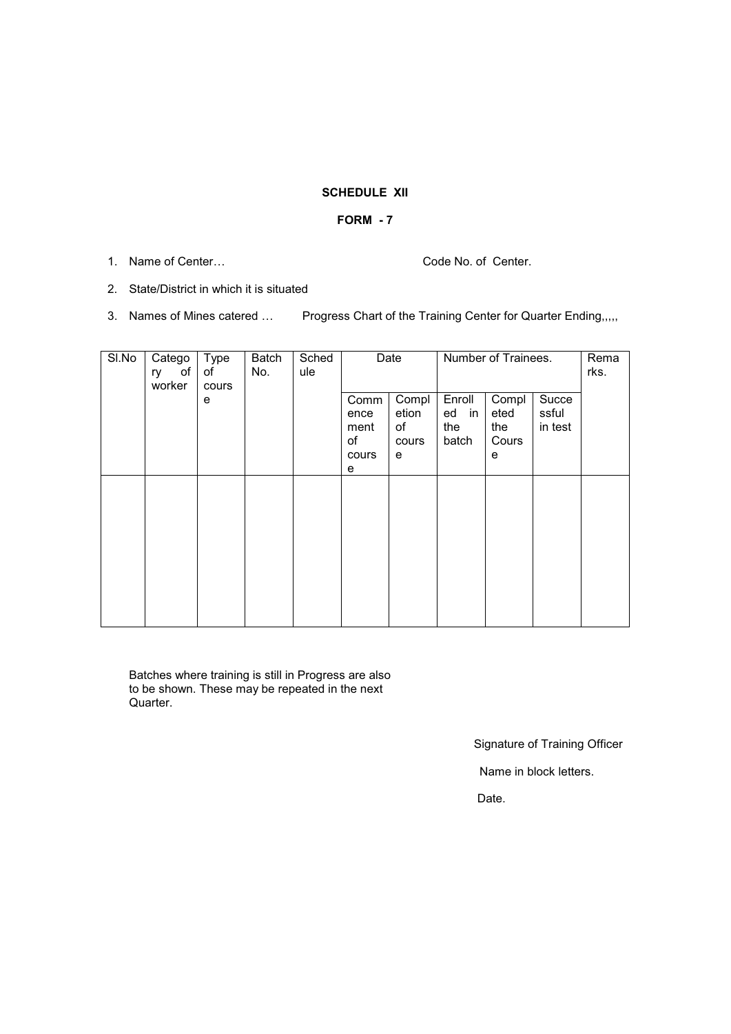**SCHEDULE XII**

**FORM - 7**

1. Name of Center… Code No. of Center.
2. State/District in which it is situated
3. Names of Mines catered … Progress Chart of the Training Center for Quarter Ending,,,,,

| Sl.No | Category of worker | Type of course | Batch No. | Schedule | Date | | Number of Trainees. | | | Remarks. |
|---|---|---|---|---|---|---|---|---|---|---|
| | | | | | Commencement of course | Completion of course | Enrolled in the batch | Completed the Course | Successful in test | |
| | | | | | | | | | | |

Batches where training is still in Progress are also to be shown. These may be repeated in the next Quarter.

Signature of Training Officer

Name in block letters.

Date.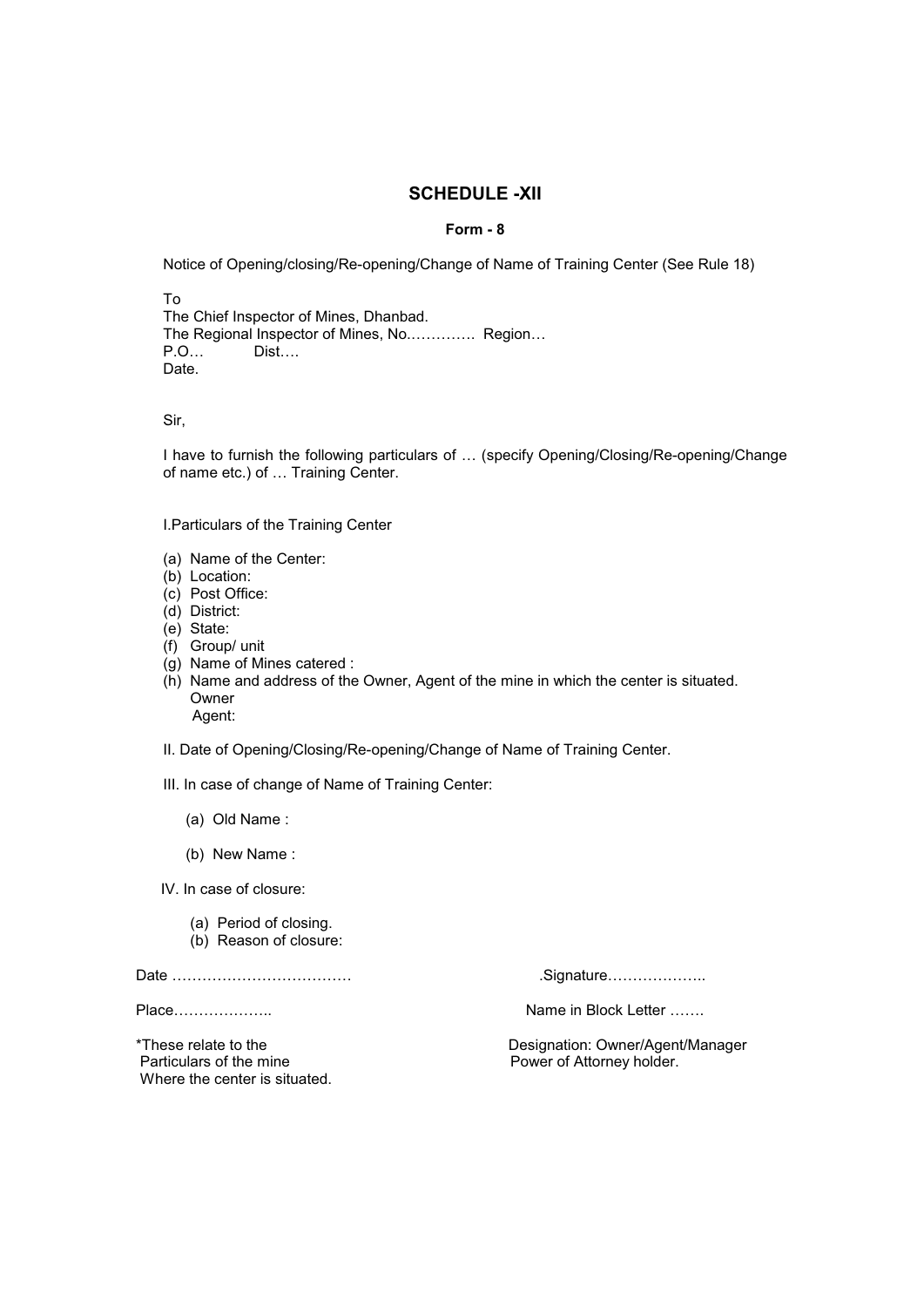# SCHEDULE -XII

**Form - 8**

Notice of Opening/closing/Re-opening/Change of Name of Training Center (See Rule 18)

To
The Chief Inspector of Mines, Dhanbad.
The Regional Inspector of Mines, No.…………. Region…
P.O… Dist….
Date.

Sir,

I have to furnish the following particulars of … (specify Opening/Closing/Re-opening/Change of name etc.) of … Training Center.

I.Particulars of the Training Center

(a) Name of the Center:
(b) Location:
(c) Post Office:
(d) District:
(e) State:
(f) Group/ unit
(g) Name of Mines catered :
(h) Name and address of the Owner, Agent of the mine in which the center is situated.
Owner
Agent:

II. Date of Opening/Closing/Re-opening/Change of Name of Training Center.

III. In case of change of Name of Training Center:

(a) Old Name :

(b) New Name :

IV. In case of closure:

(a) Period of closing.
(b) Reason of closure:

Date ……………………………… .Signature………………..

Place……………….. Name in Block Letter …….

*These relate to the Particulars of the mine Where the center is situated.

Designation: Owner/Agent/Manager Power of Attorney holder.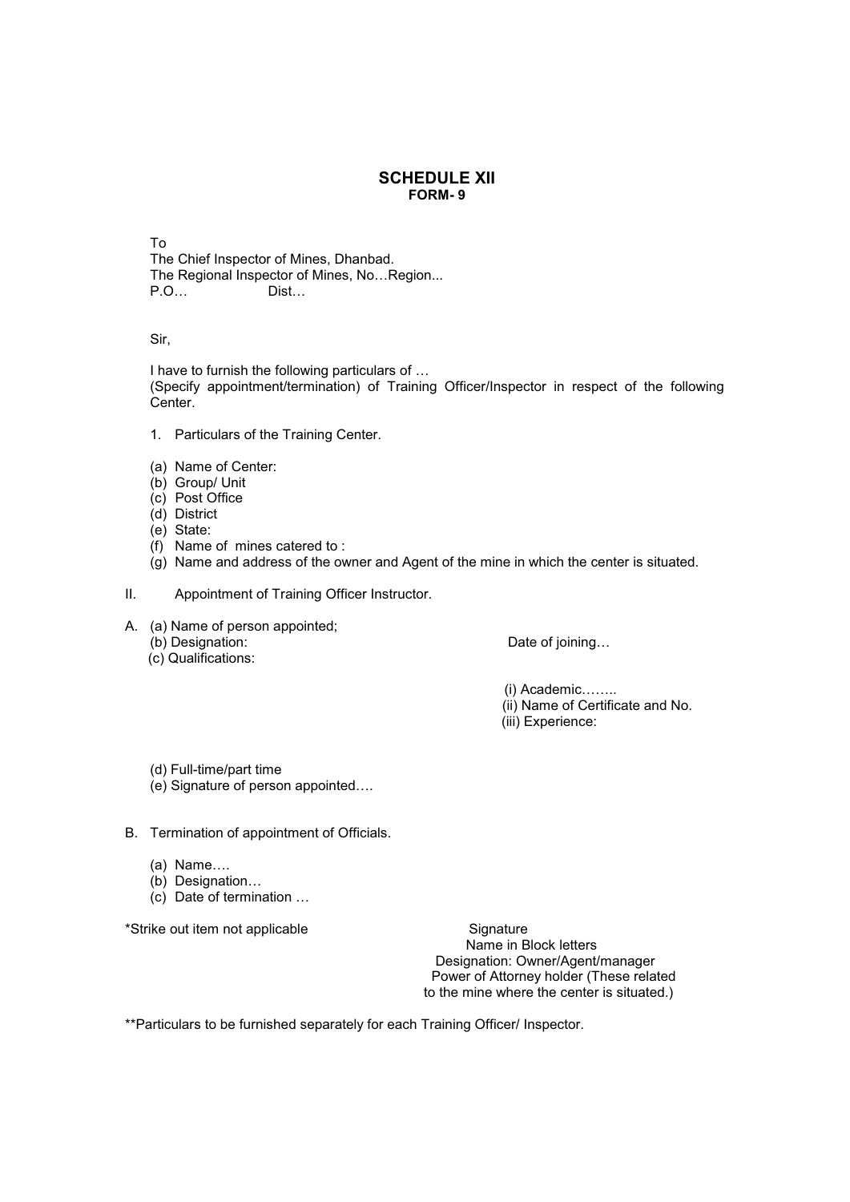## SCHEDULE XII

**FORM- 9**

To
The Chief Inspector of Mines, Dhanbad.
The Regional Inspector of Mines, No…Region...
P.O…                    Dist…

Sir,

I have to furnish the following particulars of …
(Specify appointment/termination) of Training Officer/Inspector in respect of the following Center.

1. Particulars of the Training Center.

(a) Name of Center:
(b) Group/ Unit
(c) Post Office
(d) District
(e) State:
(f) Name of mines catered to :
(g) Name and address of the owner and Agent of the mine in which the center is situated.

II. Appointment of Training Officer Instructor.

A. (a) Name of person appointed;
   (b) Designation:                                        Date of joining…
   (c) Qualifications:

   (i) Academic……..
   (ii) Name of Certificate and No.
   (iii) Experience:

   (d) Full-time/part time
   (e) Signature of person appointed….

B. Termination of appointment of Officials.

   (a) Name….
   (b) Designation…
   (c) Date of termination …

*Strike out item not applicable

Signature
Name in Block letters
Designation: Owner/Agent/manager
Power of Attorney holder (These related to the mine where the center is situated.)

**Particulars to be furnished separately for each Training Officer/ Inspector.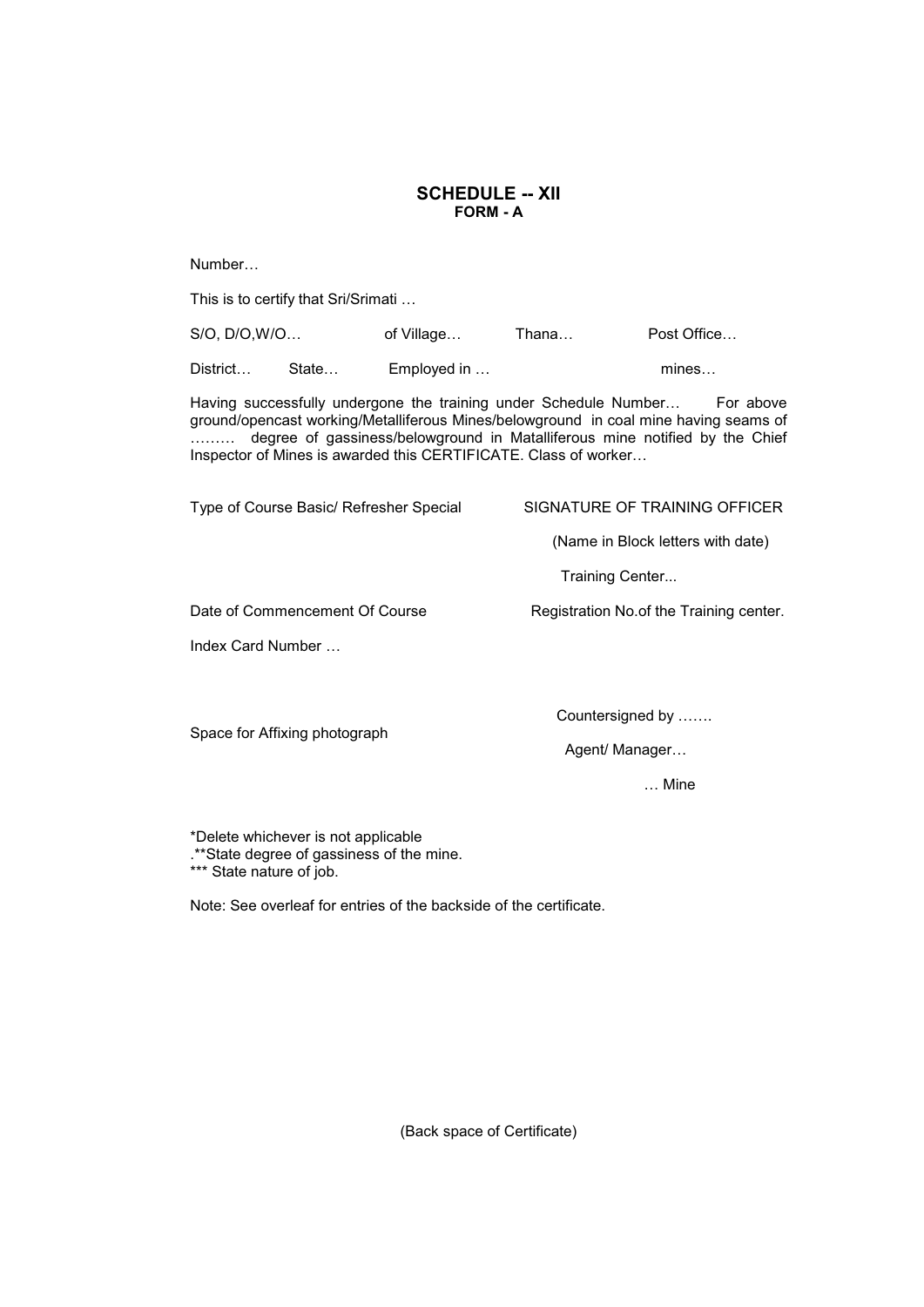**SCHEDULE -- XII**
**FORM - A**

Number…

This is to certify that Sri/Srimati …

S/O, D/O,W/O… of Village… Thana… Post Office…

District… State… Employed in … mines…

Having successfully undergone the training under Schedule Number… For above ground/opencast working/Metalliferous Mines/belowground in coal mine having seams of ……… degree of gassiness/belowground in Matalliferous mine notified by the Chief Inspector of Mines is awarded this CERTIFICATE. Class of worker…

Type of Course Basic/ Refresher Special

SIGNATURE OF TRAINING OFFICER

(Name in Block letters with date)

Training Center...

Date of Commencement Of Course

Registration No.of the Training center.

Index Card Number …

Space for Affixing photograph

Countersigned by …….

Agent/ Manager…

… Mine

*Delete whichever is not applicable
.**State degree of gassiness of the mine.
*** State nature of job.

Note: See overleaf for entries of the backside of the certificate.

(Back space of Certificate)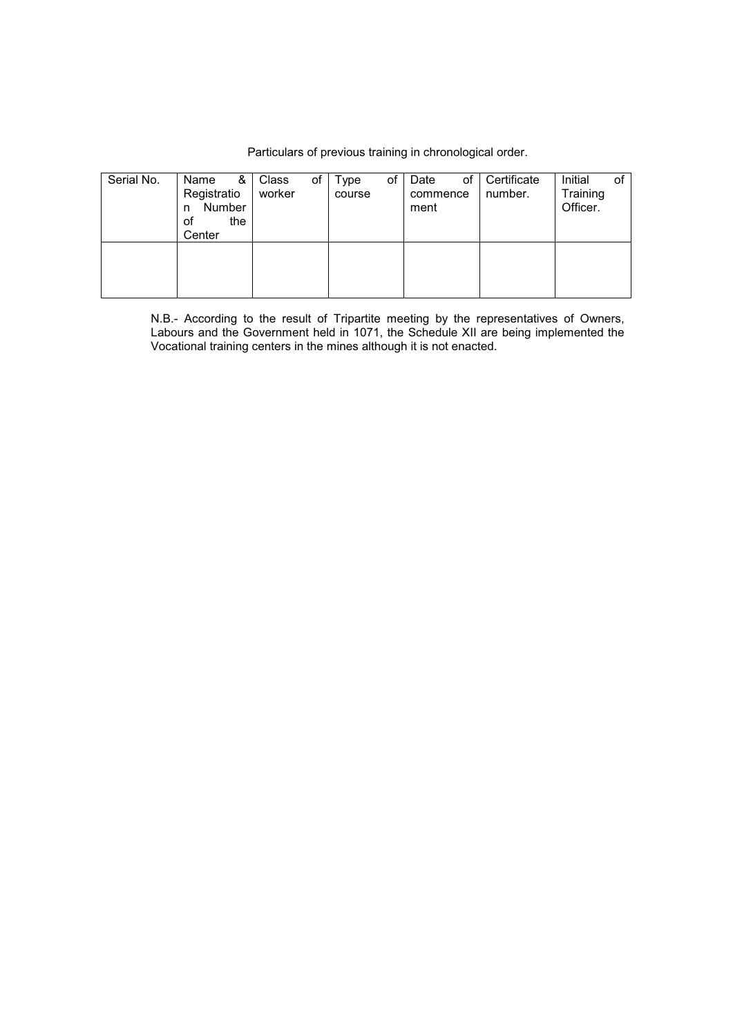Particulars of previous training in chronological order.

| Serial No. | Name & Registration Number of the Center | Class of worker | Type of course | Date of commencement | Certificate number. | Initial of Training Officer. |
|---|---|---|---|---|---|---|
| | | | | | | |

N.B.- According to the result of Tripartite meeting by the representatives of Owners, Labours and the Government held in 1071, the Schedule XII are being implemented the Vocational training centers in the mines although it is not enacted.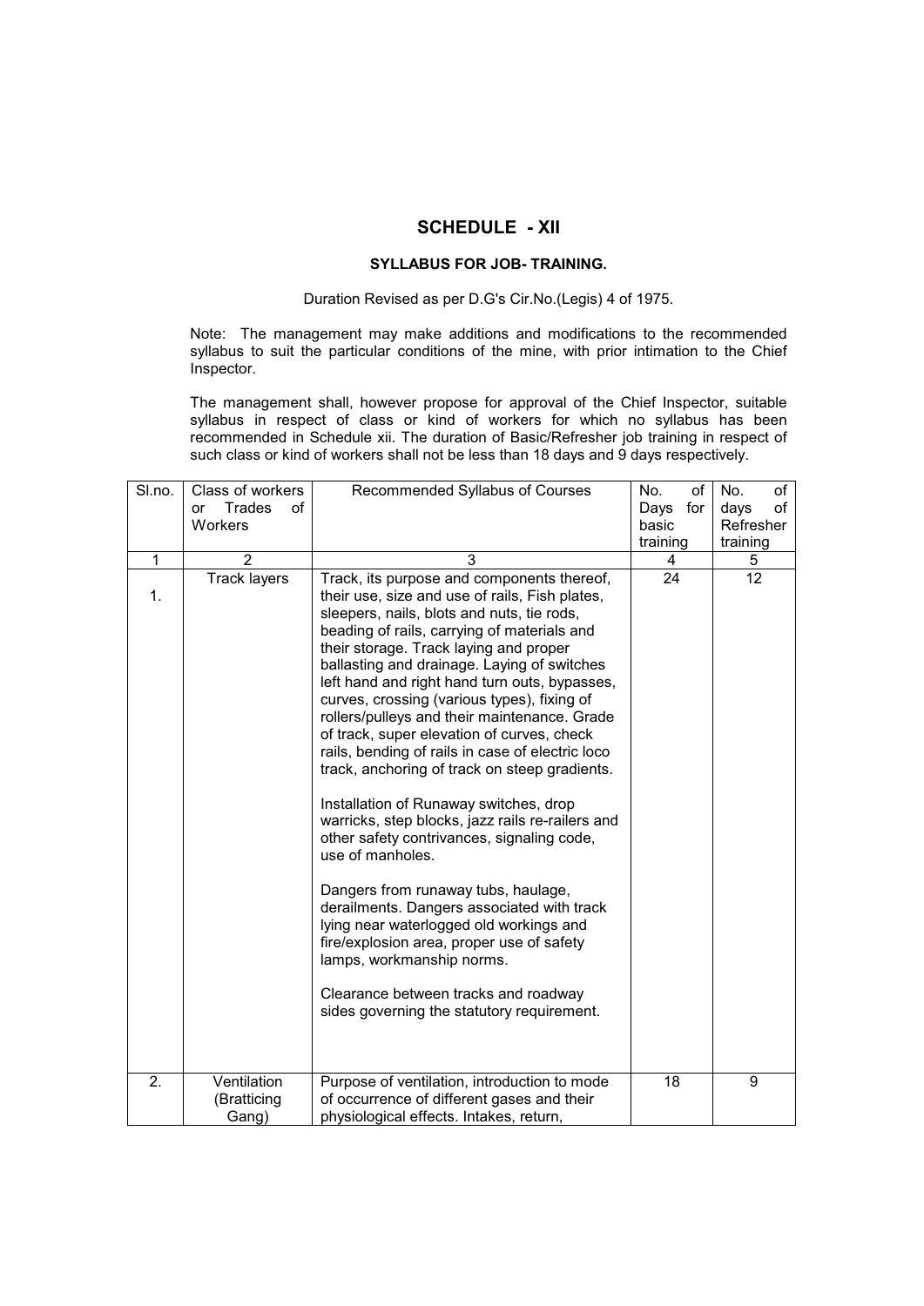## SCHEDULE - XII

### SYLLABUS FOR JOB- TRAINING.

Duration Revised as per D.G's Cir.No.(Legis) 4 of 1975.

Note: The management may make additions and modifications to the recommended syllabus to suit the particular conditions of the mine, with prior intimation to the Chief Inspector.

The management shall, however propose for approval of the Chief Inspector, suitable syllabus in respect of class or kind of workers for which no syllabus has been recommended in Schedule xii. The duration of Basic/Refresher job training in respect of such class or kind of workers shall not be less than 18 days and 9 days respectively.

| Sl.no. | Class of workers or Trades of Workers | Recommended Syllabus of Courses | No. of Days for basic training | No. of days of Refresher training |
|---|---|---|---|---|
| 1 | 2 | 3 | 4 | 5 |
| 1. | Track layers | Track, its purpose and components thereof, their use, size and use of rails, Fish plates, sleepers, nails, blots and nuts, tie rods, beading of rails, carrying of materials and their storage. Track laying and proper ballasting and drainage. Laying of switches left hand and right hand turn outs, bypasses, curves, crossing (various types), fixing of rollers/pulleys and their maintenance. Grade of track, super elevation of curves, check rails, bending of rails in case of electric loco track, anchoring of track on steep gradients.<br><br>Installation of Runaway switches, drop warricks, step blocks, jazz rails re-railers and other safety contrivances, signaling code, use of manholes.<br><br>Dangers from runaway tubs, haulage, derailments. Dangers associated with track lying near waterlogged old workings and fire/explosion area, proper use of safety lamps, workmanship norms.<br><br>Clearance between tracks and roadway sides governing the statutory requirement. | 24 | 12 |
| 2. | Ventilation (Bratticing Gang) | Purpose of ventilation, introduction to mode of occurrence of different gases and their physiological effects. Intakes, return, | 18 | 9 |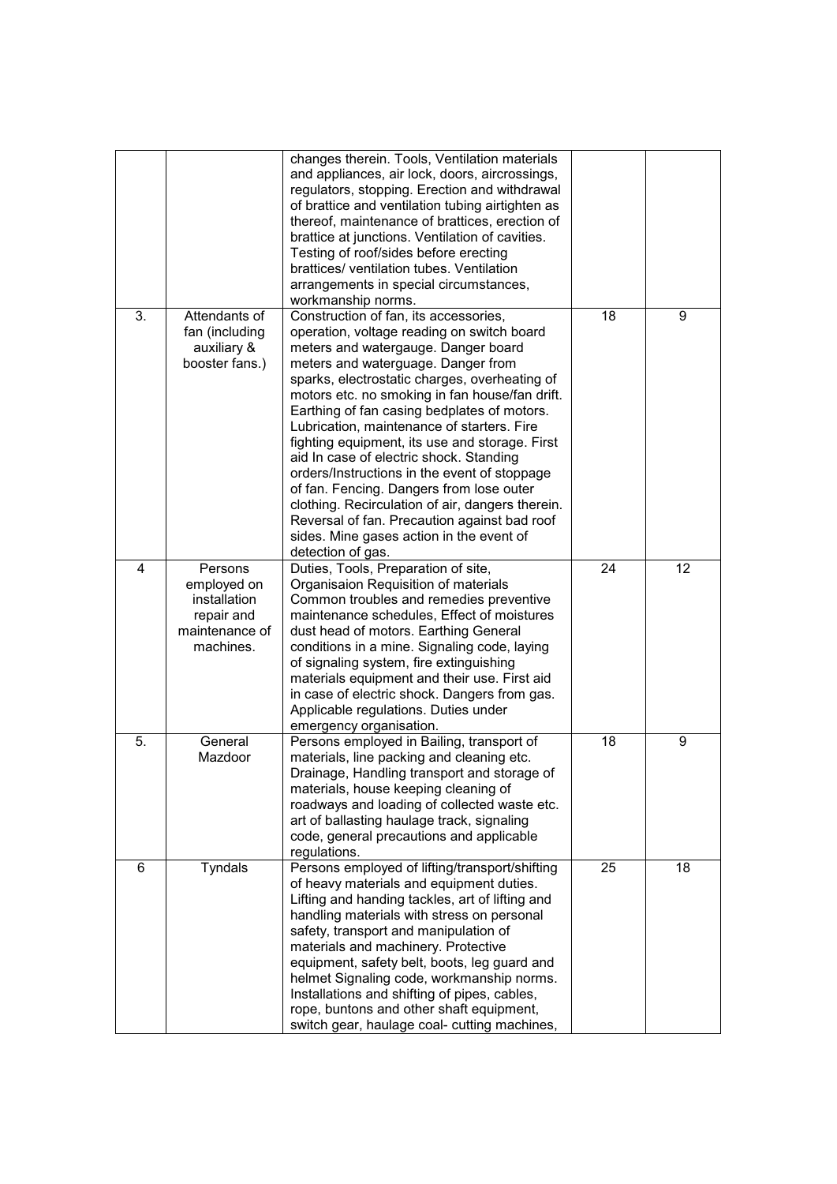| | | | | |
|---|---|---|---|---|
| | | changes therein. Tools, Ventilation materials and appliances, air lock, doors, aircrossings, regulators, stopping. Erection and withdrawal of brattice and ventilation tubing airtighten as thereof, maintenance of brattices, erection of brattice at junctions. Ventilation of cavities. Testing of roof/sides before erecting brattices/ ventilation tubes. Ventilation arrangements in special circumstances, workmanship norms. | | |
| 3. | Attendants of fan (including auxiliary & booster fans.) | Construction of fan, its accessories, operation, voltage reading on switch board meters and watergauge. Danger board meters and waterguage. Danger from sparks, electrostatic charges, overheating of motors etc. no smoking in fan house/fan drift. Earthing of fan casing bedplates of motors. Lubrication, maintenance of starters. Fire fighting equipment, its use and storage. First aid In case of electric shock. Standing orders/Instructions in the event of stoppage of fan. Fencing. Dangers from lose outer clothing. Recirculation of air, dangers therein. Reversal of fan. Precaution against bad roof sides. Mine gases action in the event of detection of gas. | 18 | 9 |
| 4 | Persons employed on installation repair and maintenance of machines. | Duties, Tools, Preparation of site, Organisaion Requisition of materials Common troubles and remedies preventive maintenance schedules, Effect of moistures dust head of motors. Earthing General conditions in a mine. Signaling code, laying of signaling system, fire extinguishing materials equipment and their use. First aid in case of electric shock. Dangers from gas. Applicable regulations. Duties under emergency organisation. | 24 | 12 |
| 5. | General Mazdoor | Persons employed in Bailing, transport of materials, line packing and cleaning etc. Drainage, Handling transport and storage of materials, house keeping cleaning of roadways and loading of collected waste etc. art of ballasting haulage track, signaling code, general precautions and applicable regulations. | 18 | 9 |
| 6 | Tyndals | Persons employed of lifting/transport/shifting of heavy materials and equipment duties. Lifting and handing tackles, art of lifting and handling materials with stress on personal safety, transport and manipulation of materials and machinery. Protective equipment, safety belt, boots, leg guard and helmet Signaling code, workmanship norms. Installations and shifting of pipes, cables, rope, buntons and other shaft equipment, switch gear, haulage coal- cutting machines, | 25 | 18 |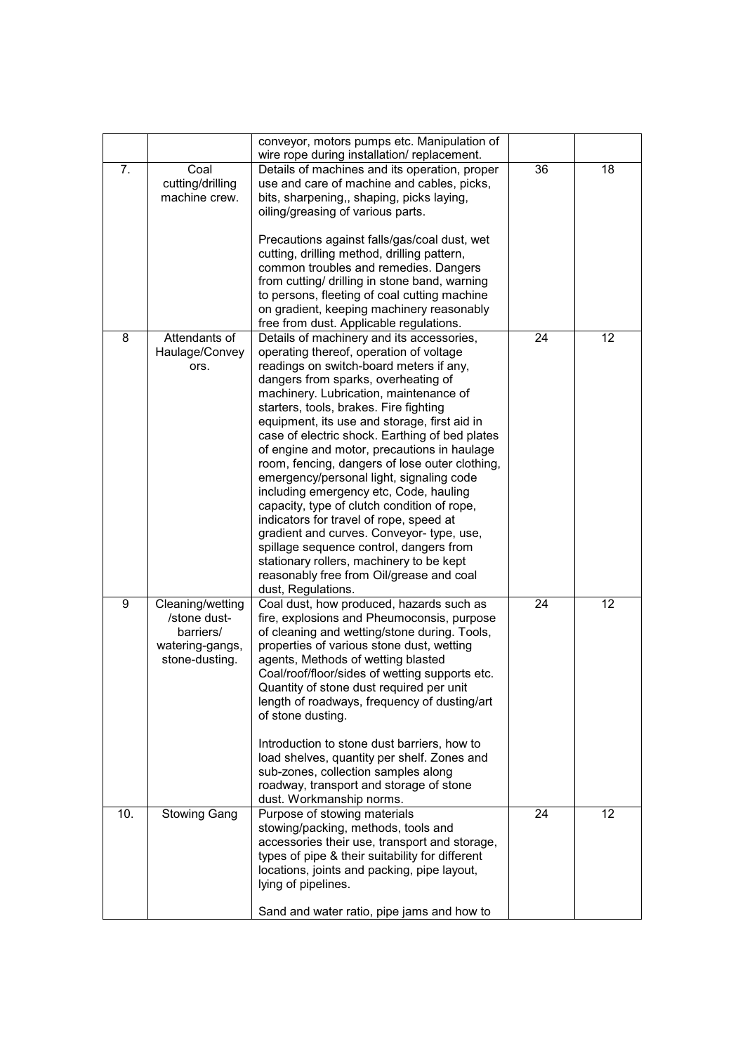| | | | | |
|---|---|---|---|---|
| | | conveyor, motors pumps etc. Manipulation of wire rope during installation/ replacement. | | |
| 7. | Coal cutting/drilling machine crew. | Details of machines and its operation, proper use and care of machine and cables, picks, bits, sharpening,, shaping, picks laying, oiling/greasing of various parts.<br><br>Precautions against falls/gas/coal dust, wet cutting, drilling method, drilling pattern, common troubles and remedies. Dangers from cutting/ drilling in stone band, warning to persons, fleeting of coal cutting machine on gradient, keeping machinery reasonably free from dust. Applicable regulations. | 36 | 18 |
| 8 | Attendants of Haulage/Conveyors. | Details of machinery and its accessories, operating thereof, operation of voltage readings on switch-board meters if any, dangers from sparks, overheating of machinery. Lubrication, maintenance of starters, tools, brakes. Fire fighting equipment, its use and storage, first aid in case of electric shock. Earthing of bed plates of engine and motor, precautions in haulage room, fencing, dangers of lose outer clothing, emergency/personal light, signaling code including emergency etc, Code, hauling capacity, type of clutch condition of rope, indicators for travel of rope, speed at gradient and curves. Conveyor- type, use, spillage sequence control, dangers from stationary rollers, machinery to be kept reasonably free from Oil/grease and coal dust, Regulations. | 24 | 12 |
| 9 | Cleaning/wetting /stone dust-barriers/ watering-gangs, stone-dusting. | Coal dust, how produced, hazards such as fire, explosions and Pheumoconsis, purpose of cleaning and wetting/stone during. Tools, properties of various stone dust, wetting agents, Methods of wetting blasted Coal/roof/floor/sides of wetting supports etc. Quantity of stone dust required per unit length of roadways, frequency of dusting/art of stone dusting.<br><br>Introduction to stone dust barriers, how to load shelves, quantity per shelf. Zones and sub-zones, collection samples along roadway, transport and storage of stone dust. Workmanship norms. | 24 | 12 |
| 10. | Stowing Gang | Purpose of stowing materials stowing/packing, methods, tools and accessories their use, transport and storage, types of pipe & their suitability for different locations, joints and packing, pipe layout, lying of pipelines.<br><br>Sand and water ratio, pipe jams and how to | 24 | 12 |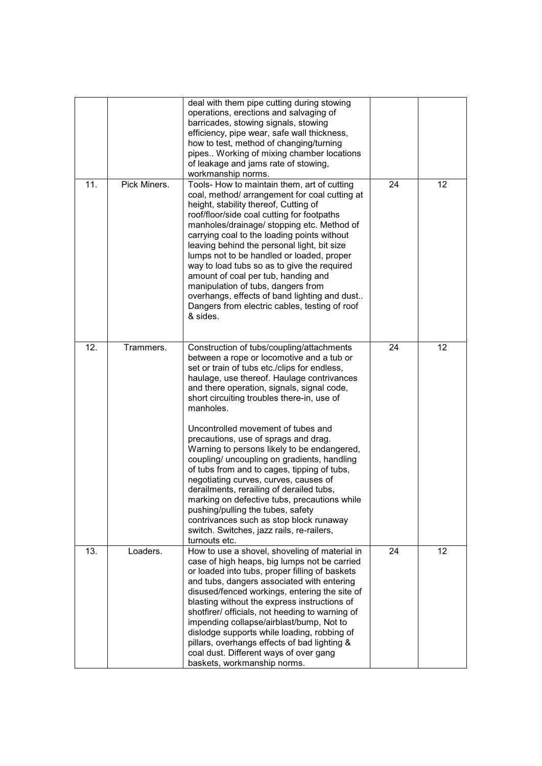| | | | | |
|---|---|---|---|---|
| | | deal with them pipe cutting during stowing operations, erections and salvaging of barricades, stowing signals, stowing efficiency, pipe wear, safe wall thickness, how to test, method of changing/turning pipes.. Working of mixing chamber locations of leakage and jams rate of stowing, workmanship norms. | | |
| 11. | Pick Miners. | Tools- How to maintain them, art of cutting coal, method/ arrangement for coal cutting at height, stability thereof, Cutting of roof/floor/side coal cutting for footpaths manholes/drainage/ stopping etc. Method of carrying coal to the loading points without leaving behind the personal light, bit size lumps not to be handled or loaded, proper way to load tubs so as to give the required amount of coal per tub, handing and manipulation of tubs, dangers from overhangs, effects of band lighting and dust.. Dangers from electric cables, testing of roof & sides. | 24 | 12 |
| 12. | Trammers. | Construction of tubs/coupling/attachments between a rope or locomotive and a tub or set or train of tubs etc./clips for endless, haulage, use thereof. Haulage contrivances and there operation, signals, signal code, short circuiting troubles there-in, use of manholes.<br><br>Uncontrolled movement of tubes and precautions, use of sprags and drag. Warning to persons likely to be endangered, coupling/ uncoupling on gradients, handling of tubs from and to cages, tipping of tubs, negotiating curves, curves, causes of derailments, rerailing of derailed tubs, marking on defective tubs, precautions while pushing/pulling the tubes, safety contrivances such as stop block runaway switch. Switches, jazz rails, re-railers, turnouts etc. | 24 | 12 |
| 13. | Loaders. | How to use a shovel, shoveling of material in case of high heaps, big lumps not be carried or loaded into tubs, proper filling of baskets and tubs, dangers associated with entering disused/fenced workings, entering the site of blasting without the express instructions of shotfirer/ officials, not heeding to warning of impending collapse/airblast/bump, Not to dislodge supports while loading, robbing of pillars, overhangs effects of bad lighting & coal dust. Different ways of over gang baskets, workmanship norms. | 24 | 12 |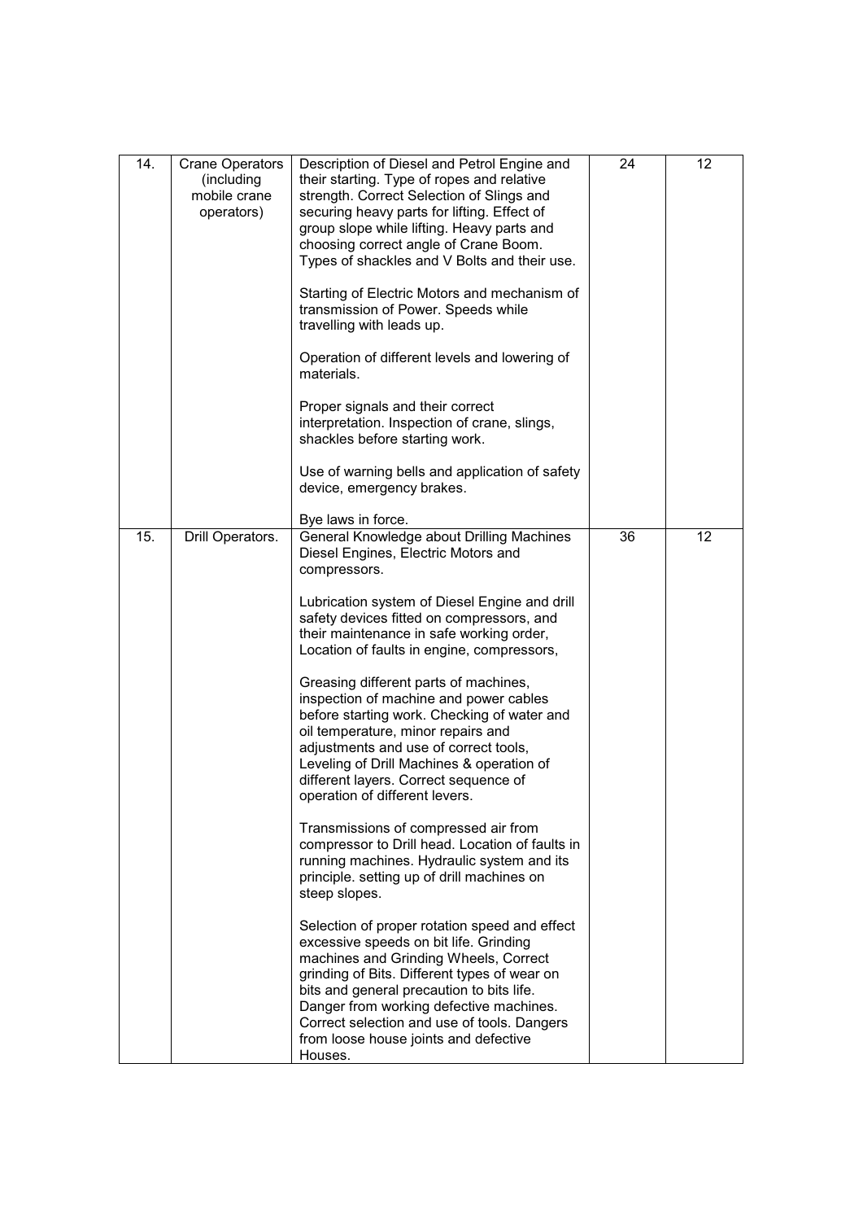| | | | | |
|---|---|---|---|---|
| 14. | Crane Operators (including mobile crane operators) | Description of Diesel and Petrol Engine and their starting. Type of ropes and relative strength. Correct Selection of Slings and securing heavy parts for lifting. Effect of group slope while lifting. Heavy parts and choosing correct angle of Crane Boom. Types of shackles and V Bolts and their use.<br><br>Starting of Electric Motors and mechanism of transmission of Power. Speeds while travelling with leads up.<br><br>Operation of different levels and lowering of materials.<br><br>Proper signals and their correct interpretation. Inspection of crane, slings, shackles before starting work.<br><br>Use of warning bells and application of safety device, emergency brakes.<br><br>Bye laws in force. | 24 | 12 |
| 15. | Drill Operators. | General Knowledge about Drilling Machines Diesel Engines, Electric Motors and compressors.<br><br>Lubrication system of Diesel Engine and drill safety devices fitted on compressors, and their maintenance in safe working order, Location of faults in engine, compressors,<br><br>Greasing different parts of machines, inspection of machine and power cables before starting work. Checking of water and oil temperature, minor repairs and adjustments and use of correct tools, Leveling of Drill Machines & operation of different layers. Correct sequence of operation of different levers.<br><br>Transmissions of compressed air from compressor to Drill head. Location of faults in running machines. Hydraulic system and its principle. setting up of drill machines on steep slopes.<br><br>Selection of proper rotation speed and effect excessive speeds on bit life. Grinding machines and Grinding Wheels, Correct grinding of Bits. Different types of wear on bits and general precaution to bits life. Danger from working defective machines. Correct selection and use of tools. Dangers from loose house joints and defective Houses. | 36 | 12 |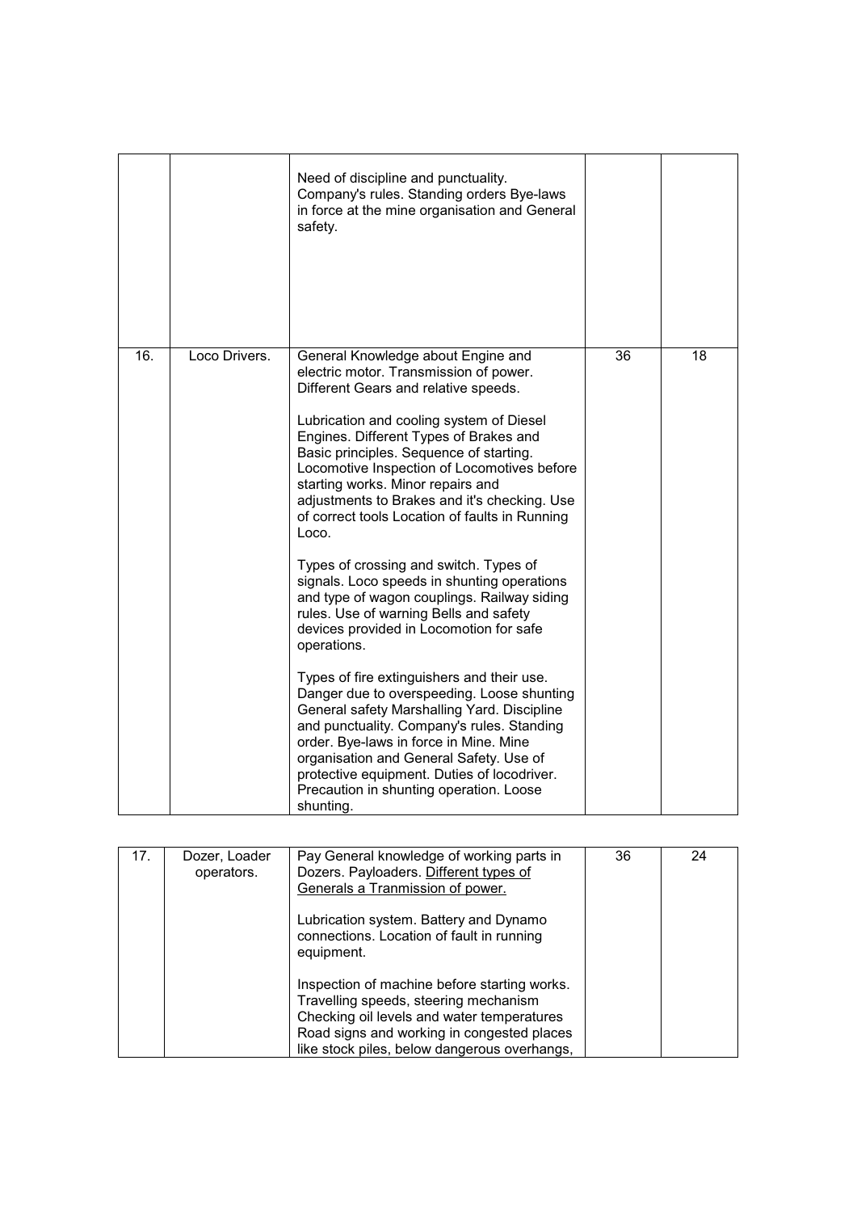| | | | | |
|---|---|---|---|---|
| | | Need of discipline and punctuality. Company's rules. Standing orders Bye-laws in force at the mine organisation and General safety. | | |
| 16. | Loco Drivers. | General Knowledge about Engine and electric motor. Transmission of power. Different Gears and relative speeds.<br><br>Lubrication and cooling system of Diesel Engines. Different Types of Brakes and Basic principles. Sequence of starting. Locomotive Inspection of Locomotives before starting works. Minor repairs and adjustments to Brakes and it's checking. Use of correct tools Location of faults in Running Loco.<br><br>Types of crossing and switch. Types of signals. Loco speeds in shunting operations and type of wagon couplings. Railway siding rules. Use of warning Bells and safety devices provided in Locomotion for safe operations.<br><br>Types of fire extinguishers and their use. Danger due to overspeeding. Loose shunting General safety Marshalling Yard. Discipline and punctuality. Company's rules. Standing order. Bye-laws in force in Mine. Mine organisation and General Safety. Use of protective equipment. Duties of locodriver. Precaution in shunting operation. Loose shunting. | 36 | 18 |

| | | | | |
|---|---|---|---|---|
| 17. | Dozer, Loader operators. | Pay General knowledge of working parts in Dozers. Payloaders. Different types of Generals a Tranmission of power.<br><br>Lubrication system. Battery and Dynamo connections. Location of fault in running equipment.<br><br>Inspection of machine before starting works. Travelling speeds, steering mechanism Checking oil levels and water temperatures Road signs and working in congested places like stock piles, below dangerous overhangs, | 36 | 24 |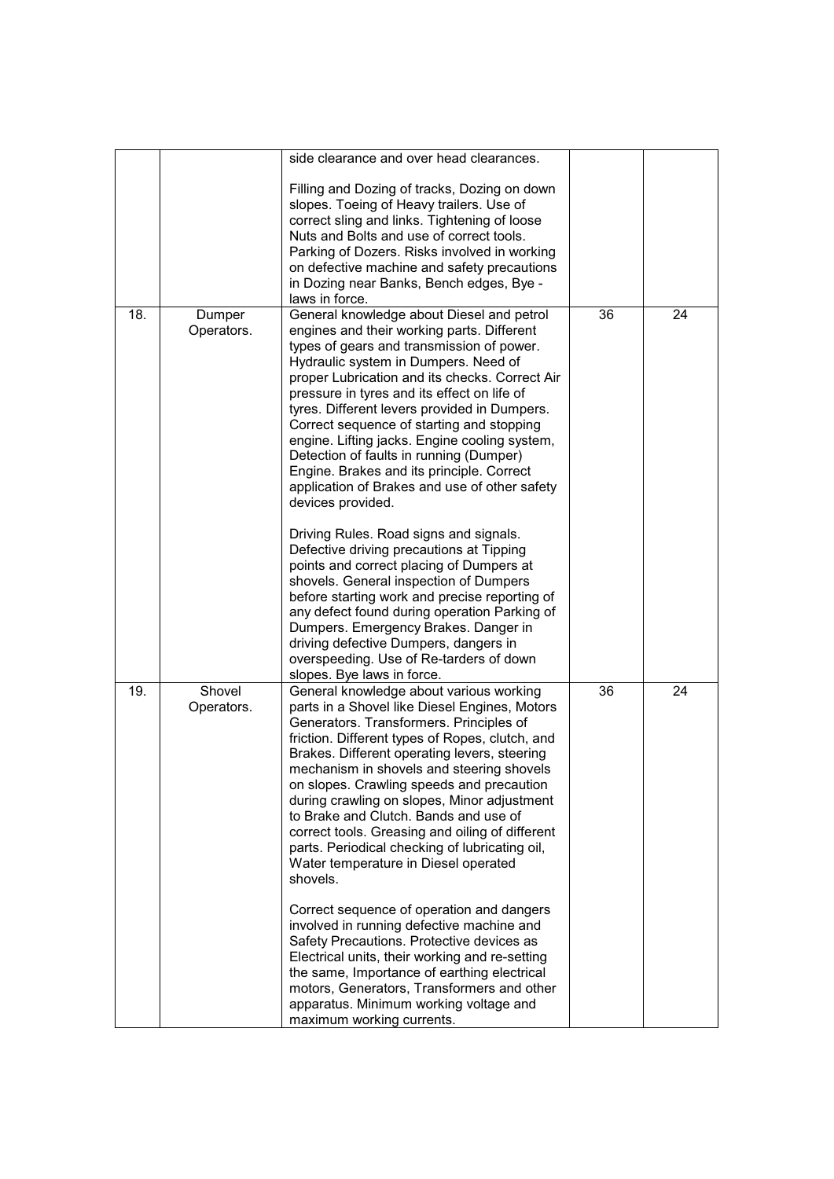| | | | | |
|---|---|---|---|---|
| | | side clearance and over head clearances.<br><br>Filling and Dozing of tracks, Dozing on down slopes. Toeing of Heavy trailers. Use of correct sling and links. Tightening of loose Nuts and Bolts and use of correct tools. Parking of Dozers. Risks involved in working on defective machine and safety precautions in Dozing near Banks, Bench edges, Bye - laws in force. | | |
| 18. | Dumper Operators. | General knowledge about Diesel and petrol engines and their working parts. Different types of gears and transmission of power. Hydraulic system in Dumpers. Need of proper Lubrication and its checks. Correct Air pressure in tyres and its effect on life of tyres. Different levers provided in Dumpers. Correct sequence of starting and stopping engine. Lifting jacks. Engine cooling system, Detection of faults in running (Dumper) Engine. Brakes and its principle. Correct application of Brakes and use of other safety devices provided.<br><br>Driving Rules. Road signs and signals. Defective driving precautions at Tipping points and correct placing of Dumpers at shovels. General inspection of Dumpers before starting work and precise reporting of any defect found during operation Parking of Dumpers. Emergency Brakes. Danger in driving defective Dumpers, dangers in overspeeding. Use of Re-tarders of down slopes. Bye laws in force. | 36 | 24 |
| 19. | Shovel Operators. | General knowledge about various working parts in a Shovel like Diesel Engines, Motors Generators. Transformers. Principles of friction. Different types of Ropes, clutch, and Brakes. Different operating levers, steering mechanism in shovels and steering shovels on slopes. Crawling speeds and precaution during crawling on slopes, Minor adjustment to Brake and Clutch. Bands and use of correct tools. Greasing and oiling of different parts. Periodical checking of lubricating oil, Water temperature in Diesel operated shovels.<br><br>Correct sequence of operation and dangers involved in running defective machine and Safety Precautions. Protective devices as Electrical units, their working and re-setting the same, Importance of earthing electrical motors, Generators, Transformers and other apparatus. Minimum working voltage and maximum working currents. | 36 | 24 |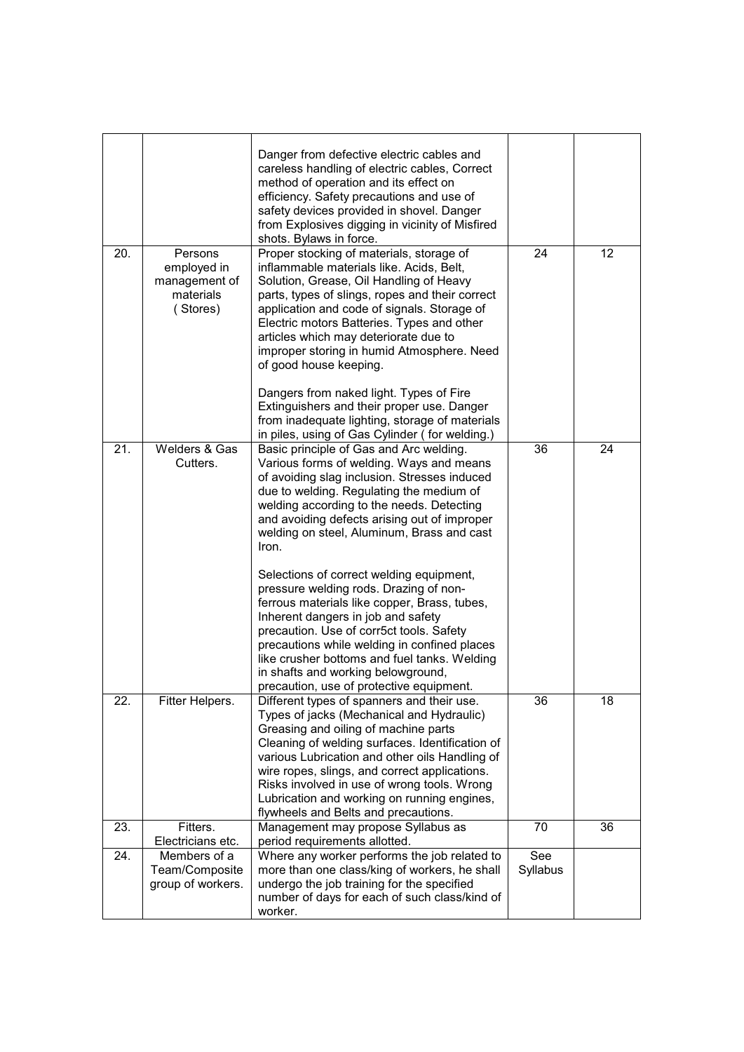| | | | | |
|---|---|---|---|---|
| | | Danger from defective electric cables and careless handling of electric cables, Correct method of operation and its effect on efficiency. Safety precautions and use of safety devices provided in shovel. Danger from Explosives digging in vicinity of Misfired shots. Bylaws in force. | | |
| 20. | Persons employed in management of materials ( Stores) | Proper stocking of materials, storage of inflammable materials like. Acids, Belt, Solution, Grease, Oil Handling of Heavy parts, types of slings, ropes and their correct application and code of signals. Storage of Electric motors Batteries. Types and other articles which may deteriorate due to improper storing in humid Atmosphere. Need of good house keeping.<br><br>Dangers from naked light. Types of Fire Extinguishers and their proper use. Danger from inadequate lighting, storage of materials in piles, using of Gas Cylinder ( for welding.) | 24 | 12 |
| 21. | Welders & Gas Cutters. | Basic principle of Gas and Arc welding. Various forms of welding. Ways and means of avoiding slag inclusion. Stresses induced due to welding. Regulating the medium of welding according to the needs. Detecting and avoiding defects arising out of improper welding on steel, Aluminum, Brass and cast Iron.<br><br>Selections of correct welding equipment, pressure welding rods. Drazing of non-ferrous materials like copper, Brass, tubes, Inherent dangers in job and safety precaution. Use of corr5ct tools. Safety precautions while welding in confined places like crusher bottoms and fuel tanks. Welding in shafts and working belowground, precaution, use of protective equipment. | 36 | 24 |
| 22. | Fitter Helpers. | Different types of spanners and their use. Types of jacks (Mechanical and Hydraulic) Greasing and oiling of machine parts Cleaning of welding surfaces. Identification of various Lubrication and other oils Handling of wire ropes, slings, and correct applications. Risks involved in use of wrong tools. Wrong Lubrication and working on running engines, flywheels and Belts and precautions. | 36 | 18 |
| 23. | Fitters. Electricians etc. | Management may propose Syllabus as period requirements allotted. | 70 | 36 |
| 24. | Members of a Team/Composite group of workers. | Where any worker performs the job related to more than one class/king of workers, he shall undergo the job training for the specified number of days for each of such class/kind of worker. | See Syllabus | |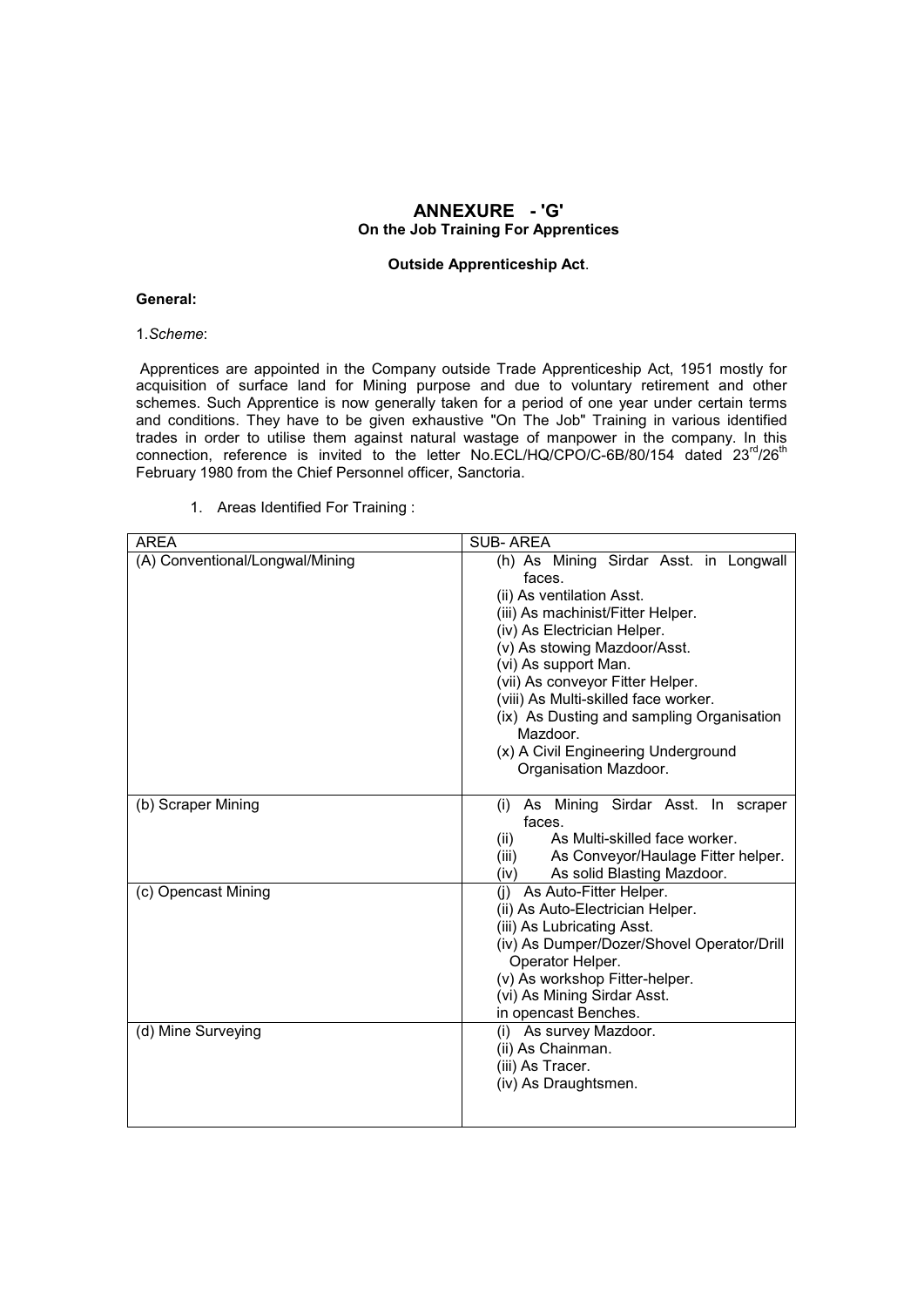## ANNEXURE - 'G'

**On the Job Training For Apprentices**

**Outside Apprenticeship Act**.

**General:**

1.*Scheme*:

Apprentices are appointed in the Company outside Trade Apprenticeship Act, 1951 mostly for acquisition of surface land for Mining purpose and due to voluntary retirement and other schemes. Such Apprentice is now generally taken for a period of one year under certain terms and conditions. They have to be given exhaustive "On The Job" Training in various identified trades in order to utilise them against natural wastage of manpower in the company. In this connection, reference is invited to the letter No.ECL/HQ/CPO/C-6B/80/154 dated 23rd/26th February 1980 from the Chief Personnel officer, Sanctoria.

1. Areas Identified For Training :

| AREA | SUB- AREA |
|---|---|
| (A) Conventional/Longwal/Mining | (h) As Mining Sirdar Asst. in Longwall faces.<br>(ii) As ventilation Asst.<br>(iii) As machinist/Fitter Helper.<br>(iv) As Electrician Helper.<br>(v) As stowing Mazdoor/Asst.<br>(vi) As support Man.<br>(vii) As conveyor Fitter Helper.<br>(viii) As Multi-skilled face worker.<br>(ix) As Dusting and sampling Organisation Mazdoor.<br>(x) A Civil Engineering Underground Organisation Mazdoor. |
| (b) Scraper Mining | (i) As Mining Sirdar Asst. In scraper faces.<br>(ii) As Multi-skilled face worker.<br>(iii) As Conveyor/Haulage Fitter helper.<br>(iv) As solid Blasting Mazdoor. |
| (c) Opencast Mining | (j) As Auto-Fitter Helper.<br>(ii) As Auto-Electrician Helper.<br>(iii) As Lubricating Asst.<br>(iv) As Dumper/Dozer/Shovel Operator/Drill Operator Helper.<br>(v) As workshop Fitter-helper.<br>(vi) As Mining Sirdar Asst. in opencast Benches. |
| (d) Mine Surveying | (i) As survey Mazdoor.<br>(ii) As Chainman.<br>(iii) As Tracer.<br>(iv) As Draughtsmen. |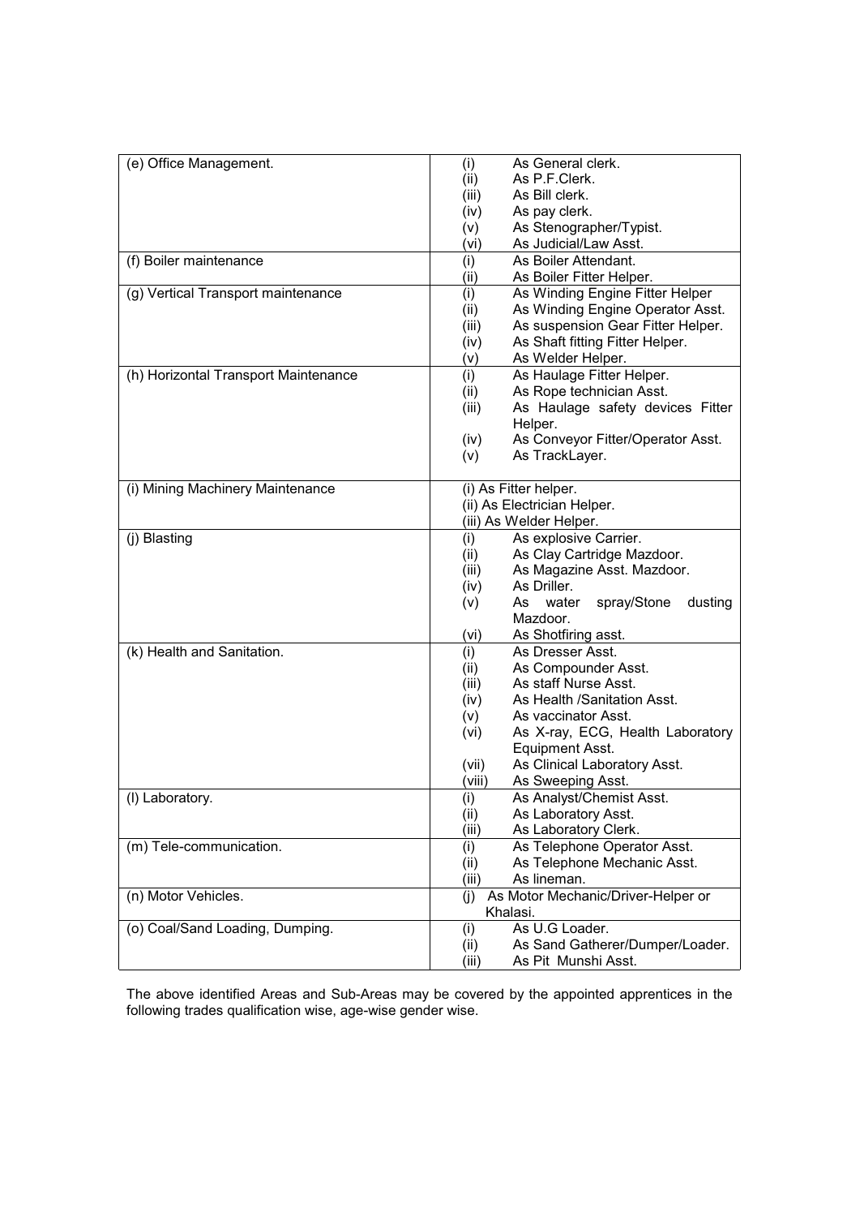| | |
|---|---|
| (e) Office Management. | (i) As General clerk.<br>(ii) As P.F.Clerk.<br>(iii) As Bill clerk.<br>(iv) As pay clerk.<br>(v) As Stenographer/Typist.<br>(vi) As Judicial/Law Asst. |
| (f) Boiler maintenance | (i) As Boiler Attendant.<br>(ii) As Boiler Fitter Helper. |
| (g) Vertical Transport maintenance | (i) As Winding Engine Fitter Helper<br>(ii) As Winding Engine Operator Asst.<br>(iii) As suspension Gear Fitter Helper.<br>(iv) As Shaft fitting Fitter Helper.<br>(v) As Welder Helper. |
| (h) Horizontal Transport Maintenance | (i) As Haulage Fitter Helper.<br>(ii) As Rope technician Asst.<br>(iii) As Haulage safety devices Fitter Helper.<br>(iv) As Conveyor Fitter/Operator Asst.<br>(v) As TrackLayer. |
| (i) Mining Machinery Maintenance | (i) As Fitter helper.<br>(ii) As Electrician Helper.<br>(iii) As Welder Helper. |
| (j) Blasting | (i) As explosive Carrier.<br>(ii) As Clay Cartridge Mazdoor.<br>(iii) As Magazine Asst. Mazdoor.<br>(iv) As Driller.<br>(v) As water spray/Stone dusting Mazdoor.<br>(vi) As Shotfiring asst. |
| (k) Health and Sanitation. | (i) As Dresser Asst.<br>(ii) As Compounder Asst.<br>(iii) As staff Nurse Asst.<br>(iv) As Health /Sanitation Asst.<br>(v) As vaccinator Asst.<br>(vi) As X-ray, ECG, Health Laboratory Equipment Asst.<br>(vii) As Clinical Laboratory Asst.<br>(viii) As Sweeping Asst. |
| (l) Laboratory. | (i) As Analyst/Chemist Asst.<br>(ii) As Laboratory Asst.<br>(iii) As Laboratory Clerk. |
| (m) Tele-communication. | (i) As Telephone Operator Asst.<br>(ii) As Telephone Mechanic Asst.<br>(iii) As lineman. |
| (n) Motor Vehicles. | (j) As Motor Mechanic/Driver-Helper or Khalasi. |
| (o) Coal/Sand Loading, Dumping. | (i) As U.G Loader.<br>(ii) As Sand Gatherer/Dumper/Loader.<br>(iii) As Pit Munshi Asst. |

The above identified Areas and Sub-Areas may be covered by the appointed apprentices in the following trades qualification wise, age-wise gender wise.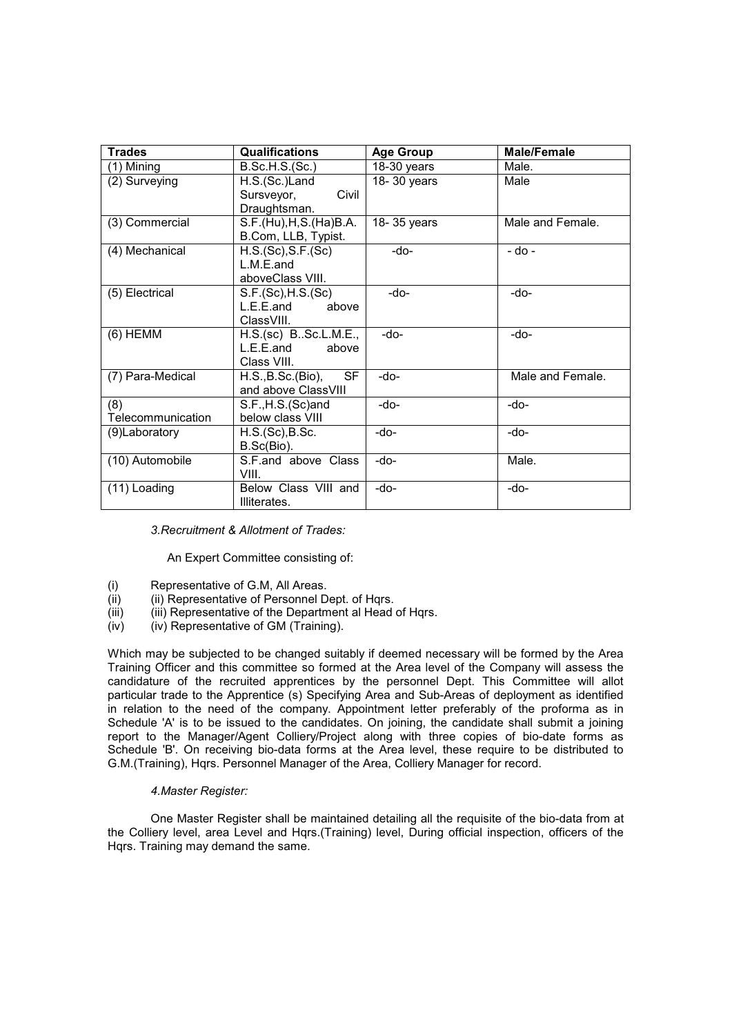| Trades | Qualifications | Age Group | Male/Female |
|---|---|---|---|
| (1) Mining | B.Sc.H.S.(Sc.) | 18-30 years | Male. |
| (2) Surveying | H.S.(Sc.)Land Sursveyor, Civil Draughtsman. | 18- 30 years | Male |
| (3) Commercial | S.F.(Hu),H,S.(Ha)B.A. B.Com, LLB, Typist. | 18- 35 years | Male and Female. |
| (4) Mechanical | H.S.(Sc),S.F.(Sc) L.M.E.and aboveClass VIII. | -do- | - do - |
| (5) Electrical | S.F.(Sc),H.S.(Sc) L.E.E.and above ClassVIII. | -do- | -do- |
| (6) HEMM | H.S.(sc) B..Sc.L.M.E., L.E.E.and above Class VIII. | -do- | -do- |
| (7) Para-Medical | H.S.,B.Sc.(Bio), SF and above ClassVIII | -do- | Male and Female. |
| (8) Telecommunication | S.F.,H.S.(Sc)and below class VIII | -do- | -do- |
| (9)Laboratory | H.S.(Sc),B.Sc. B.Sc(Bio). | -do- | -do- |
| (10) Automobile | S.F.and above Class VIII. | -do- | Male. |
| (11) Loading | Below Class VIII and Illiterates. | -do- | -do- |

*3.Recruitment & Allotment of Trades:*

An Expert Committee consisting of:

(i) Representative of G.M, All Areas.
(ii) (ii) Representative of Personnel Dept. of Hqrs.
(iii) (iii) Representative of the Department al Head of Hqrs.
(iv) (iv) Representative of GM (Training).

Which may be subjected to be changed suitably if deemed necessary will be formed by the Area Training Officer and this committee so formed at the Area level of the Company will assess the candidature of the recruited apprentices by the personnel Dept. This Committee will allot particular trade to the Apprentice (s) Specifying Area and Sub-Areas of deployment as identified in relation to the need of the company. Appointment letter preferably of the proforma as in Schedule 'A' is to be issued to the candidates. On joining, the candidate shall submit a joining report to the Manager/Agent Colliery/Project along with three copies of bio-date forms as Schedule 'B'. On receiving bio-data forms at the Area level, these require to be distributed to G.M.(Training), Hqrs. Personnel Manager of the Area, Colliery Manager for record.

*4.Master Register:*

One Master Register shall be maintained detailing all the requisite of the bio-data from at the Colliery level, area Level and Hqrs.(Training) level, During official inspection, officers of the Hqrs. Training may demand the same.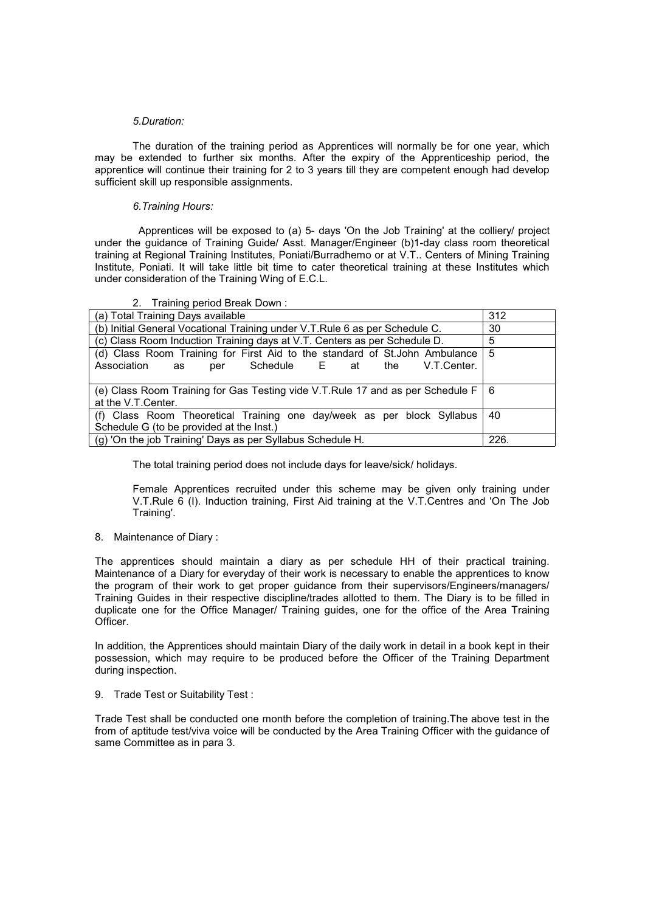*5.Duration:*

The duration of the training period as Apprentices will normally be for one year, which may be extended to further six months. After the expiry of the Apprenticeship period, the apprentice will continue their training for 2 to 3 years till they are competent enough had develop sufficient skill up responsible assignments.

*6.Training Hours:*

Apprentices will be exposed to (a) 5- days 'On the Job Training' at the colliery/ project under the guidance of Training Guide/ Asst. Manager/Engineer (b)1-day class room theoretical training at Regional Training Institutes, Poniati/Burradhemo or at V.T.. Centers of Mining Training Institute, Poniati. It will take little bit time to cater theoretical training at these Institutes which under consideration of the Training Wing of E.C.L.

2. Training period Break Down :

| | |
|---|---|
| (a) Total Training Days available | 312 |
| (b) Initial General Vocational Training under V.T.Rule 6 as per Schedule C. | 30 |
| (c) Class Room Induction Training days at V.T. Centers as per Schedule D. | 5 |
| (d) Class Room Training for First Aid to the standard of St.John Ambulance Association as per Schedule E at the V.T.Center. | 5 |
| (e) Class Room Training for Gas Testing vide V.T.Rule 17 and as per Schedule F at the V.T.Center. | 6 |
| (f) Class Room Theoretical Training one day/week as per block Syllabus Schedule G (to be provided at the Inst.) | 40 |
| (g) 'On the job Training' Days as per Syllabus Schedule H. | 226. |

The total training period does not include days for leave/sick/ holidays.

Female Apprentices recruited under this scheme may be given only training under V.T.Rule 6 (I). Induction training, First Aid training at the V.T.Centres and 'On The Job Training'.

8. Maintenance of Diary :

The apprentices should maintain a diary as per schedule HH of their practical training. Maintenance of a Diary for everyday of their work is necessary to enable the apprentices to know the program of their work to get proper guidance from their supervisors/Engineers/managers/ Training Guides in their respective discipline/trades allotted to them. The Diary is to be filled in duplicate one for the Office Manager/ Training guides, one for the office of the Area Training Officer.

In addition, the Apprentices should maintain Diary of the daily work in detail in a book kept in their possession, which may require to be produced before the Officer of the Training Department during inspection.

9. Trade Test or Suitability Test :

Trade Test shall be conducted one month before the completion of training.The above test in the from of aptitude test/viva voice will be conducted by the Area Training Officer with the guidance of same Committee as in para 3.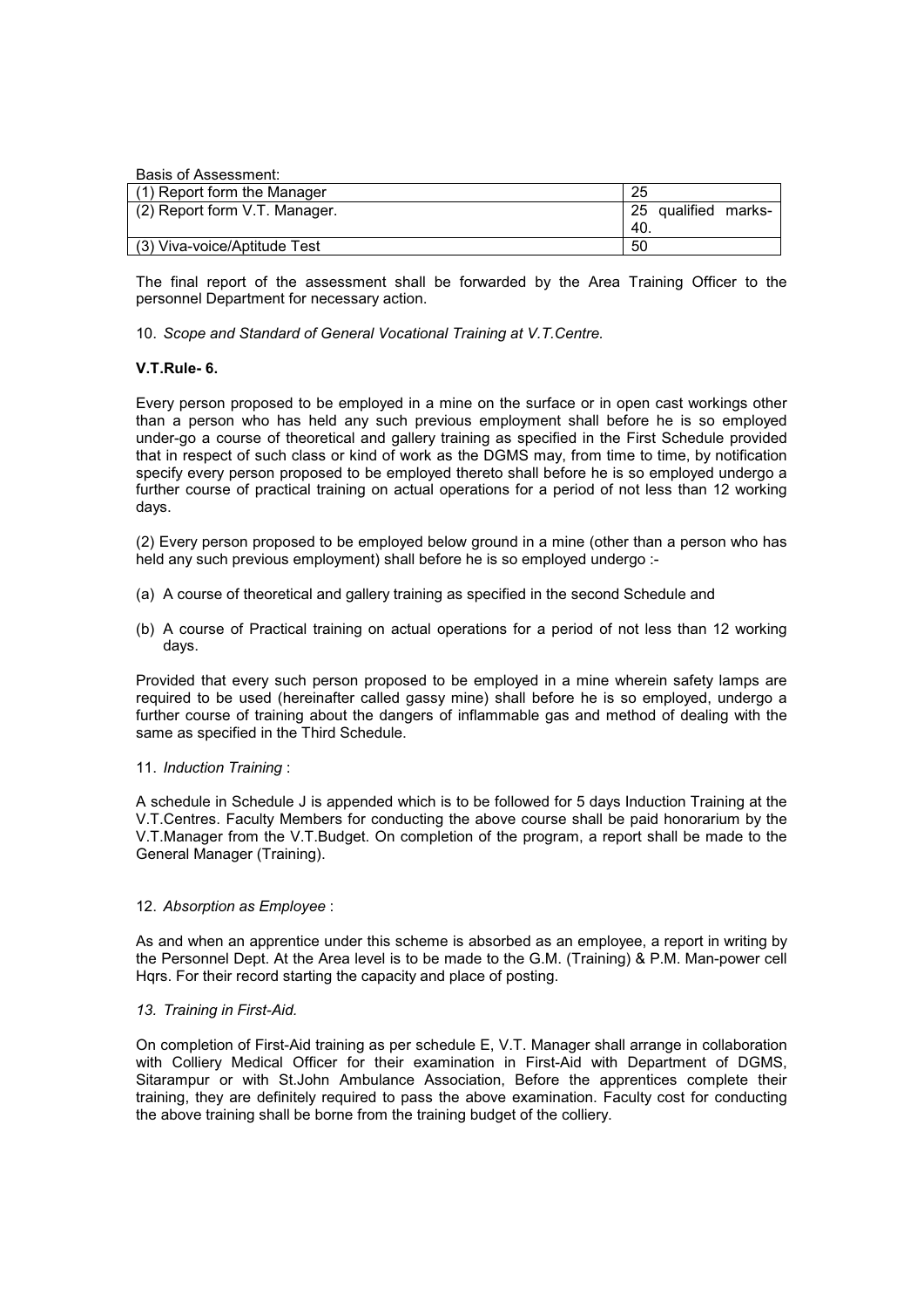Basis of Assessment:

| | |
|---|---|
| (1) Report form the Manager | 25 |
| (2) Report form V.T. Manager. | 25 qualified marks- 40. |
| (3) Viva-voice/Aptitude Test | 50 |

The final report of the assessment shall be forwarded by the Area Training Officer to the personnel Department for necessary action.

10. *Scope and Standard of General Vocational Training at V.T.Centre.*

**V.T.Rule- 6.**

Every person proposed to be employed in a mine on the surface or in open cast workings other than a person who has held any such previous employment shall before he is so employed under-go a course of theoretical and gallery training as specified in the First Schedule provided that in respect of such class or kind of work as the DGMS may, from time to time, by notification specify every person proposed to be employed thereto shall before he is so employed undergo a further course of practical training on actual operations for a period of not less than 12 working days.

(2) Every person proposed to be employed below ground in a mine (other than a person who has held any such previous employment) shall before he is so employed undergo :-

(a) A course of theoretical and gallery training as specified in the second Schedule and

(b) A course of Practical training on actual operations for a period of not less than 12 working days.

Provided that every such person proposed to be employed in a mine wherein safety lamps are required to be used (hereinafter called gassy mine) shall before he is so employed, undergo a further course of training about the dangers of inflammable gas and method of dealing with the same as specified in the Third Schedule.

11. *Induction Training* :

A schedule in Schedule J is appended which is to be followed for 5 days Induction Training at the V.T.Centres. Faculty Members for conducting the above course shall be paid honorarium by the V.T.Manager from the V.T.Budget. On completion of the program, a report shall be made to the General Manager (Training).

12. *Absorption as Employee* :

As and when an apprentice under this scheme is absorbed as an employee, a report in writing by the Personnel Dept. At the Area level is to be made to the G.M. (Training) & P.M. Man-power cell Hqrs. For their record starting the capacity and place of posting.

*13. Training in First-Aid.*

On completion of First-Aid training as per schedule E, V.T. Manager shall arrange in collaboration with Colliery Medical Officer for their examination in First-Aid with Department of DGMS, Sitarampur or with St.John Ambulance Association, Before the apprentices complete their training, they are definitely required to pass the above examination. Faculty cost for conducting the above training shall be borne from the training budget of the colliery.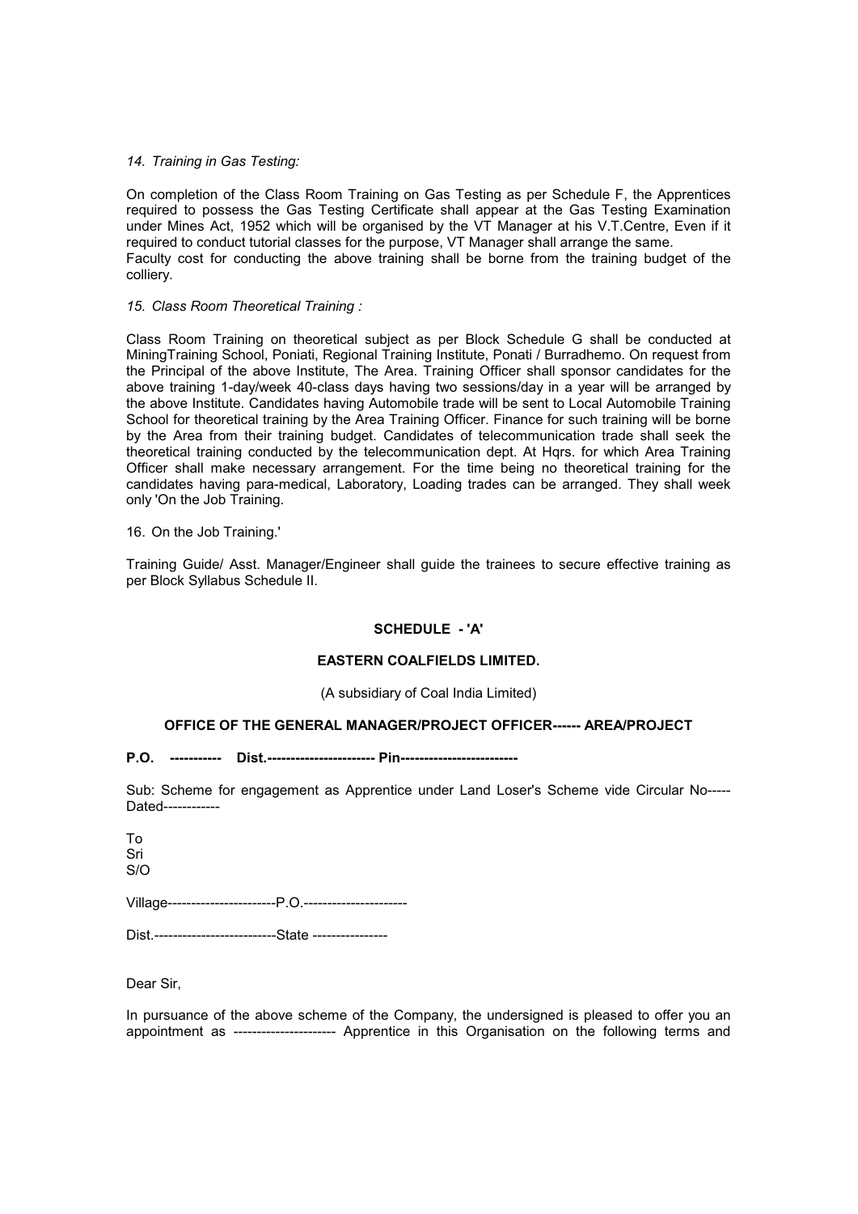*14. Training in Gas Testing:*

On completion of the Class Room Training on Gas Testing as per Schedule F, the Apprentices required to possess the Gas Testing Certificate shall appear at the Gas Testing Examination under Mines Act, 1952 which will be organised by the VT Manager at his V.T.Centre, Even if it required to conduct tutorial classes for the purpose, VT Manager shall arrange the same.
Faculty cost for conducting the above training shall be borne from the training budget of the colliery.

*15. Class Room Theoretical Training :*

Class Room Training on theoretical subject as per Block Schedule G shall be conducted at MiningTraining School, Poniati, Regional Training Institute, Ponati / Burradhemo. On request from the Principal of the above Institute, The Area. Training Officer shall sponsor candidates for the above training 1-day/week 40-class days having two sessions/day in a year will be arranged by the above Institute. Candidates having Automobile trade will be sent to Local Automobile Training School for theoretical training by the Area Training Officer. Finance for such training will be borne by the Area from their training budget. Candidates of telecommunication trade shall seek the theoretical training conducted by the telecommunication dept. At Hqrs. for which Area Training Officer shall make necessary arrangement. For the time being no theoretical training for the candidates having para-medical, Laboratory, Loading trades can be arranged. They shall week only 'On the Job Training.

16. On the Job Training.'

Training Guide/ Asst. Manager/Engineer shall guide the trainees to secure effective training as per Block Syllabus Schedule II.

**SCHEDULE - 'A'**

**EASTERN COALFIELDS LIMITED.**

(A subsidiary of Coal India Limited)

**OFFICE OF THE GENERAL MANAGER/PROJECT OFFICER------ AREA/PROJECT**

**P.O. ----------- Dist.----------------------- Pin-------------------------**

Sub: Scheme for engagement as Apprentice under Land Loser's Scheme vide Circular No----- Dated------------

To
Sri
S/O

Village-----------------------P.O.----------------------

Dist.--------------------------State ----------------

Dear Sir,

In pursuance of the above scheme of the Company, the undersigned is pleased to offer you an appointment as ---------------------- Apprentice in this Organisation on the following terms and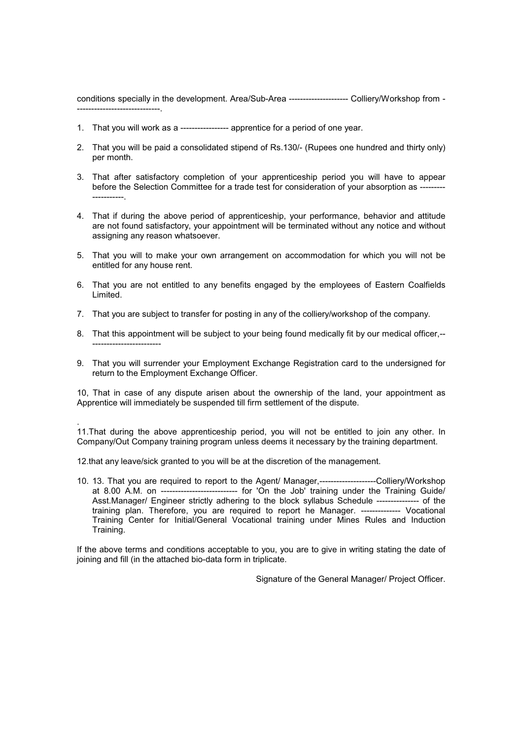conditions specially in the development. Area/Sub-Area --------------------- Colliery/Workshop from -----------------------------.

1. That you will work as a ----------------- apprentice for a period of one year.
2. That you will be paid a consolidated stipend of Rs.130/- (Rupees one hundred and thirty only) per month.
3. That after satisfactory completion of your apprenticeship period you will have to appear before the Selection Committee for a trade test for consideration of your absorption as --------------------.
4. That if during the above period of apprenticeship, your performance, behavior and attitude are not found satisfactory, your appointment will be terminated without any notice and without assigning any reason whatsoever.
5. That you will to make your own arrangement on accommodation for which you will not be entitled for any house rent.
6. That you are not entitled to any benefits engaged by the employees of Eastern Coalfields Limited.
7. That you are subject to transfer for posting in any of the colliery/workshop of the company.
8. That this appointment will be subject to your being found medically fit by our medical officer,-------------------------
9. That you will surrender your Employment Exchange Registration card to the undersigned for return to the Employment Exchange Officer.

10, That in case of any dispute arisen about the ownership of the land, your appointment as Apprentice will immediately be suspended till firm settlement of the dispute.

.

11.That during the above apprenticeship period, you will not be entitled to join any other. In Company/Out Company training program unless deems it necessary by the training department.

12.that any leave/sick granted to you will be at the discretion of the management.

10. 13. That you are required to report to the Agent/ Manager,--------------------Colliery/Workshop at 8.00 A.M. on -------------------------- for 'On the Job' training under the Training Guide/ Asst.Manager/ Engineer strictly adhering to the block syllabus Schedule --------------- of the training plan. Therefore, you are required to report he Manager. -------------- Vocational Training Center for Initial/General Vocational training under Mines Rules and Induction Training.

If the above terms and conditions acceptable to you, you are to give in writing stating the date of joining and fill (in the attached bio-data form in triplicate.

Signature of the General Manager/ Project Officer.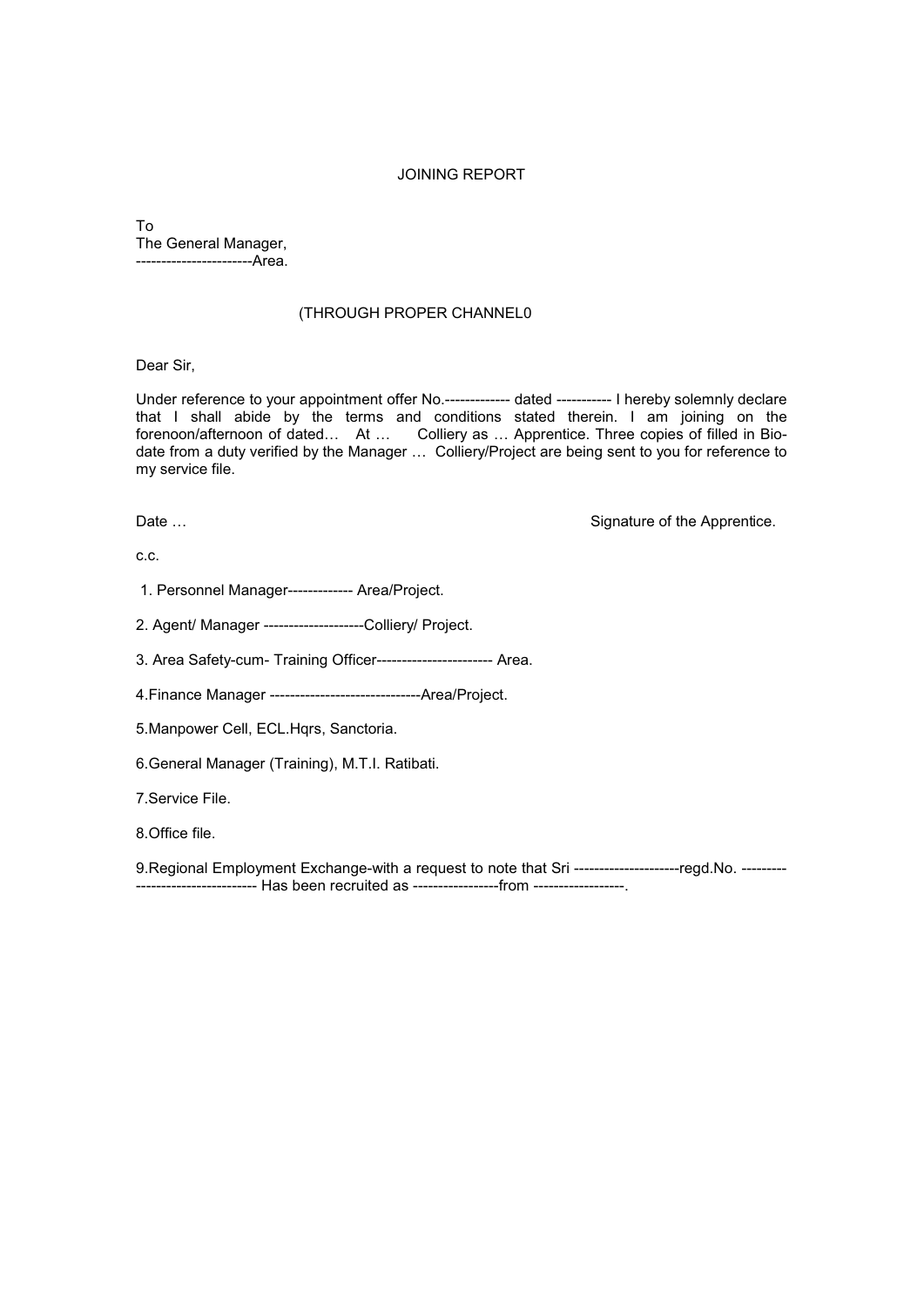# JOINING REPORT

To
The General Manager,
-----------------------Area.

(THROUGH PROPER CHANNEL0

Dear Sir,

Under reference to your appointment offer No.------------- dated ----------- I hereby solemnly declare that I shall abide by the terms and conditions stated therein. I am joining on the forenoon/afternoon of dated… At … Colliery as … Apprentice. Three copies of filled in Bio-date from a duty verified by the Manager … Colliery/Project are being sent to you for reference to my service file.

Date … Signature of the Apprentice.

c.c.

1. Personnel Manager------------- Area/Project.
2. Agent/ Manager --------------------Colliery/ Project.
3. Area Safety-cum- Training Officer----------------------- Area.
4. Finance Manager ------------------------------Area/Project.
5. Manpower Cell, ECL.Hqrs, Sanctoria.
6. General Manager (Training), M.T.I. Ratibati.
7. Service File.
8. Office file.
9. Regional Employment Exchange-with a request to note that Sri ---------------------regd.No. --------------------------------- Has been recruited as -----------------from ------------------.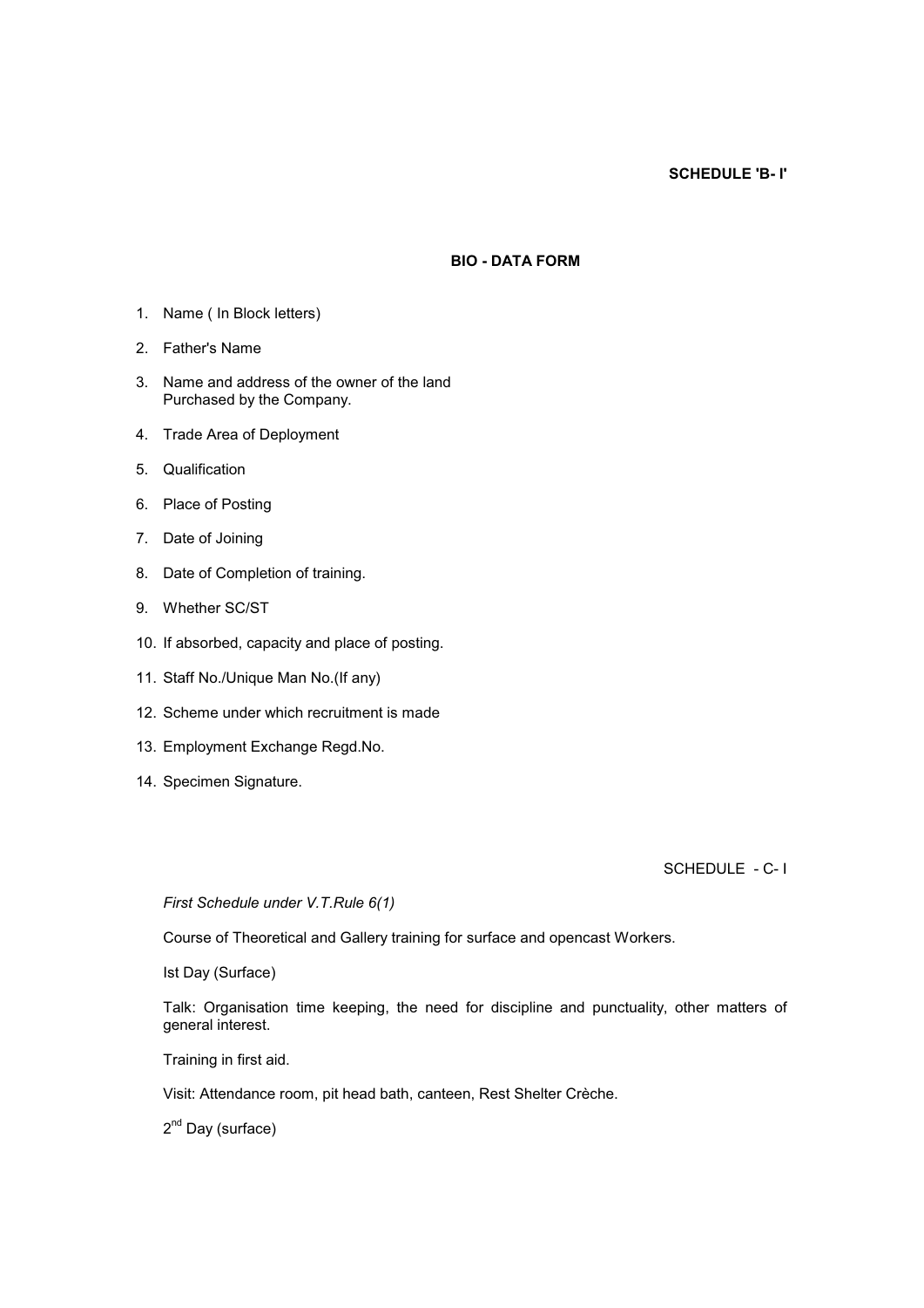**SCHEDULE 'B- I'**

**BIO - DATA FORM**

1. Name ( In Block letters)
2. Father's Name
3. Name and address of the owner of the land Purchased by the Company.
4. Trade Area of Deployment
5. Qualification
6. Place of Posting
7. Date of Joining
8. Date of Completion of training.
9. Whether SC/ST
10. If absorbed, capacity and place of posting.
11. Staff No./Unique Man No.(If any)
12. Scheme under which recruitment is made
13. Employment Exchange Regd.No.
14. Specimen Signature.

SCHEDULE - C- I

*First Schedule under V.T.Rule 6(1)*

Course of Theoretical and Gallery training for surface and opencast Workers.

Ist Day (Surface)

Talk: Organisation time keeping, the need for discipline and punctuality, other matters of general interest.

Training in first aid.

Visit: Attendance room, pit head bath, canteen, Rest Shelter Crèche.

2nd Day (surface)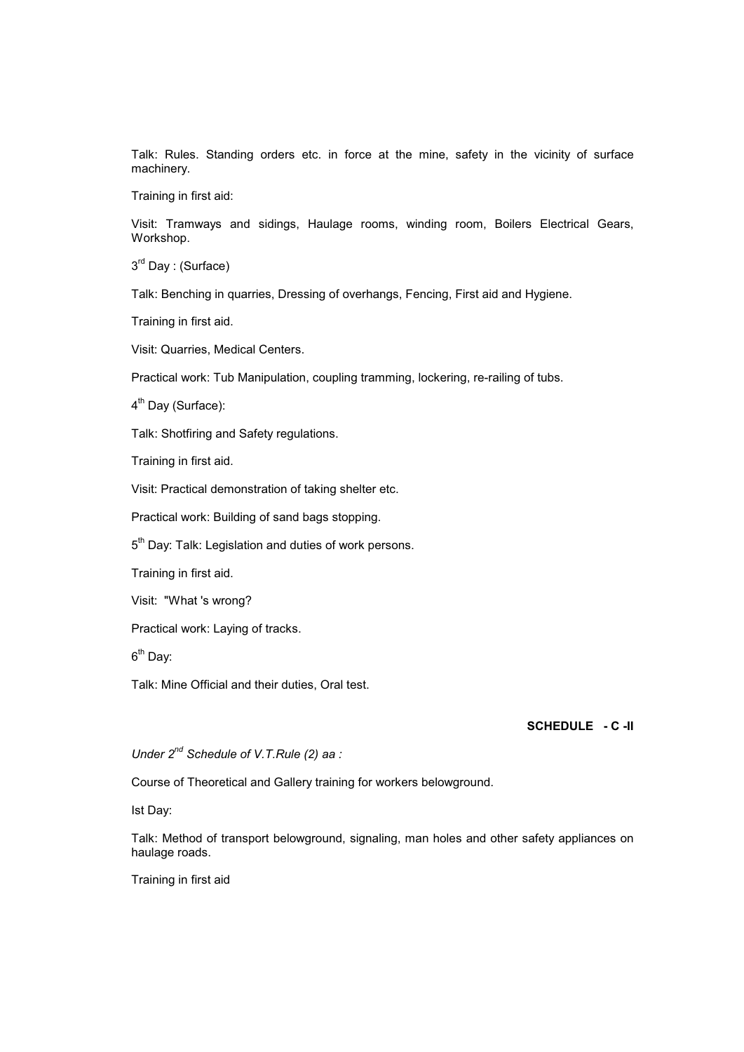Talk: Rules. Standing orders etc. in force at the mine, safety in the vicinity of surface machinery.

Training in first aid:

Visit: Tramways and sidings, Haulage rooms, winding room, Boilers Electrical Gears, Workshop.

3rd Day : (Surface)

Talk: Benching in quarries, Dressing of overhangs, Fencing, First aid and Hygiene.

Training in first aid.

Visit: Quarries, Medical Centers.

Practical work: Tub Manipulation, coupling tramming, lockering, re-railing of tubs.

4th Day (Surface):

Talk: Shotfiring and Safety regulations.

Training in first aid.

Visit: Practical demonstration of taking shelter etc.

Practical work: Building of sand bags stopping.

5th Day: Talk: Legislation and duties of work persons.

Training in first aid.

Visit: "What 's wrong?

Practical work: Laying of tracks.

6th Day:

Talk: Mine Official and their duties, Oral test.

**SCHEDULE - C -II**

*Under 2nd Schedule of V.T.Rule (2) aa :*

Course of Theoretical and Gallery training for workers belowground.

Ist Day:

Talk: Method of transport belowground, signaling, man holes and other safety appliances on haulage roads.

Training in first aid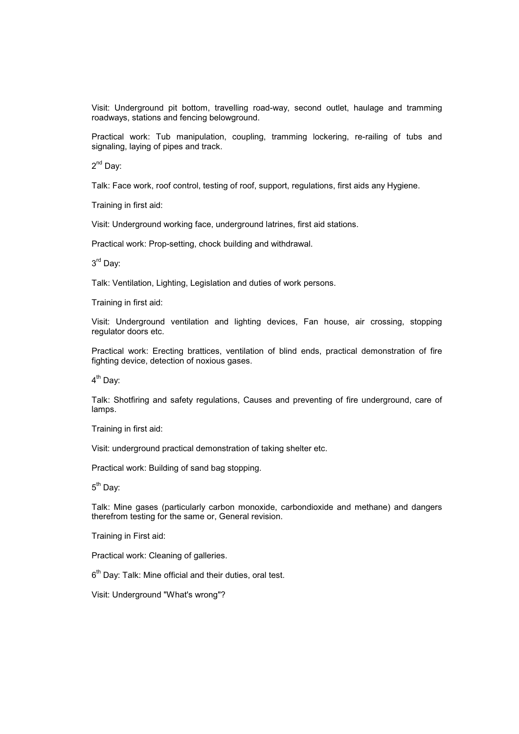Visit: Underground pit bottom, travelling road-way, second outlet, haulage and tramming roadways, stations and fencing belowground.

Practical work: Tub manipulation, coupling, tramming lockering, re-railing of tubs and signaling, laying of pipes and track.

2nd Day:

Talk: Face work, roof control, testing of roof, support, regulations, first aids any Hygiene.

Training in first aid:

Visit: Underground working face, underground latrines, first aid stations.

Practical work: Prop-setting, chock building and withdrawal.

3rd Day:

Talk: Ventilation, Lighting, Legislation and duties of work persons.

Training in first aid:

Visit: Underground ventilation and lighting devices, Fan house, air crossing, stopping regulator doors etc.

Practical work: Erecting brattices, ventilation of blind ends, practical demonstration of fire fighting device, detection of noxious gases.

4th Day:

Talk: Shotfiring and safety regulations, Causes and preventing of fire underground, care of lamps.

Training in first aid:

Visit: underground practical demonstration of taking shelter etc.

Practical work: Building of sand bag stopping.

5th Day:

Talk: Mine gases (particularly carbon monoxide, carbondioxide and methane) and dangers therefrom testing for the same or, General revision.

Training in First aid:

Practical work: Cleaning of galleries.

6th Day: Talk: Mine official and their duties, oral test.

Visit: Underground "What's wrong"?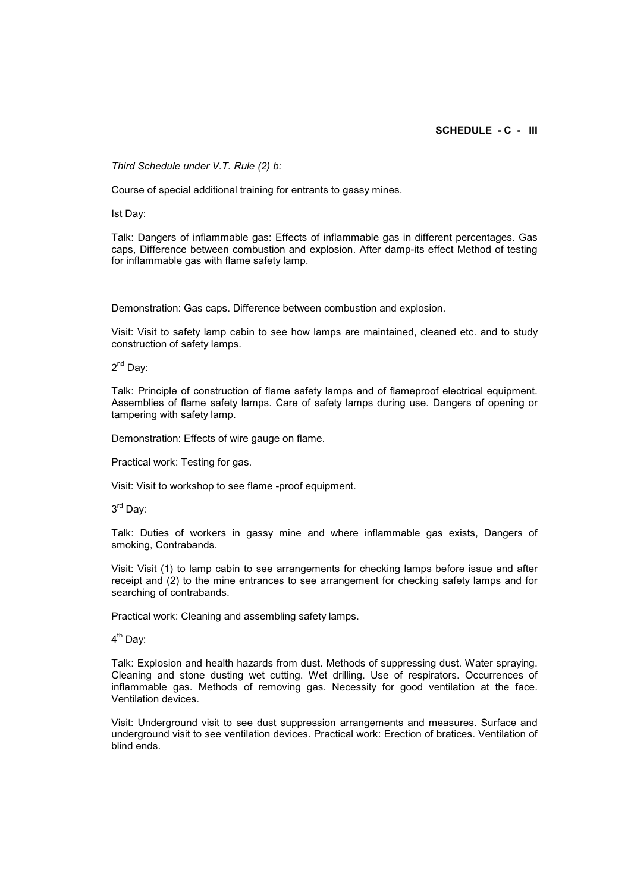**SCHEDULE - C - III**

*Third Schedule under V.T. Rule (2) b:*

Course of special additional training for entrants to gassy mines.

Ist Day:

Talk: Dangers of inflammable gas: Effects of inflammable gas in different percentages. Gas caps, Difference between combustion and explosion. After damp-its effect Method of testing for inflammable gas with flame safety lamp.

Demonstration: Gas caps. Difference between combustion and explosion.

Visit: Visit to safety lamp cabin to see how lamps are maintained, cleaned etc. and to study construction of safety lamps.

2nd Day:

Talk: Principle of construction of flame safety lamps and of flameproof electrical equipment. Assemblies of flame safety lamps. Care of safety lamps during use. Dangers of opening or tampering with safety lamp.

Demonstration: Effects of wire gauge on flame.

Practical work: Testing for gas.

Visit: Visit to workshop to see flame -proof equipment.

3rd Day:

Talk: Duties of workers in gassy mine and where inflammable gas exists, Dangers of smoking, Contrabands.

Visit: Visit (1) to lamp cabin to see arrangements for checking lamps before issue and after receipt and (2) to the mine entrances to see arrangement for checking safety lamps and for searching of contrabands.

Practical work: Cleaning and assembling safety lamps.

4th Day:

Talk: Explosion and health hazards from dust. Methods of suppressing dust. Water spraying. Cleaning and stone dusting wet cutting. Wet drilling. Use of respirators. Occurrences of inflammable gas. Methods of removing gas. Necessity for good ventilation at the face. Ventilation devices.

Visit: Underground visit to see dust suppression arrangements and measures. Surface and underground visit to see ventilation devices. Practical work: Erection of bratices. Ventilation of blind ends.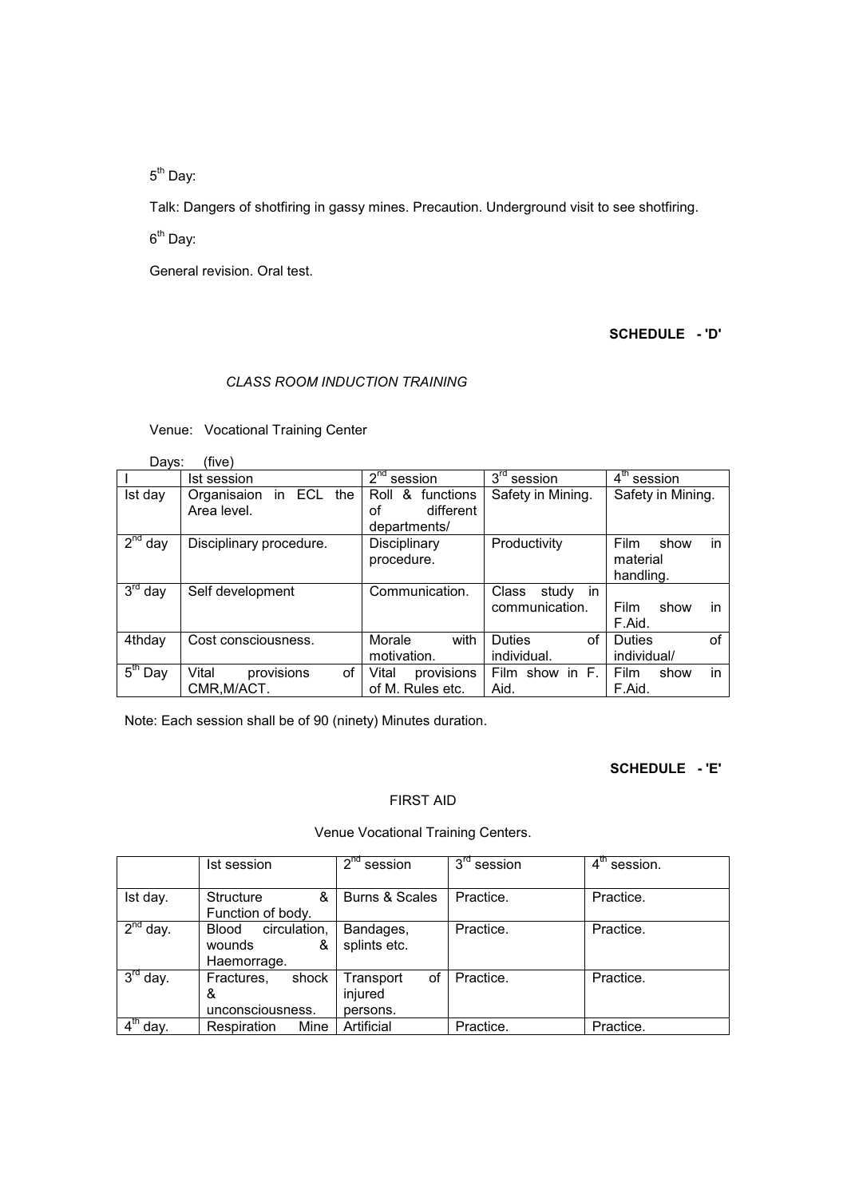5th Day:

Talk: Dangers of shotfiring in gassy mines. Precaution. Underground visit to see shotfiring.

6th Day:

General revision. Oral test.

**SCHEDULE - 'D'**

*CLASS ROOM INDUCTION TRAINING*

Venue: Vocational Training Center

Days: (five)

| I | Ist session | 2nd session | 3rd session | 4th session |
|---|---|---|---|---|
| Ist day | Organisaion in ECL the Area level. | Roll & functions of different departments/ | Safety in Mining. | Safety in Mining. |
| 2nd day | Disciplinary procedure. | Disciplinary procedure. | Productivity | Film show in material handling. |
| 3rd day | Self development | Communication. | Class study in communication. | Film show in F.Aid. |
| 4thday | Cost consciousness. | Morale with motivation. | Duties of individual. | Duties of individual/ |
| 5th Day | Vital provisions of CMR,M/ACT. | Vital provisions of M. Rules etc. | Film show in F. Aid. | Film show in F.Aid. |

Note: Each session shall be of 90 (ninety) Minutes duration.

**SCHEDULE - 'E'**

FIRST AID

Venue Vocational Training Centers.

| | Ist session | 2nd session | 3rd session | 4th session. |
|---|---|---|---|---|
| Ist day. | Structure & Function of body. | Burns & Scales | Practice. | Practice. |
| 2nd day. | Blood circulation, wounds & Haemorrage. | Bandages, splints etc. | Practice. | Practice. |
| 3rd day. | Fractures, shock & unconsciousness. | Transport of injured persons. | Practice. | Practice. |
| 4th day. | Respiration Mine | Artificial | Practice. | Practice. |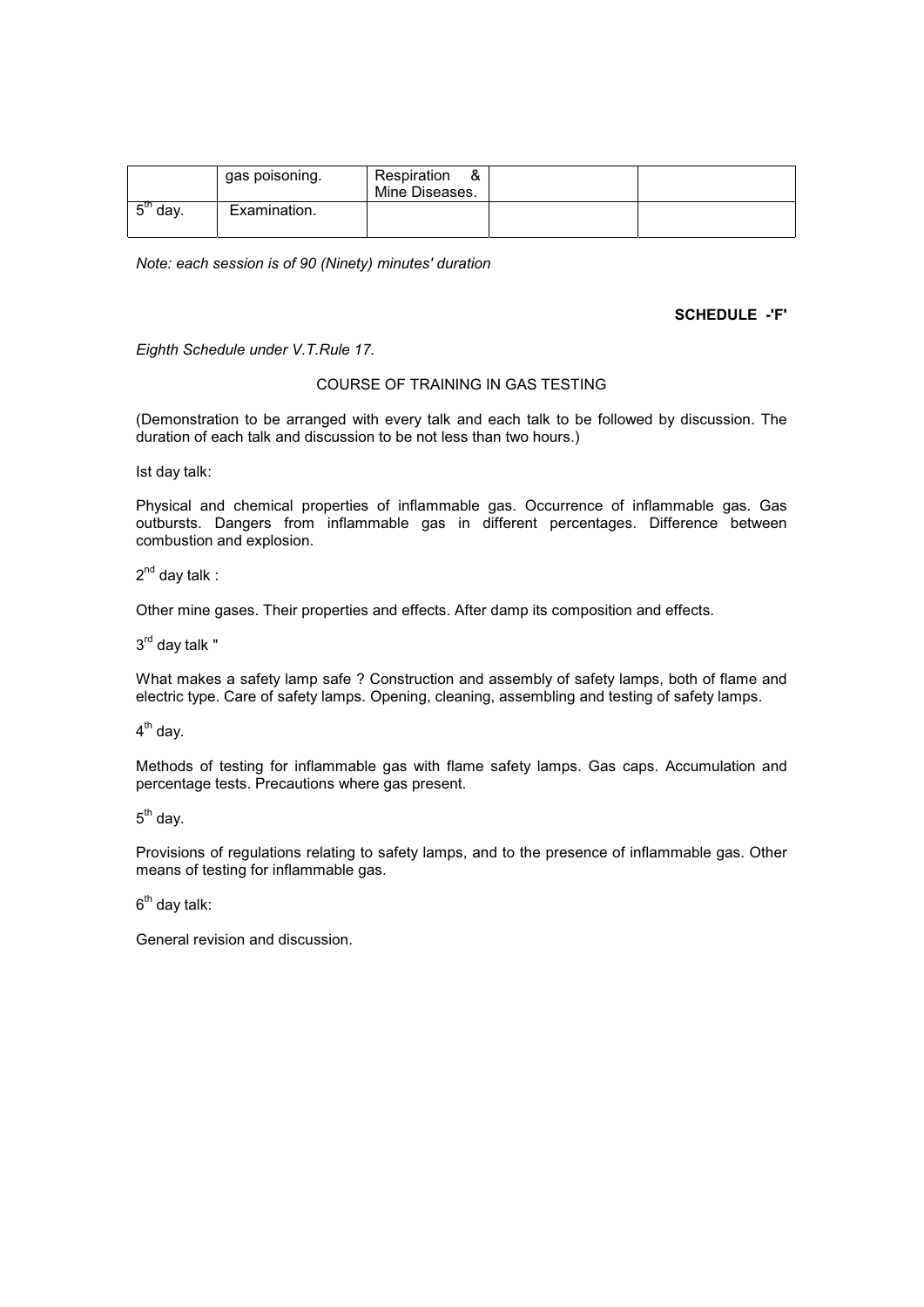| | | | | |
|---|---|---|---|---|
| | gas poisoning. | Respiration & Mine Diseases. | | |
| $5^{th}$ day. | Examination. | | | |

*Note: each session is of 90 (Ninety) minutes' duration*

**SCHEDULE -'F'**

*Eighth Schedule under V.T.Rule 17.*

COURSE OF TRAINING IN GAS TESTING

(Demonstration to be arranged with every talk and each talk to be followed by discussion. The duration of each talk and discussion to be not less than two hours.)

Ist day talk:

Physical and chemical properties of inflammable gas. Occurrence of inflammable gas. Gas outbursts. Dangers from inflammable gas in different percentages. Difference between combustion and explosion.

$2^{nd}$ day talk :

Other mine gases. Their properties and effects. After damp its composition and effects.

$3^{rd}$ day talk "

What makes a safety lamp safe ? Construction and assembly of safety lamps, both of flame and electric type. Care of safety lamps. Opening, cleaning, assembling and testing of safety lamps.

$4^{th}$ day.

Methods of testing for inflammable gas with flame safety lamps. Gas caps. Accumulation and percentage tests. Precautions where gas present.

$5^{th}$ day.

Provisions of regulations relating to safety lamps, and to the presence of inflammable gas. Other means of testing for inflammable gas.

$6^{th}$ day talk:

General revision and discussion.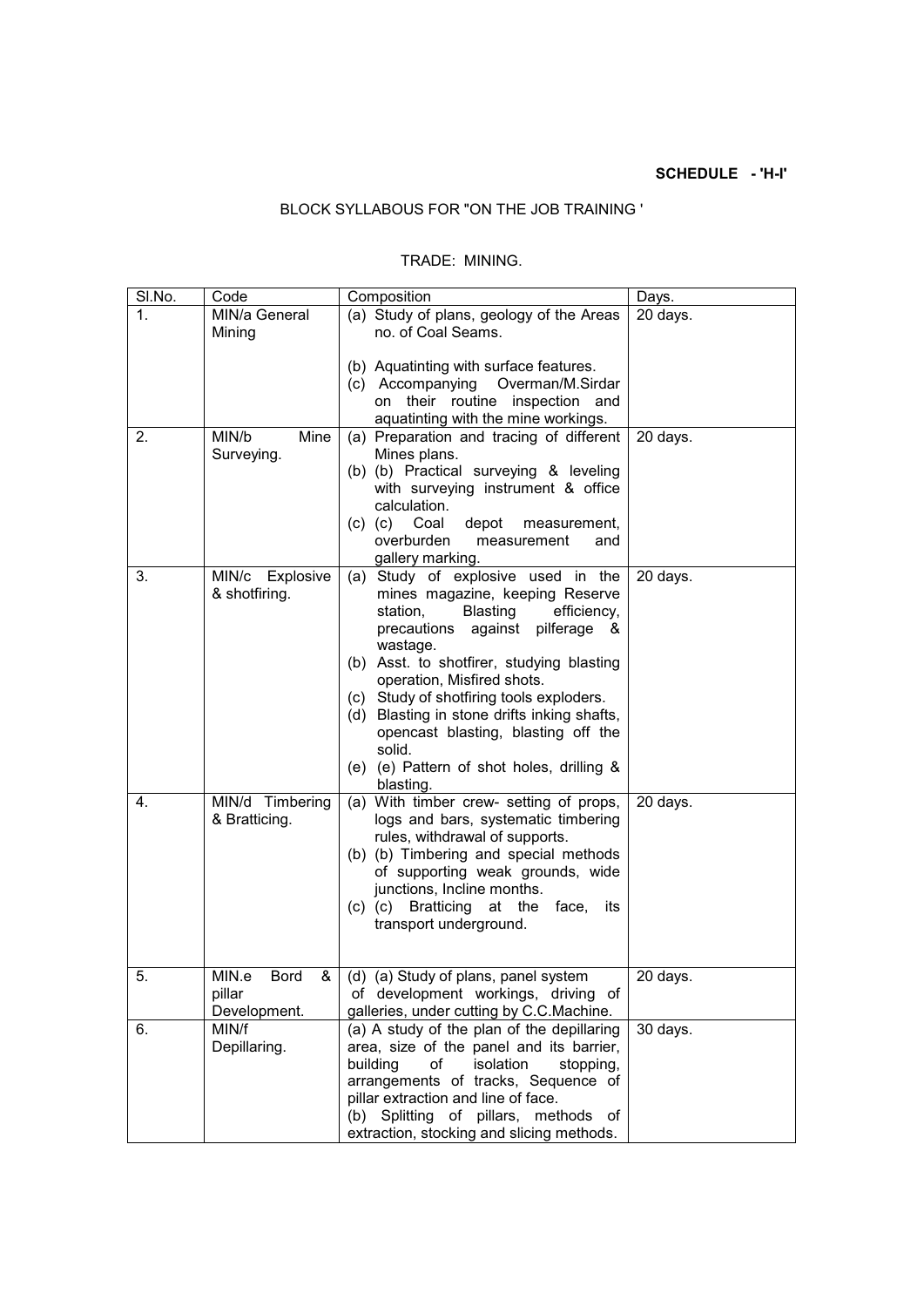**SCHEDULE - 'H-I'**

BLOCK SYLLABOUS FOR "ON THE JOB TRAINING '

TRADE: MINING.

| Sl.No. | Code | Composition | Days. |
|---|---|---|---|
| 1. | MIN/a General Mining | (a) Study of plans, geology of the Areas no. of Coal Seams.<br><br>(b) Aquatinting with surface features.<br>(c) Accompanying Overman/M.Sirdar on their routine inspection and aquatinting with the mine workings. | 20 days. |
| 2. | MIN/b Mine Surveying. | (a) Preparation and tracing of different Mines plans.<br>(b) (b) Practical surveying & leveling with surveying instrument & office calculation.<br>(c) (c) Coal depot measurement, overburden measurement and gallery marking. | 20 days. |
| 3. | MIN/c Explosive & shotfiring. | (a) Study of explosive used in the mines magazine, keeping Reserve station, Blasting efficiency, precautions against pilferage & wastage.<br>(b) Asst. to shotfirer, studying blasting operation, Misfired shots.<br>(c) Study of shotfiring tools exploders.<br>(d) Blasting in stone drifts inking shafts, opencast blasting, blasting off the solid.<br>(e) (e) Pattern of shot holes, drilling & blasting. | 20 days. |
| 4. | MIN/d Timbering & Bratticing. | (a) With timber crew- setting of props, logs and bars, systematic timbering rules, withdrawal of supports.<br>(b) (b) Timbering and special methods of supporting weak grounds, wide junctions, Incline months.<br>(c) (c) Bratticing at the face, its transport underground. | 20 days. |
| 5. | MIN.e Bord & pillar Development. | (d) (a) Study of plans, panel system of development workings, driving of galleries, under cutting by C.C.Machine. | 20 days. |
| 6. | MIN/f Depillaring. | (a) A study of the plan of the depillaring area, size of the panel and its barrier, building of isolation stopping, arrangements of tracks, Sequence of pillar extraction and line of face.<br>(b) Splitting of pillars, methods of extraction, stocking and slicing methods. | 30 days. |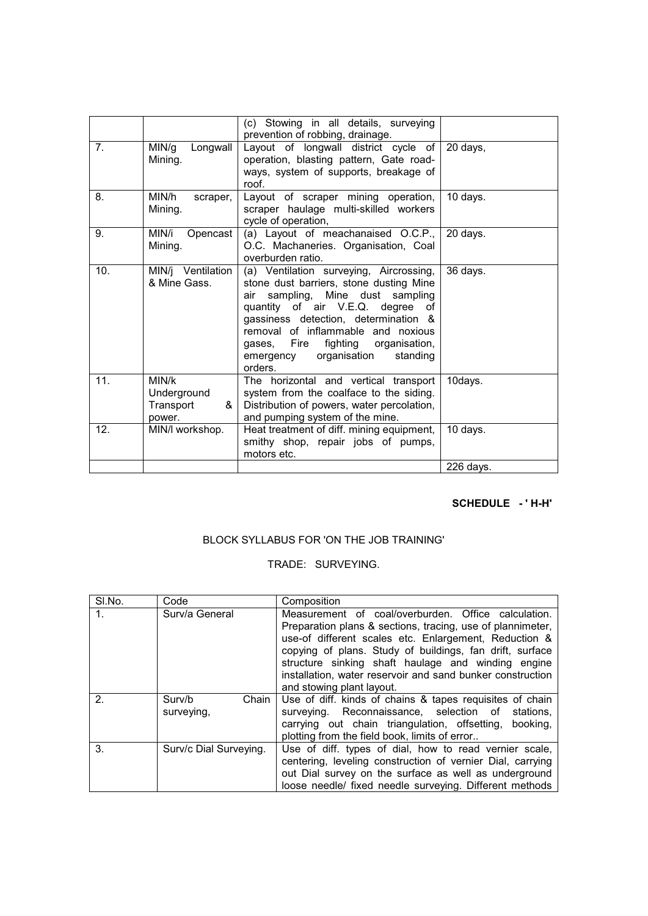| | | | |
|---|---|---|---|
| | | (c) Stowing in all details, surveying prevention of robbing, drainage. | |
| 7. | MIN/g Longwall Mining. | Layout of longwall district cycle of operation, blasting pattern, Gate road-ways, system of supports, breakage of roof. | 20 days, |
| 8. | MIN/h scraper, Mining. | Layout of scraper mining operation, scraper haulage multi-skilled workers cycle of operation, | 10 days. |
| 9. | MIN/i Opencast Mining. | (a) Layout of meachanaised O.C.P., O.C. Machaneries. Organisation, Coal overburden ratio. | 20 days. |
| 10. | MIN/j Ventilation & Mine Gass. | (a) Ventilation surveying, Aircrossing, stone dust barriers, stone dusting Mine air sampling, Mine dust sampling quantity of air V.E.Q. degree of gassiness detection, determination & removal of inflammable and noxious gases, Fire fighting organisation, emergency organisation standing orders. | 36 days. |
| 11. | MIN/k Underground Transport & power. | The horizontal and vertical transport system from the coalface to the siding. Distribution of powers, water percolation, and pumping system of the mine. | 10days. |
| 12. | MIN/l workshop. | Heat treatment of diff. mining equipment, smithy shop, repair jobs of pumps, motors etc. | 10 days. |
| | | | 226 days. |

**SCHEDULE - ' H-H'**

BLOCK SYLLABUS FOR 'ON THE JOB TRAINING'

TRADE: SURVEYING.

| Sl.No. | Code | Composition |
|---|---|---|
| 1. | Surv/a General | Measurement of coal/overburden. Office calculation. Preparation plans & sections, tracing, use of plannimeter, use-of different scales etc. Enlargement, Reduction & copying of plans. Study of buildings, fan drift, surface structure sinking shaft haulage and winding engine installation, water reservoir and sand bunker construction and stowing plant layout. |
| 2. | Surv/b Chain surveying, | Use of diff. kinds of chains & tapes requisites of chain surveying. Reconnaissance, selection of stations, carrying out chain triangulation, offsetting, booking, plotting from the field book, limits of error.. |
| 3. | Surv/c Dial Surveying. | Use of diff. types of dial, how to read vernier scale, centering, leveling construction of vernier Dial, carrying out Dial survey on the surface as well as underground loose needle/ fixed needle surveying. Different methods |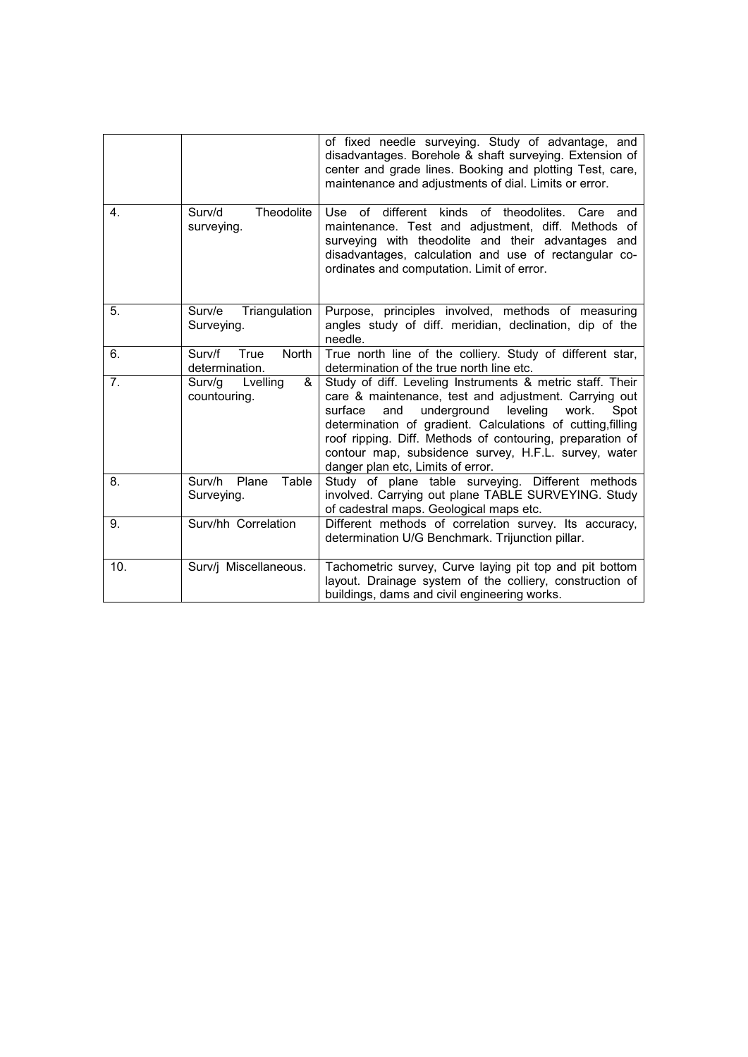| | | |
|---|---|---|
| | | of fixed needle surveying. Study of advantage, and disadvantages. Borehole & shaft surveying. Extension of center and grade lines. Booking and plotting Test, care, maintenance and adjustments of dial. Limits or error. |
| 4. | Surv/d Theodolite surveying. | Use of different kinds of theodolites. Care and maintenance. Test and adjustment, diff. Methods of surveying with theodolite and their advantages and disadvantages, calculation and use of rectangular co-ordinates and computation. Limit of error. |
| 5. | Surv/e Triangulation Surveying. | Purpose, principles involved, methods of measuring angles study of diff. meridian, declination, dip of the needle. |
| 6. | Surv/f True North determination. | True north line of the colliery. Study of different star, determination of the true north line etc. |
| 7. | Surv/g Lvelling & countouring. | Study of diff. Leveling Instruments & metric staff. Their care & maintenance, test and adjustment. Carrying out surface and underground leveling work. Spot determination of gradient. Calculations of cutting,filling roof ripping. Diff. Methods of contouring, preparation of contour map, subsidence survey, H.F.L. survey, water danger plan etc, Limits of error. |
| 8. | Surv/h Plane Table Surveying. | Study of plane table surveying. Different methods involved. Carrying out plane TABLE SURVEYING. Study of cadestral maps. Geological maps etc. |
| 9. | Surv/hh Correlation | Different methods of correlation survey. Its accuracy, determination U/G Benchmark. Trijunction pillar. |
| 10. | Surv/j Miscellaneous. | Tachometric survey, Curve laying pit top and pit bottom layout. Drainage system of the colliery, construction of buildings, dams and civil engineering works. |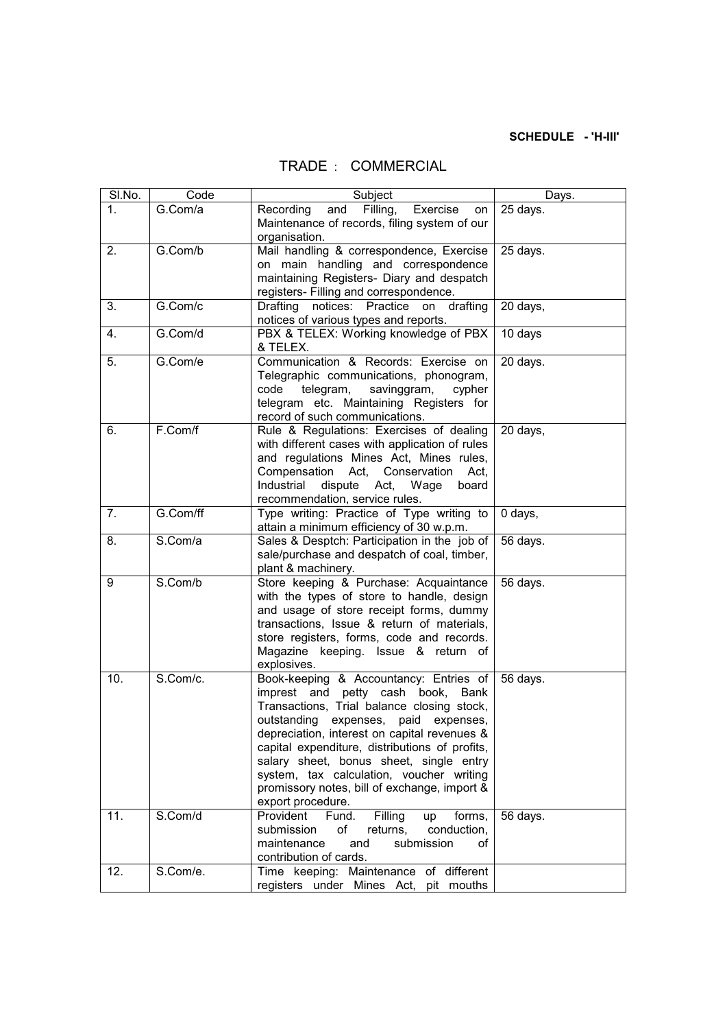**SCHEDULE - 'H-III'**

## TRADE : COMMERCIAL

| Sl.No. | Code | Subject | Days. |
|---|---|---|---|
| 1. | G.Com/a | Recording and Filling, Exercise on Maintenance of records, filing system of our organisation. | 25 days. |
| 2. | G.Com/b | Mail handling & correspondence, Exercise on main handling and correspondence maintaining Registers- Diary and despatch registers- Filling and correspondence. | 25 days. |
| 3. | G.Com/c | Drafting notices: Practice on drafting notices of various types and reports. | 20 days, |
| 4. | G.Com/d | PBX & TELEX: Working knowledge of PBX & TELEX. | 10 days |
| 5. | G.Com/e | Communication & Records: Exercise on Telegraphic communications, phonogram, code telegram, savinggram, cypher telegram etc. Maintaining Registers for record of such communications. | 20 days. |
| 6. | F.Com/f | Rule & Regulations: Exercises of dealing with different cases with application of rules and regulations Mines Act, Mines rules, Compensation Act, Conservation Act, Industrial dispute Act, Wage board recommendation, service rules. | 20 days, |
| 7. | G.Com/ff | Type writing: Practice of Type writing to attain a minimum efficiency of 30 w.p.m. | 0 days, |
| 8. | S.Com/a | Sales & Desptch: Participation in the job of sale/purchase and despatch of coal, timber, plant & machinery. | 56 days. |
| 9 | S.Com/b | Store keeping & Purchase: Acquaintance with the types of store to handle, design and usage of store receipt forms, dummy transactions, Issue & return of materials, store registers, forms, code and records. Magazine keeping. Issue & return of explosives. | 56 days. |
| 10. | S.Com/c. | Book-keeping & Accountancy: Entries of imprest and petty cash book, Bank Transactions, Trial balance closing stock, outstanding expenses, paid expenses, depreciation, interest on capital revenues & capital expenditure, distributions of profits, salary sheet, bonus sheet, single entry system, tax calculation, voucher writing promissory notes, bill of exchange, import & export procedure. | 56 days. |
| 11. | S.Com/d | Provident Fund. Filling up forms, submission of returns, conduction, maintenance and submission of contribution of cards. | 56 days. |
| 12. | S.Com/e. | Time keeping: Maintenance of different registers under Mines Act, pit mouths | |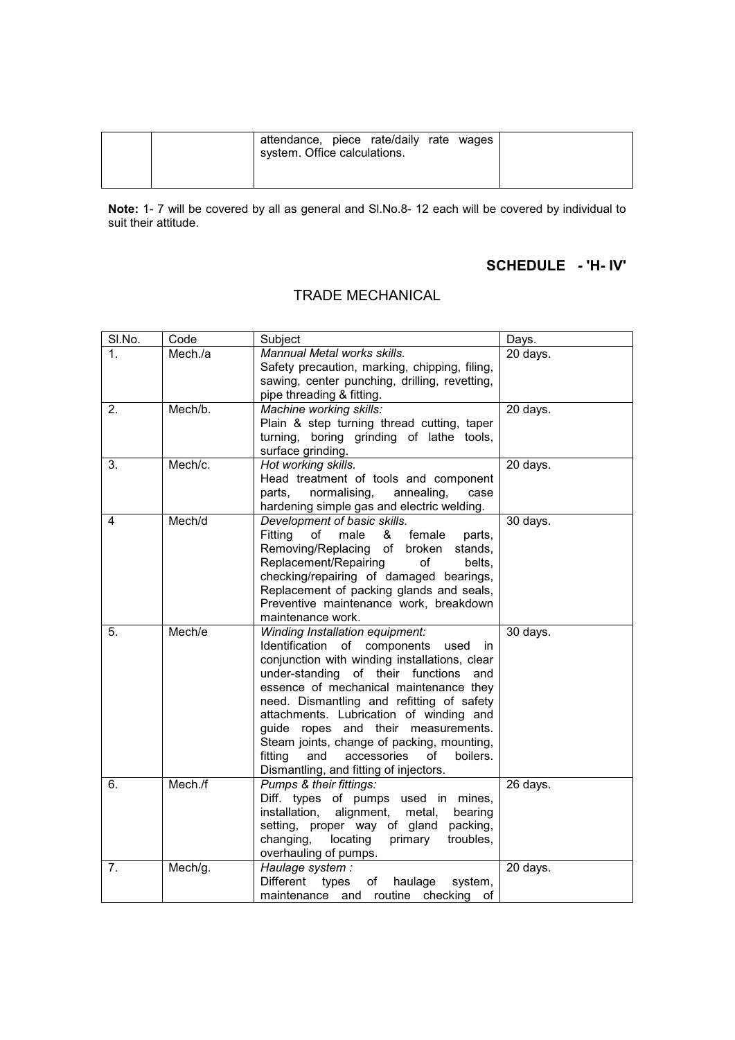| | | | |
|---|---|---|---|
| | | attendance, piece rate/daily rate wages system. Office calculations. | |

**Note:** 1- 7 will be covered by all as general and Sl.No.8- 12 each will be covered by individual to suit their attitude.

## SCHEDULE - 'H- IV'

### TRADE MECHANICAL

| Sl.No. | Code | Subject | Days. |
|---|---|---|---|
| 1. | Mech./a | *Mannual Metal works skills.* Safety precaution, marking, chipping, filing, sawing, center punching, drilling, revetting, pipe threading & fitting. | 20 days. |
| 2. | Mech/b. | *Machine working skills:* Plain & step turning thread cutting, taper turning, boring grinding of lathe tools, surface grinding. | 20 days. |
| 3. | Mech/c. | *Hot working skills.* Head treatment of tools and component parts, normalising, annealing, case hardening simple gas and electric welding. | 20 days. |
| 4 | Mech/d | *Development of basic skills.* Fitting of male & female parts, Removing/Replacing of broken stands, Replacement/Repairing of belts, checking/repairing of damaged bearings, Replacement of packing glands and seals, Preventive maintenance work, breakdown maintenance work. | 30 days. |
| 5. | Mech/e | *Winding Installation equipment:* Identification of components used in conjunction with winding installations, clear under-standing of their functions and essence of mechanical maintenance they need. Dismantling and refitting of safety attachments. Lubrication of winding and guide ropes and their measurements. Steam joints, change of packing, mounting, fitting and accessories of boilers. Dismantling, and fitting of injectors. | 30 days. |
| 6. | Mech./f | *Pumps & their fittings:* Diff. types of pumps used in mines, installation, alignment, metal, bearing setting, proper way of gland packing, changing, locating primary troubles, overhauling of pumps. | 26 days. |
| 7. | Mech/g. | *Haulage system :* Different types of haulage system, maintenance and routine checking of | 20 days. |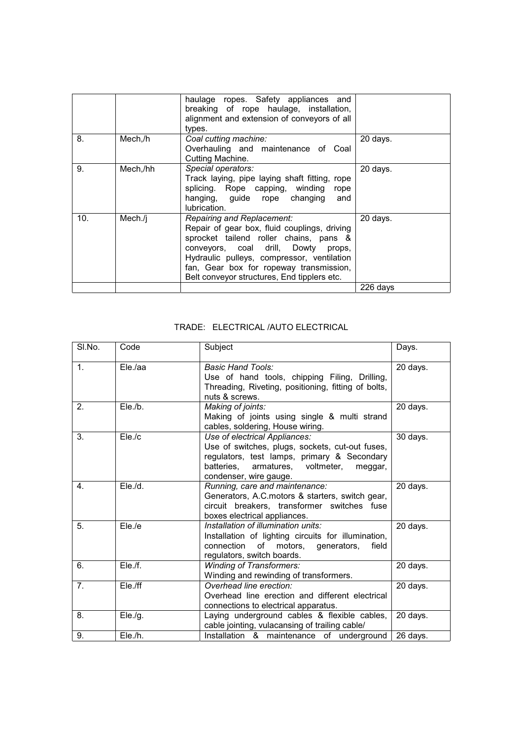| | | | |
|---|---|---|---|
| | | haulage ropes. Safety appliances and breaking of rope haulage, installation, alignment and extension of conveyors of all types. | |
| 8. | Mech,/h | *Coal cutting machine:* Overhauling and maintenance of Coal Cutting Machine. | 20 days. |
| 9. | Mech,/hh | *Special operators:* Track laying, pipe laying shaft fitting, rope splicing. Rope capping, winding rope hanging, guide rope changing and lubrication. | 20 days. |
| 10. | Mech./j | *Repairing and Replacement:* Repair of gear box, fluid couplings, driving sprocket tailend roller chains, pans & conveyors, coal drill, Dowty props, Hydraulic pulleys, compressor, ventilation fan, Gear box for ropeway transmission, Belt conveyor structures, End tipplers etc. | 20 days. |
| | | | 226 days |

TRADE: ELECTRICAL /AUTO ELECTRICAL

| Sl.No. | Code | Subject | Days. |
|---|---|---|---|
| 1. | Ele./aa | *Basic Hand Tools:* Use of hand tools, chipping Filing, Drilling, Threading, Riveting, positioning, fitting of bolts, nuts & screws. | 20 days. |
| 2. | Ele./b. | *Making of joints:* Making of joints using single & multi strand cables, soldering, House wiring. | 20 days. |
| 3. | Ele./c | *Use of electrical Appliances:* Use of switches, plugs, sockets, cut-out fuses, regulators, test lamps, primary & Secondary batteries, armatures, voltmeter, meggar, condenser, wire gauge. | 30 days. |
| 4. | Ele./d. | *Running, care and maintenance:* Generators, A.C.motors & starters, switch gear, circuit breakers, transformer switches fuse boxes electrical appliances. | 20 days. |
| 5. | Ele./e | *Installation of illumination units:* Installation of lighting circuits for illumination, connection of motors, generators, field regulators, switch boards. | 20 days. |
| 6. | Ele./f. | *Winding of Transformers:* Winding and rewinding of transformers. | 20 days. |
| 7. | Ele./ff | *Overhead line erection:* Overhead line erection and different electrical connections to electrical apparatus. | 20 days. |
| 8. | Ele./g. | Laying underground cables & flexible cables, cable jointing, vulacansing of trailing cable/ | 20 days. |
| 9. | Ele./h. | Installation & maintenance of underground | 26 days. |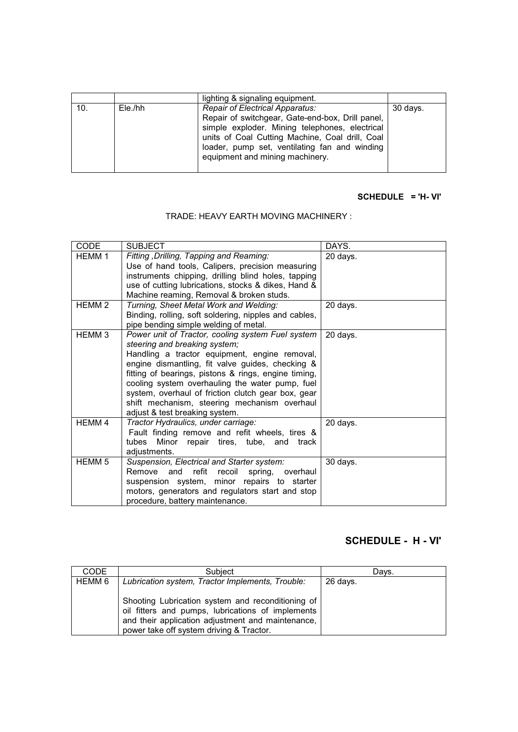| | | | |
|---|---|---|---|
| | | lighting & signaling equipment. | |
| 10. | Ele./hh | *Repair of Electrical Apparatus:* Repair of switchgear, Gate-end-box, Drill panel, simple exploder. Mining telephones, electrical units of Coal Cutting Machine, Coal drill, Coal loader, pump set, ventilating fan and winding equipment and mining machinery. | 30 days. |

**SCHEDULE = 'H- VI'**

TRADE: HEAVY EARTH MOVING MACHINERY :

| CODE | SUBJECT | DAYS. |
|---|---|---|
| HEMM 1 | *Fitting ,Drilling, Tapping and Reaming:* Use of hand tools, Calipers, precision measuring instruments chipping, drilling blind holes, tapping use of cutting lubrications, stocks & dikes, Hand & Machine reaming, Removal & broken studs. | 20 days. |
| HEMM 2 | *Turning, Sheet Metal Work and Welding:* Binding, rolling, soft soldering, nipples and cables, pipe bending simple welding of metal. | 20 days. |
| HEMM 3 | *Power unit of Tractor, cooling system Fuel system steering and breaking system;* Handling a tractor equipment, engine removal, engine dismantling, fit valve guides, checking & fitting of bearings, pistons & rings, engine timing, cooling system overhauling the water pump, fuel system, overhaul of friction clutch gear box, gear shift mechanism, steering mechanism overhaul adjust & test breaking system. | 20 days. |
| HEMM 4 | *Tractor Hydraulics, under carriage:* Fault finding remove and refit wheels, tires & tubes Minor repair tires, tube, and track adjustments. | 20 days. |
| HEMM 5 | *Suspension, Electrical and Starter system:* Remove and refit recoil spring, overhaul suspension system, minor repairs to starter motors, generators and regulators start and stop procedure, battery maintenance. | 30 days. |

## SCHEDULE - H - VI'

| CODE | Subject | Days. |
|---|---|---|
| HEMM 6 | *Lubrication system, Tractor Implements, Trouble:* Shooting Lubrication system and reconditioning of oil fitters and pumps, lubrications of implements and their application adjustment and maintenance, power take off system driving & Tractor. | 26 days. |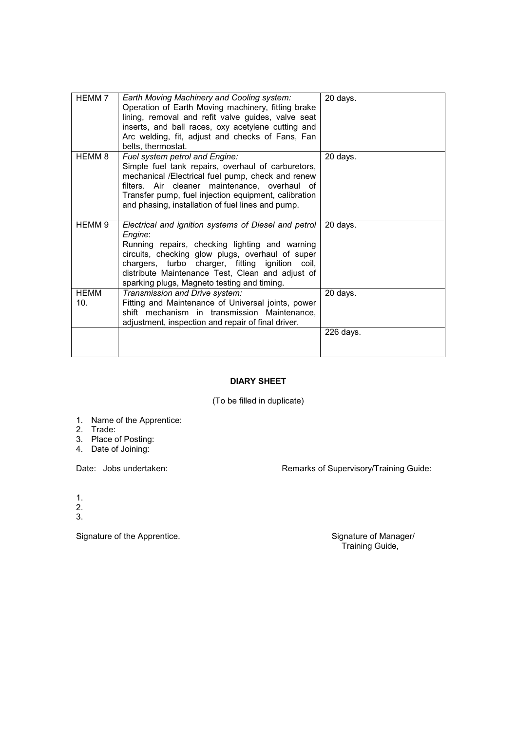| | | |
|---|---|---|
| HEMM 7 | *Earth Moving Machinery and Cooling system:* Operation of Earth Moving machinery, fitting brake lining, removal and refit valve guides, valve seat inserts, and ball races, oxy acetylene cutting and Arc welding, fit, adjust and checks of Fans, Fan belts, thermostat. | 20 days. |
| HEMM 8 | *Fuel system petrol and Engine:* Simple fuel tank repairs, overhaul of carburetors, mechanical /Electrical fuel pump, check and renew filters. Air cleaner maintenance, overhaul of Transfer pump, fuel injection equipment, calibration and phasing, installation of fuel lines and pump. | 20 days. |
| HEMM 9 | *Electrical and ignition systems of Diesel and petrol Engine*: Running repairs, checking lighting and warning circuits, checking glow plugs, overhaul of super chargers, turbo charger, fitting ignition coil, distribute Maintenance Test, Clean and adjust of sparking plugs, Magneto testing and timing. | 20 days. |
| HEMM 10. | *Transmission and Drive system:* Fitting and Maintenance of Universal joints, power shift mechanism in transmission Maintenance, adjustment, inspection and repair of final driver. | 20 days. |
| | | 226 days. |

**DIARY SHEET**

(To be filled in duplicate)

1. Name of the Apprentice:
2. Trade:
3. Place of Posting:
4. Date of Joining:

Date: Jobs undertaken: Remarks of Supervisory/Training Guide:

1.
2.
3.

Signature of the Apprentice. Signature of Manager/ Training Guide,